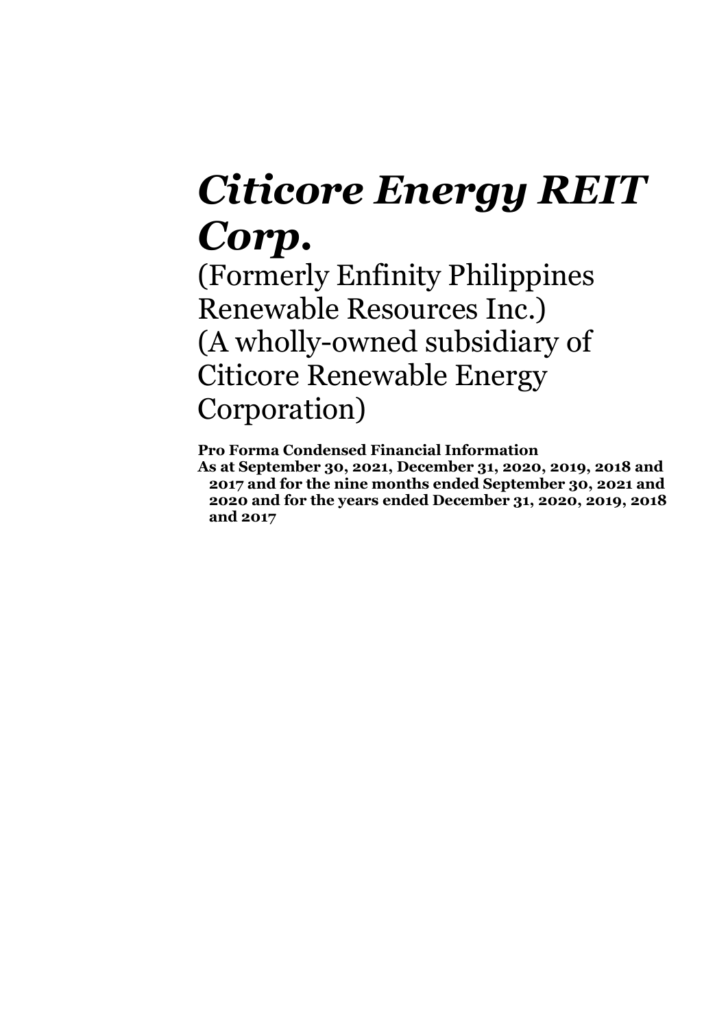# *Citicore Energy REIT Corp.*

(Formerly Enfinity Philippines Renewable Resources Inc.)
(A wholly-owned subsidiary of Citicore Renewable Energy Corporation)

**Pro Forma Condensed Financial Information**
**As at September 30, 2021, December 31, 2020, 2019, 2018 and 2017 and for the nine months ended September 30, 2021 and 2020 and for the years ended December 31, 2020, 2019, 2018 and 2017**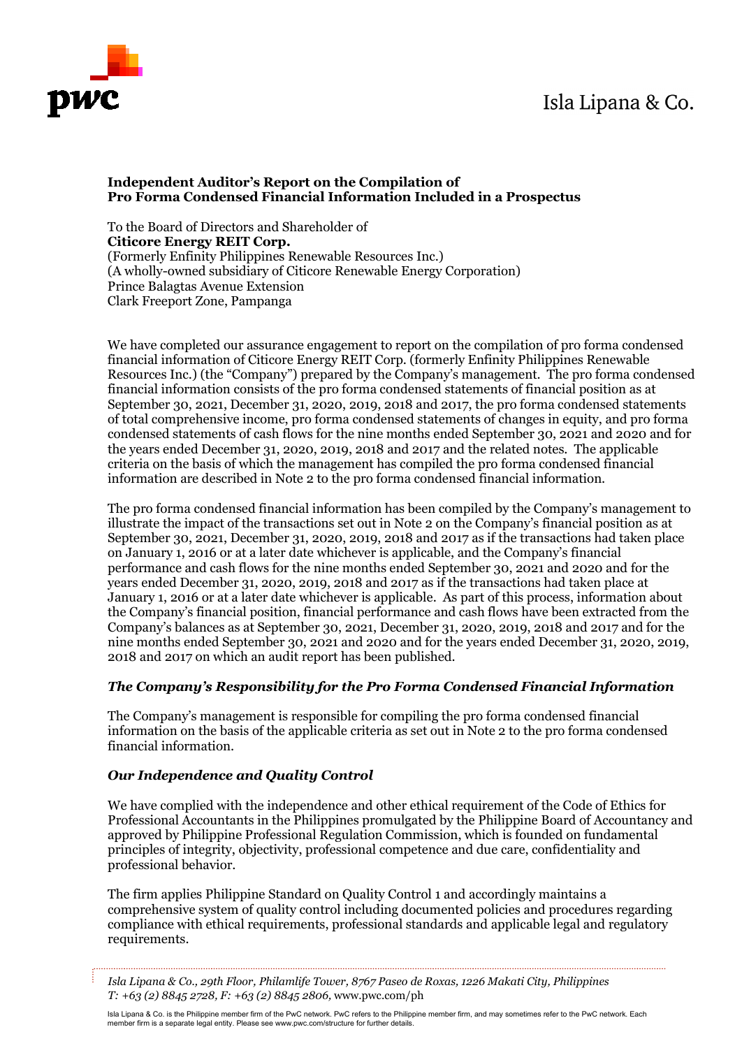Isla Lipana & Co.

**Independent Auditor's Report on the Compilation of Pro Forma Condensed Financial Information Included in a Prospectus**

To the Board of Directors and Shareholder of
**Citicore Energy REIT Corp.**
(Formerly Enfinity Philippines Renewable Resources Inc.)
(A wholly-owned subsidiary of Citicore Renewable Energy Corporation)
Prince Balagtas Avenue Extension
Clark Freeport Zone, Pampanga

We have completed our assurance engagement to report on the compilation of pro forma condensed financial information of Citicore Energy REIT Corp. (formerly Enfinity Philippines Renewable Resources Inc.) (the "Company") prepared by the Company's management. The pro forma condensed financial information consists of the pro forma condensed statements of financial position as at September 30, 2021, December 31, 2020, 2019, 2018 and 2017, the pro forma condensed statements of total comprehensive income, pro forma condensed statements of changes in equity, and pro forma condensed statements of cash flows for the nine months ended September 30, 2021 and 2020 and for the years ended December 31, 2020, 2019, 2018 and 2017 and the related notes. The applicable criteria on the basis of which the management has compiled the pro forma condensed financial information are described in Note 2 to the pro forma condensed financial information.

The pro forma condensed financial information has been compiled by the Company's management to illustrate the impact of the transactions set out in Note 2 on the Company's financial position as at September 30, 2021, December 31, 2020, 2019, 2018 and 2017 as if the transactions had taken place on January 1, 2016 or at a later date whichever is applicable, and the Company's financial performance and cash flows for the nine months ended September 30, 2021 and 2020 and for the years ended December 31, 2020, 2019, 2018 and 2017 as if the transactions had taken place at January 1, 2016 or at a later date whichever is applicable. As part of this process, information about the Company's financial position, financial performance and cash flows have been extracted from the Company's balances as at September 30, 2021, December 31, 2020, 2019, 2018 and 2017 and for the nine months ended September 30, 2021 and 2020 and for the years ended December 31, 2020, 2019, 2018 and 2017 on which an audit report has been published.

### *The Company's Responsibility for the Pro Forma Condensed Financial Information*

The Company's management is responsible for compiling the pro forma condensed financial information on the basis of the applicable criteria as set out in Note 2 to the pro forma condensed financial information.

### *Our Independence and Quality Control*

We have complied with the independence and other ethical requirement of the Code of Ethics for Professional Accountants in the Philippines promulgated by the Philippine Board of Accountancy and approved by Philippine Professional Regulation Commission, which is founded on fundamental principles of integrity, objectivity, professional competence and due care, confidentiality and professional behavior.

The firm applies Philippine Standard on Quality Control 1 and accordingly maintains a comprehensive system of quality control including documented policies and procedures regarding compliance with ethical requirements, professional standards and applicable legal and regulatory requirements.

*Isla Lipana & Co., 29th Floor, Philamlife Tower, 8767 Paseo de Roxas, 1226 Makati City, Philippines*
*T: +63 (2) 8845 2728, F: +63 (2) 8845 2806,* www.pwc.com/ph

Isla Lipana & Co. is the Philippine member firm of the PwC network. PwC refers to the Philippine member firm, and may sometimes refer to the PwC network. Each member firm is a separate legal entity. Please see www.pwc.com/structure for further details.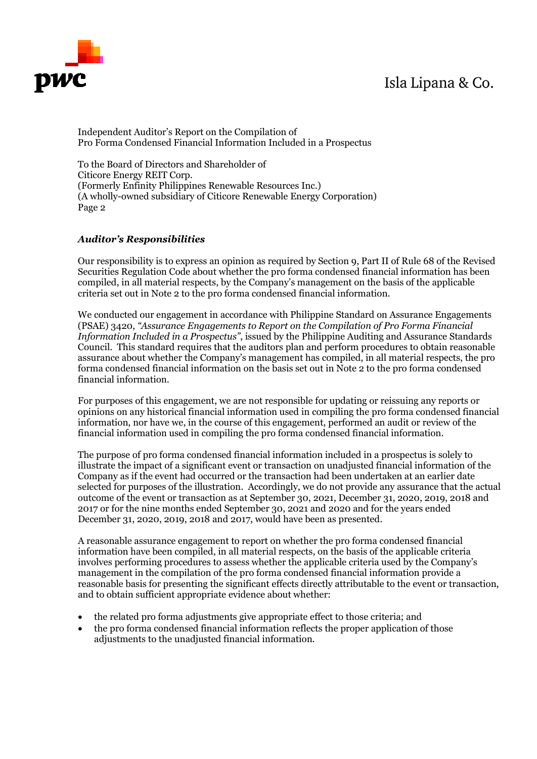Independent Auditor's Report on the Compilation of
Pro Forma Condensed Financial Information Included in a Prospectus

To the Board of Directors and Shareholder of
Citicore Energy REIT Corp.
(Formerly Enfinity Philippines Renewable Resources Inc.)
(A wholly-owned subsidiary of Citicore Renewable Energy Corporation)
Page 2

***Auditor's Responsibilities***

Our responsibility is to express an opinion as required by Section 9, Part II of Rule 68 of the Revised Securities Regulation Code about whether the pro forma condensed financial information has been compiled, in all material respects, by the Company's management on the basis of the applicable criteria set out in Note 2 to the pro forma condensed financial information.

We conducted our engagement in accordance with Philippine Standard on Assurance Engagements (PSAE) 3420, *"Assurance Engagements to Report on the Compilation of Pro Forma Financial Information Included in a Prospectus"*, issued by the Philippine Auditing and Assurance Standards Council. This standard requires that the auditors plan and perform procedures to obtain reasonable assurance about whether the Company's management has compiled, in all material respects, the pro forma condensed financial information on the basis set out in Note 2 to the pro forma condensed financial information.

For purposes of this engagement, we are not responsible for updating or reissuing any reports or opinions on any historical financial information used in compiling the pro forma condensed financial information, nor have we, in the course of this engagement, performed an audit or review of the financial information used in compiling the pro forma condensed financial information.

The purpose of pro forma condensed financial information included in a prospectus is solely to illustrate the impact of a significant event or transaction on unadjusted financial information of the Company as if the event had occurred or the transaction had been undertaken at an earlier date selected for purposes of the illustration. Accordingly, we do not provide any assurance that the actual outcome of the event or transaction as at September 30, 2021, December 31, 2020, 2019, 2018 and 2017 or for the nine months ended September 30, 2021 and 2020 and for the years ended December 31, 2020, 2019, 2018 and 2017, would have been as presented.

A reasonable assurance engagement to report on whether the pro forma condensed financial information have been compiled, in all material respects, on the basis of the applicable criteria involves performing procedures to assess whether the applicable criteria used by the Company's management in the compilation of the pro forma condensed financial information provide a reasonable basis for presenting the significant effects directly attributable to the event or transaction, and to obtain sufficient appropriate evidence about whether:

- the related pro forma adjustments give appropriate effect to those criteria; and
- the pro forma condensed financial information reflects the proper application of those adjustments to the unadjusted financial information.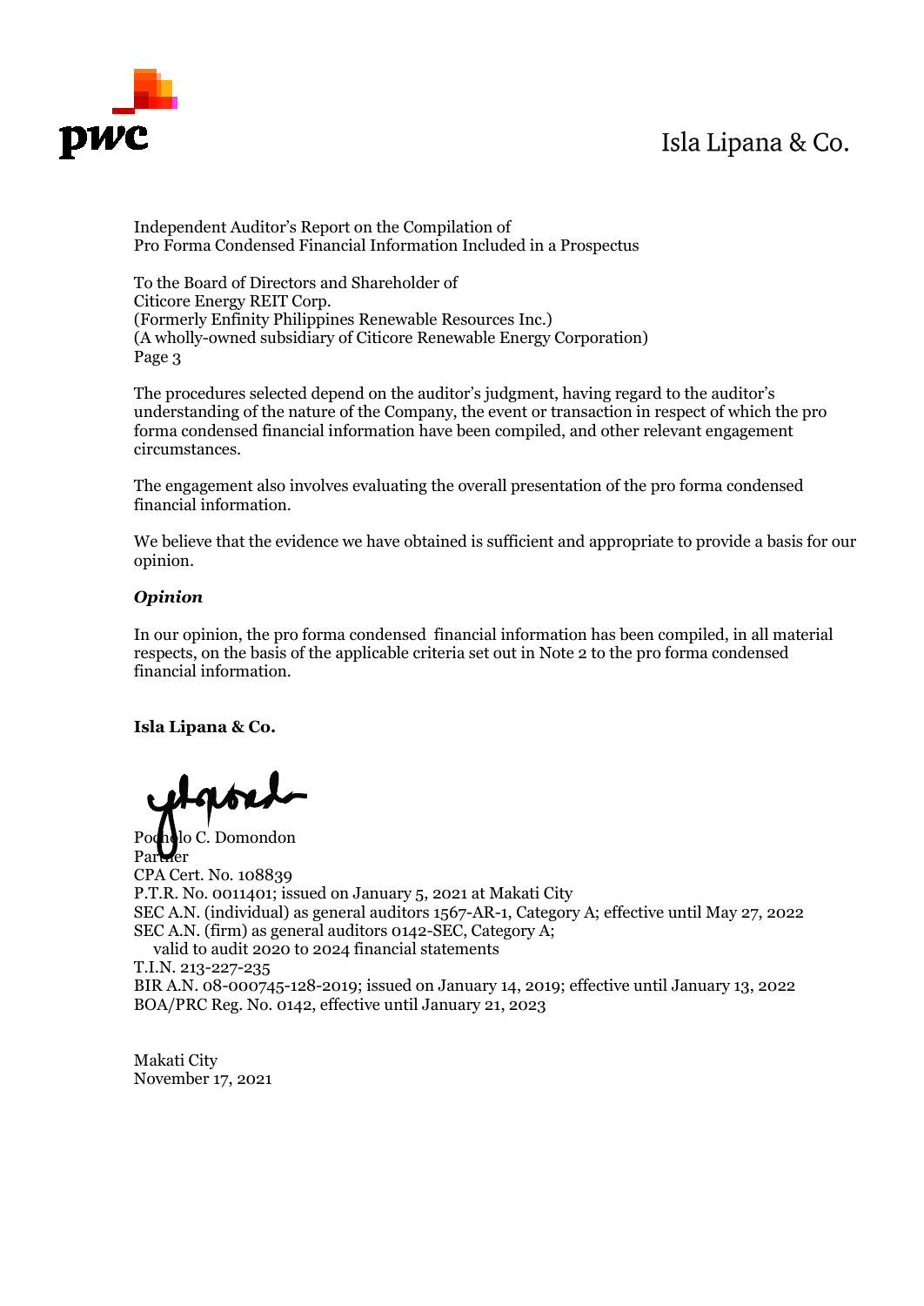Independent Auditor's Report on the Compilation of
Pro Forma Condensed Financial Information Included in a Prospectus

To the Board of Directors and Shareholder of
Citicore Energy REIT Corp.
(Formerly Enfinity Philippines Renewable Resources Inc.)
(A wholly-owned subsidiary of Citicore Renewable Energy Corporation)
Page 3

The procedures selected depend on the auditor's judgment, having regard to the auditor's understanding of the nature of the Company, the event or transaction in respect of which the pro forma condensed financial information have been compiled, and other relevant engagement circumstances.

The engagement also involves evaluating the overall presentation of the pro forma condensed financial information.

We believe that the evidence we have obtained is sufficient and appropriate to provide a basis for our opinion.

***Opinion***

In our opinion, the pro forma condensed financial information has been compiled, in all material respects, on the basis of the applicable criteria set out in Note 2 to the pro forma condensed financial information.

**Isla Lipana & Co.**

Pocholo C. Domondon
Partner
CPA Cert. No. 108839
P.T.R. No. 0011401; issued on January 5, 2021 at Makati City
SEC A.N. (individual) as general auditors 1567-AR-1, Category A; effective until May 27, 2022
SEC A.N. (firm) as general auditors 0142-SEC, Category A;
valid to audit 2020 to 2024 financial statements
T.I.N. 213-227-235
BIR A.N. 08-000745-128-2019; issued on January 14, 2019; effective until January 13, 2022
BOA/PRC Reg. No. 0142, effective until January 21, 2023

Makati City
November 17, 2021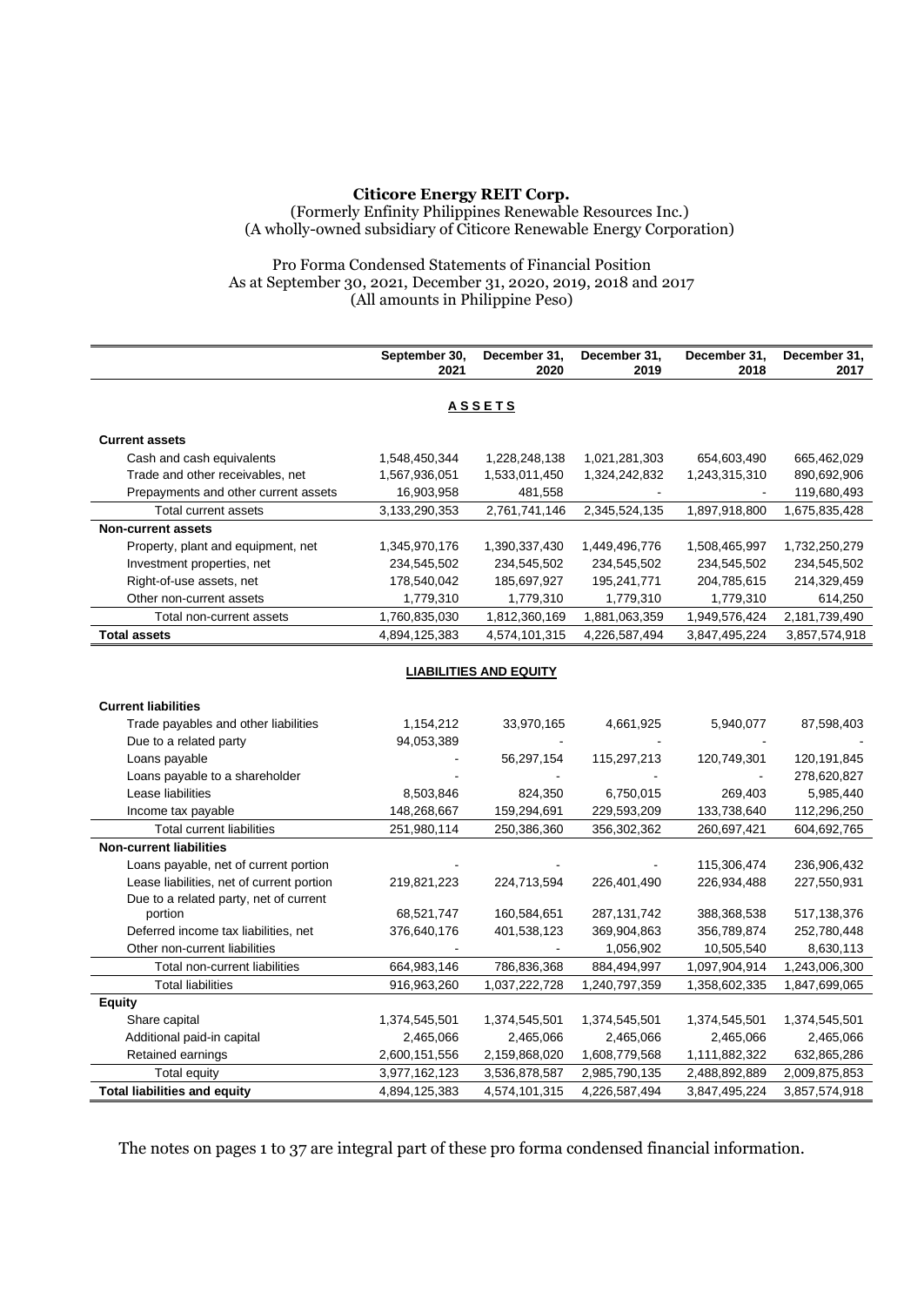**Citicore Energy REIT Corp.**
(Formerly Enfinity Philippines Renewable Resources Inc.)
(A wholly-owned subsidiary of Citicore Renewable Energy Corporation)

Pro Forma Condensed Statements of Financial Position
As at September 30, 2021, December 31, 2020, 2019, 2018 and 2017
(All amounts in Philippine Peso)

| | September 30, 2021 | December 31, 2020 | December 31, 2019 | December 31, 2018 | December 31, 2017 |
|---|---|---|---|---|---|
| **ASSETS** | | | | | |
| **Current assets** | | | | | |
| Cash and cash equivalents | 1,548,450,344 | 1,228,248,138 | 1,021,281,303 | 654,603,490 | 665,462,029 |
| Trade and other receivables, net | 1,567,936,051 | 1,533,011,450 | 1,324,242,832 | 1,243,315,310 | 890,692,906 |
| Prepayments and other current assets | 16,903,958 | 481,558 | - | - | 119,680,493 |
| Total current assets | 3,133,290,353 | 2,761,741,146 | 2,345,524,135 | 1,897,918,800 | 1,675,835,428 |
| **Non-current assets** | | | | | |
| Property, plant and equipment, net | 1,345,970,176 | 1,390,337,430 | 1,449,496,776 | 1,508,465,997 | 1,732,250,279 |
| Investment properties, net | 234,545,502 | 234,545,502 | 234,545,502 | 234,545,502 | 234,545,502 |
| Right-of-use assets, net | 178,540,042 | 185,697,927 | 195,241,771 | 204,785,615 | 214,329,459 |
| Other non-current assets | 1,779,310 | 1,779,310 | 1,779,310 | 1,779,310 | 614,250 |
| Total non-current assets | 1,760,835,030 | 1,812,360,169 | 1,881,063,359 | 1,949,576,424 | 2,181,739,490 |
| **Total assets** | 4,894,125,383 | 4,574,101,315 | 4,226,587,494 | 3,847,495,224 | 3,857,574,918 |
| **LIABILITIES AND EQUITY** | | | | | |
| **Current liabilities** | | | | | |
| Trade payables and other liabilities | 1,154,212 | 33,970,165 | 4,661,925 | 5,940,077 | 87,598,403 |
| Due to a related party | 94,053,389 | - | - | - | - |
| Loans payable | - | 56,297,154 | 115,297,213 | 120,749,301 | 120,191,845 |
| Loans payable to a shareholder | - | - | - | - | 278,620,827 |
| Lease liabilities | 8,503,846 | 824,350 | 6,750,015 | 269,403 | 5,985,440 |
| Income tax payable | 148,268,667 | 159,294,691 | 229,593,209 | 133,738,640 | 112,296,250 |
| Total current liabilities | 251,980,114 | 250,386,360 | 356,302,362 | 260,697,421 | 604,692,765 |
| **Non-current liabilities** | | | | | |
| Loans payable, net of current portion | - | - | - | 115,306,474 | 236,906,432 |
| Lease liabilities, net of current portion | 219,821,223 | 224,713,594 | 226,401,490 | 226,934,488 | 227,550,931 |
| Due to a related party, net of current portion | 68,521,747 | 160,584,651 | 287,131,742 | 388,368,538 | 517,138,376 |
| Deferred income tax liabilities, net | 376,640,176 | 401,538,123 | 369,904,863 | 356,789,874 | 252,780,448 |
| Other non-current liabilities | - | - | 1,056,902 | 10,505,540 | 8,630,113 |
| Total non-current liabilities | 664,983,146 | 786,836,368 | 884,494,997 | 1,097,904,914 | 1,243,006,300 |
| Total liabilities | 916,963,260 | 1,037,222,728 | 1,240,797,359 | 1,358,602,335 | 1,847,699,065 |
| **Equity** | | | | | |
| Share capital | 1,374,545,501 | 1,374,545,501 | 1,374,545,501 | 1,374,545,501 | 1,374,545,501 |
| Additional paid-in capital | 2,465,066 | 2,465,066 | 2,465,066 | 2,465,066 | 2,465,066 |
| Retained earnings | 2,600,151,556 | 2,159,868,020 | 1,608,779,568 | 1,111,882,322 | 632,865,286 |
| Total equity | 3,977,162,123 | 3,536,878,587 | 2,985,790,135 | 2,488,892,889 | 2,009,875,853 |
| **Total liabilities and equity** | 4,894,125,383 | 4,574,101,315 | 4,226,587,494 | 3,847,495,224 | 3,857,574,918 |

The notes on pages 1 to 37 are integral part of these pro forma condensed financial information.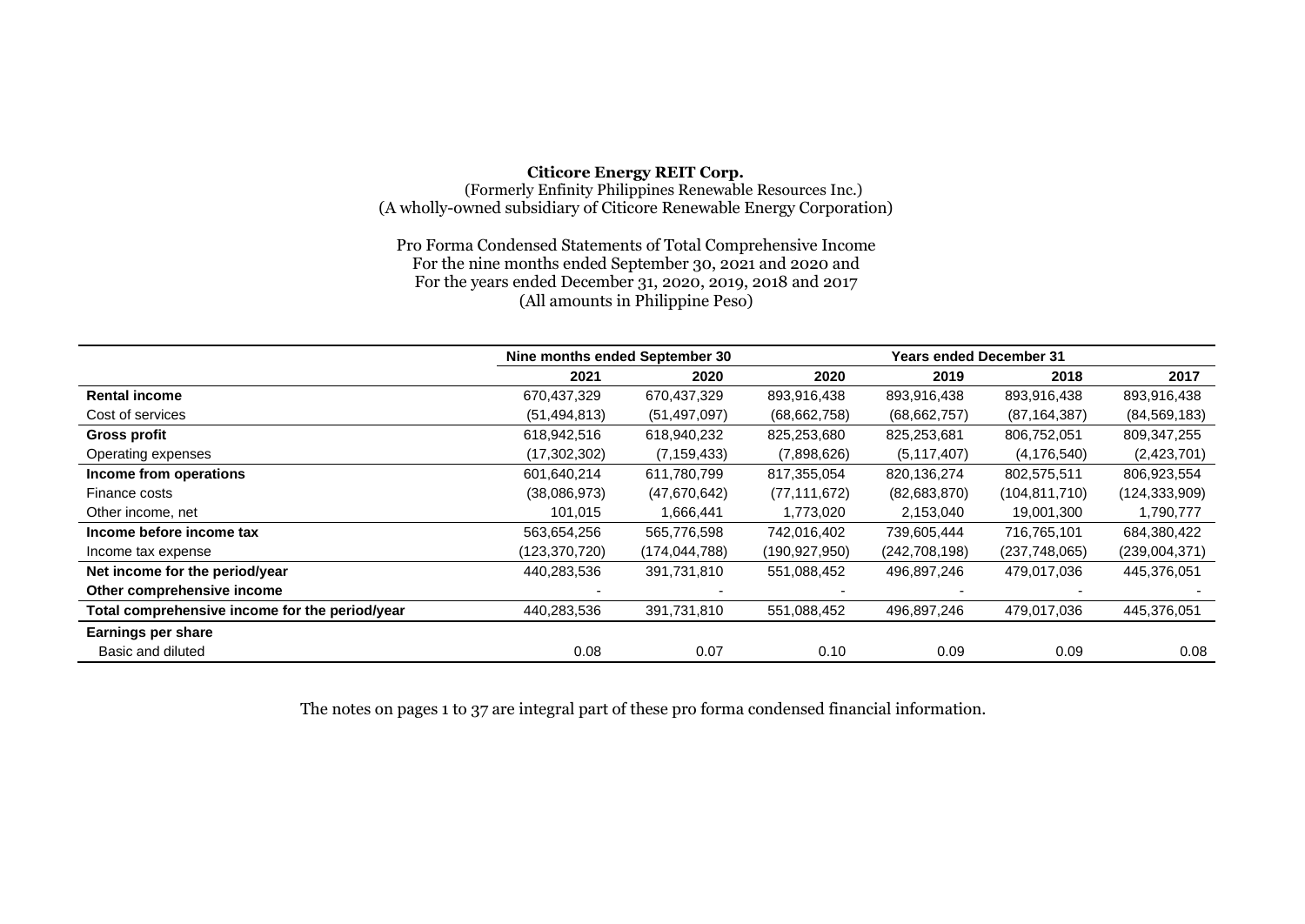**Citicore Energy REIT Corp.**
(Formerly Enfinity Philippines Renewable Resources Inc.)
(A wholly-owned subsidiary of Citicore Renewable Energy Corporation)

Pro Forma Condensed Statements of Total Comprehensive Income
For the nine months ended September 30, 2021 and 2020 and
For the years ended December 31, 2020, 2019, 2018 and 2017
(All amounts in Philippine Peso)

| | Nine months ended September 30 | | Years ended December 31 | | | |
|---|---|---|---|---|---|---|
| | 2021 | 2020 | 2020 | 2019 | 2018 | 2017 |
| **Rental income** | 670,437,329 | 670,437,329 | 893,916,438 | 893,916,438 | 893,916,438 | 893,916,438 |
| Cost of services | (51,494,813) | (51,497,097) | (68,662,758) | (68,662,757) | (87,164,387) | (84,569,183) |
| **Gross profit** | 618,942,516 | 618,940,232 | 825,253,680 | 825,253,681 | 806,752,051 | 809,347,255 |
| Operating expenses | (17,302,302) | (7,159,433) | (7,898,626) | (5,117,407) | (4,176,540) | (2,423,701) |
| **Income from operations** | 601,640,214 | 611,780,799 | 817,355,054 | 820,136,274 | 802,575,511 | 806,923,554 |
| Finance costs | (38,086,973) | (47,670,642) | (77,111,672) | (82,683,870) | (104,811,710) | (124,333,909) |
| Other income, net | 101,015 | 1,666,441 | 1,773,020 | 2,153,040 | 19,001,300 | 1,790,777 |
| **Income before income tax** | 563,654,256 | 565,776,598 | 742,016,402 | 739,605,444 | 716,765,101 | 684,380,422 |
| Income tax expense | (123,370,720) | (174,044,788) | (190,927,950) | (242,708,198) | (237,748,065) | (239,004,371) |
| **Net income for the period/year** | 440,283,536 | 391,731,810 | 551,088,452 | 496,897,246 | 479,017,036 | 445,376,051 |
| **Other comprehensive income** | - | - | - | - | - | - |
| **Total comprehensive income for the period/year** | 440,283,536 | 391,731,810 | 551,088,452 | 496,897,246 | 479,017,036 | 445,376,051 |
| **Earnings per share** | | | | | | |
| Basic and diluted | 0.08 | 0.07 | 0.10 | 0.09 | 0.09 | 0.08 |

The notes on pages 1 to 37 are integral part of these pro forma condensed financial information.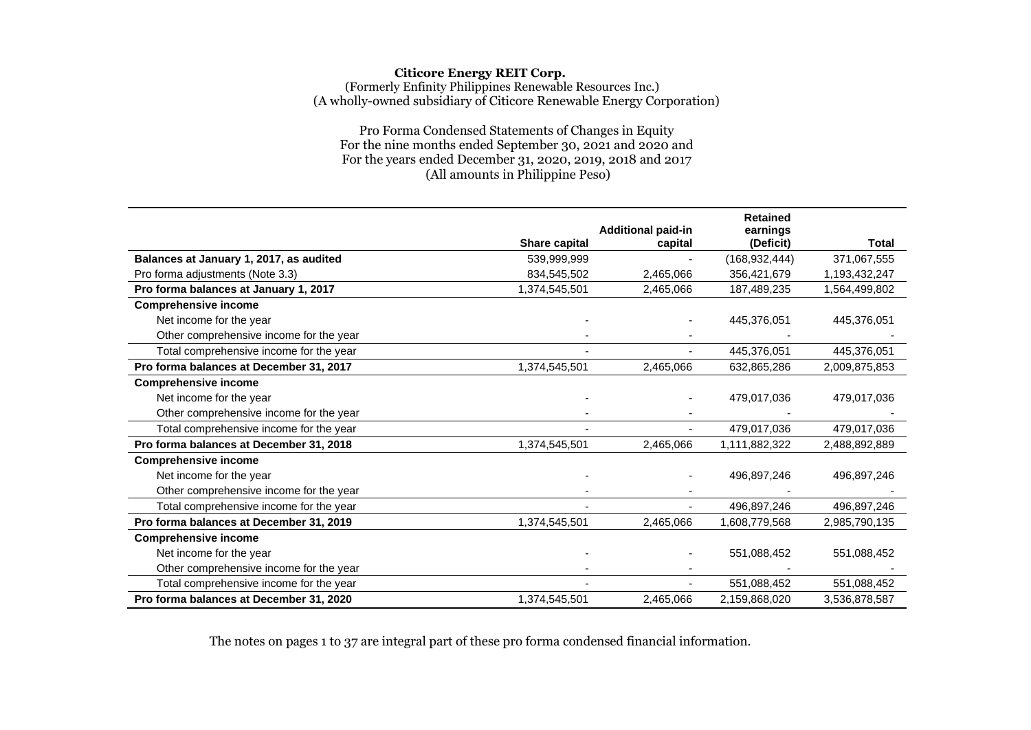**Citicore Energy REIT Corp.**
(Formerly Enfinity Philippines Renewable Resources Inc.)
(A wholly-owned subsidiary of Citicore Renewable Energy Corporation)

Pro Forma Condensed Statements of Changes in Equity
For the nine months ended September 30, 2021 and 2020 and
For the years ended December 31, 2020, 2019, 2018 and 2017
(All amounts in Philippine Peso)

| | Share capital | Additional paid-in capital | Retained earnings (Deficit) | Total |
|---|---|---|---|---|
| **Balances at January 1, 2017, as audited** | 539,999,999 | - | (168,932,444) | 371,067,555 |
| Pro forma adjustments (Note 3.3) | 834,545,502 | 2,465,066 | 356,421,679 | 1,193,432,247 |
| **Pro forma balances at January 1, 2017** | 1,374,545,501 | 2,465,066 | 187,489,235 | 1,564,499,802 |
| **Comprehensive income** | | | | |
| Net income for the year | - | - | 445,376,051 | 445,376,051 |
| Other comprehensive income for the year | - | - | - | - |
| Total comprehensive income for the year | - | - | 445,376,051 | 445,376,051 |
| **Pro forma balances at December 31, 2017** | 1,374,545,501 | 2,465,066 | 632,865,286 | 2,009,875,853 |
| **Comprehensive income** | | | | |
| Net income for the year | - | - | 479,017,036 | 479,017,036 |
| Other comprehensive income for the year | - | - | - | - |
| Total comprehensive income for the year | - | - | 479,017,036 | 479,017,036 |
| **Pro forma balances at December 31, 2018** | 1,374,545,501 | 2,465,066 | 1,111,882,322 | 2,488,892,889 |
| **Comprehensive income** | | | | |
| Net income for the year | - | - | 496,897,246 | 496,897,246 |
| Other comprehensive income for the year | - | - | - | - |
| Total comprehensive income for the year | - | - | 496,897,246 | 496,897,246 |
| **Pro forma balances at December 31, 2019** | 1,374,545,501 | 2,465,066 | 1,608,779,568 | 2,985,790,135 |
| **Comprehensive income** | | | | |
| Net income for the year | - | - | 551,088,452 | 551,088,452 |
| Other comprehensive income for the year | - | - | - | - |
| Total comprehensive income for the year | - | - | 551,088,452 | 551,088,452 |
| **Pro forma balances at December 31, 2020** | 1,374,545,501 | 2,465,066 | 2,159,868,020 | 3,536,878,587 |

The notes on pages 1 to 37 are integral part of these pro forma condensed financial information.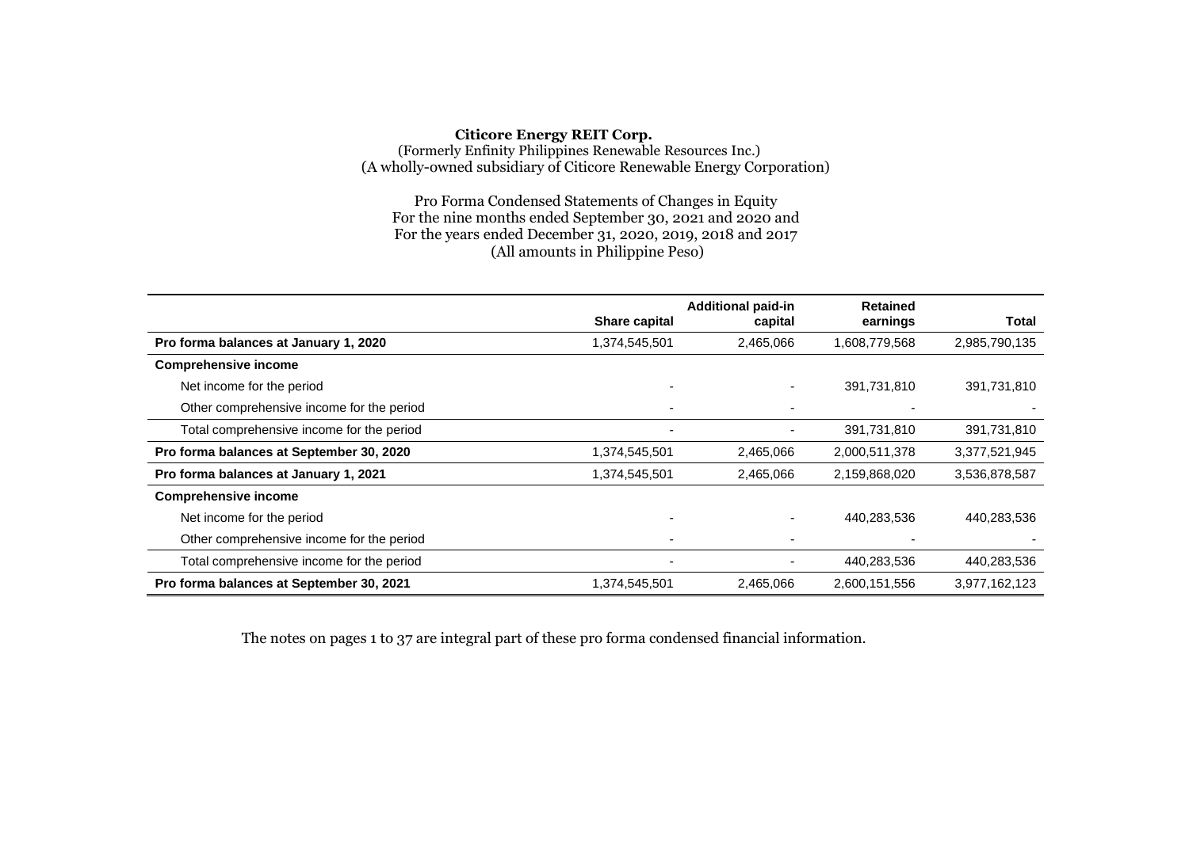**Citicore Energy REIT Corp.**
(Formerly Enfinity Philippines Renewable Resources Inc.)
(A wholly-owned subsidiary of Citicore Renewable Energy Corporation)

Pro Forma Condensed Statements of Changes in Equity
For the nine months ended September 30, 2021 and 2020 and
For the years ended December 31, 2020, 2019, 2018 and 2017
(All amounts in Philippine Peso)

| | Share capital | Additional paid-in capital | Retained earnings | Total |
|---|---|---|---|---|
| **Pro forma balances at January 1, 2020** | 1,374,545,501 | 2,465,066 | 1,608,779,568 | 2,985,790,135 |
| **Comprehensive income** | | | | |
| Net income for the period | - | - | 391,731,810 | 391,731,810 |
| Other comprehensive income for the period | - | - | - | - |
| Total comprehensive income for the period | - | - | 391,731,810 | 391,731,810 |
| **Pro forma balances at September 30, 2020** | 1,374,545,501 | 2,465,066 | 2,000,511,378 | 3,377,521,945 |
| **Pro forma balances at January 1, 2021** | 1,374,545,501 | 2,465,066 | 2,159,868,020 | 3,536,878,587 |
| **Comprehensive income** | | | | |
| Net income for the period | - | - | 440,283,536 | 440,283,536 |
| Other comprehensive income for the period | - | - | - | - |
| Total comprehensive income for the period | - | - | 440,283,536 | 440,283,536 |
| **Pro forma balances at September 30, 2021** | 1,374,545,501 | 2,465,066 | 2,600,151,556 | 3,977,162,123 |

The notes on pages 1 to 37 are integral part of these pro forma condensed financial information.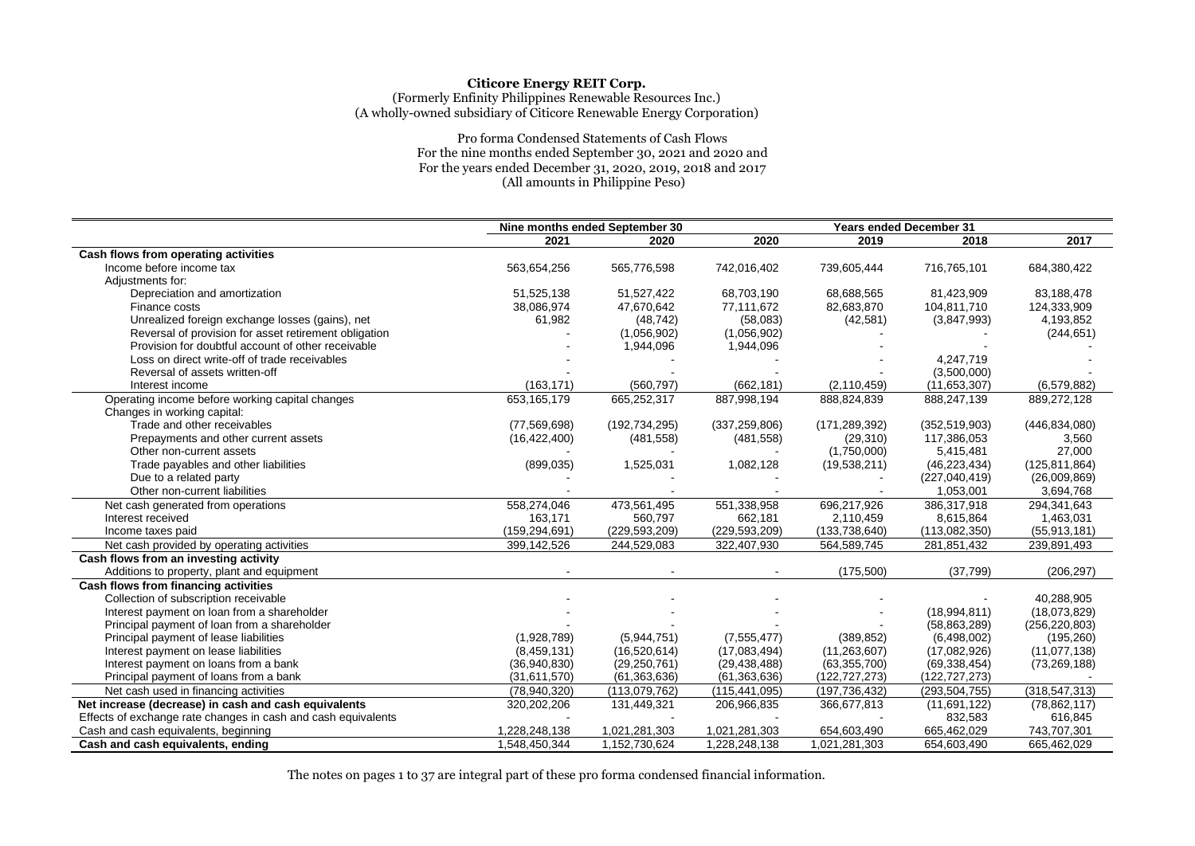**Citicore Energy REIT Corp.**
(Formerly Enfinity Philippines Renewable Resources Inc.)
(A wholly-owned subsidiary of Citicore Renewable Energy Corporation)

Pro forma Condensed Statements of Cash Flows
For the nine months ended September 30, 2021 and 2020 and
For the years ended December 31, 2020, 2019, 2018 and 2017
(All amounts in Philippine Peso)

| | Nine months ended September 30 | | Years ended December 31 | | | |
|---|---|---|---|---|---|---|
| | 2021 | 2020 | 2020 | 2019 | 2018 | 2017 |
| **Cash flows from operating activities** | | | | | | |
| Income before income tax | 563,654,256 | 565,776,598 | 742,016,402 | 739,605,444 | 716,765,101 | 684,380,422 |
| Adjustments for: | | | | | | |
| Depreciation and amortization | 51,525,138 | 51,527,422 | 68,703,190 | 68,688,565 | 81,423,909 | 83,188,478 |
| Finance costs | 38,086,974 | 47,670,642 | 77,111,672 | 82,683,870 | 104,811,710 | 124,333,909 |
| Unrealized foreign exchange losses (gains), net | 61,982 | (48,742) | (58,083) | (42,581) | (3,847,993) | 4,193,852 |
| Reversal of provision for asset retirement obligation | - | (1,056,902) | (1,056,902) | - | - | (244,651) |
| Provision for doubtful account of other receivable | - | 1,944,096 | 1,944,096 | - | - | - |
| Loss on direct write-off of trade receivables | - | - | - | - | 4,247,719 | - |
| Reversal of assets written-off | - | - | - | - | (3,500,000) | - |
| Interest income | (163,171) | (560,797) | (662,181) | (2,110,459) | (11,653,307) | (6,579,882) |
| Operating income before working capital changes | 653,165,179 | 665,252,317 | 887,998,194 | 888,824,839 | 888,247,139 | 889,272,128 |
| Changes in working capital: | | | | | | |
| Trade and other receivables | (77,569,698) | (192,734,295) | (337,259,806) | (171,289,392) | (352,519,903) | (446,834,080) |
| Prepayments and other current assets | (16,422,400) | (481,558) | (481,558) | (29,310) | 117,386,053 | 3,560 |
| Other non-current assets | - | - | - | (1,750,000) | 5,415,481 | 27,000 |
| Trade payables and other liabilities | (899,035) | 1,525,031 | 1,082,128 | (19,538,211) | (46,223,434) | (125,811,864) |
| Due to a related party | - | - | - | - | (227,040,419) | (26,009,869) |
| Other non-current liabilities | - | - | - | - | 1,053,001 | 3,694,768 |
| Net cash generated from operations | 558,274,046 | 473,561,495 | 551,338,958 | 696,217,926 | 386,317,918 | 294,341,643 |
| Interest received | 163,171 | 560,797 | 662,181 | 2,110,459 | 8,615,864 | 1,463,031 |
| Income taxes paid | (159,294,691) | (229,593,209) | (229,593,209) | (133,738,640) | (113,082,350) | (55,913,181) |
| Net cash provided by operating activities | 399,142,526 | 244,529,083 | 322,407,930 | 564,589,745 | 281,851,432 | 239,891,493 |
| **Cash flows from an investing activity** | | | | | | |
| Additions to property, plant and equipment | - | - | - | (175,500) | (37,799) | (206,297) |
| **Cash flows from financing activities** | | | | | | |
| Collection of subscription receivable | - | - | - | - | - | 40,288,905 |
| Interest payment on loan from a shareholder | - | - | - | - | (18,994,811) | (18,073,829) |
| Principal payment of loan from a shareholder | - | - | - | - | (58,863,289) | (256,220,803) |
| Principal payment of lease liabilities | (1,928,789) | (5,944,751) | (7,555,477) | (389,852) | (6,498,002) | (195,260) |
| Interest payment on lease liabilities | (8,459,131) | (16,520,614) | (17,083,494) | (11,263,607) | (17,082,926) | (11,077,138) |
| Interest payment on loans from a bank | (36,940,830) | (29,250,761) | (29,438,488) | (63,355,700) | (69,338,454) | (73,269,188) |
| Principal payment of loans from a bank | (31,611,570) | (61,363,636) | (61,363,636) | (122,727,273) | (122,727,273) | - |
| Net cash used in financing activities | (78,940,320) | (113,079,762) | (115,441,095) | (197,736,432) | (293,504,755) | (318,547,313) |
| **Net increase (decrease) in cash and cash equivalents** | 320,202,206 | 131,449,321 | 206,966,835 | 366,677,813 | (11,691,122) | (78,862,117) |
| Effects of exchange rate changes in cash and cash equivalents | - | - | - | - | 832,583 | 616,845 |
| Cash and cash equivalents, beginning | 1,228,248,138 | 1,021,281,303 | 1,021,281,303 | 654,603,490 | 665,462,029 | 743,707,301 |
| **Cash and cash equivalents, ending** | 1,548,450,344 | 1,152,730,624 | 1,228,248,138 | 1,021,281,303 | 654,603,490 | 665,462,029 |

The notes on pages 1 to 37 are integral part of these pro forma condensed financial information.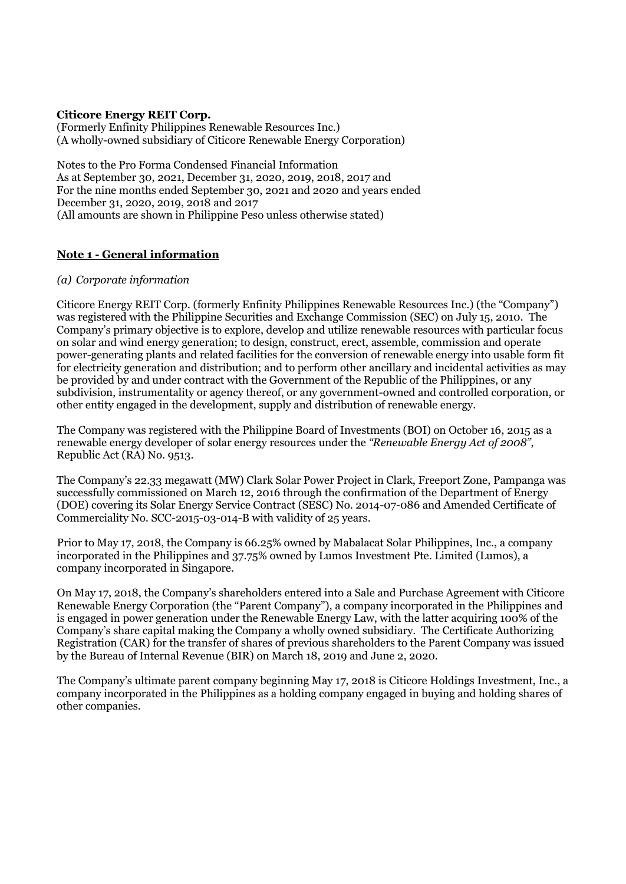**Citicore Energy REIT Corp.**
(Formerly Enfinity Philippines Renewable Resources Inc.)
(A wholly-owned subsidiary of Citicore Renewable Energy Corporation)

Notes to the Pro Forma Condensed Financial Information
As at September 30, 2021, December 31, 2020, 2019, 2018, 2017 and
For the nine months ended September 30, 2021 and 2020 and years ended
December 31, 2020, 2019, 2018 and 2017
(All amounts are shown in Philippine Peso unless otherwise stated)

## Note 1 - General information

*(a) Corporate information*

Citicore Energy REIT Corp. (formerly Enfinity Philippines Renewable Resources Inc.) (the "Company") was registered with the Philippine Securities and Exchange Commission (SEC) on July 15, 2010. The Company's primary objective is to explore, develop and utilize renewable resources with particular focus on solar and wind energy generation; to design, construct, erect, assemble, commission and operate power-generating plants and related facilities for the conversion of renewable energy into usable form fit for electricity generation and distribution; and to perform other ancillary and incidental activities as may be provided by and under contract with the Government of the Republic of the Philippines, or any subdivision, instrumentality or agency thereof, or any government-owned and controlled corporation, or other entity engaged in the development, supply and distribution of renewable energy.

The Company was registered with the Philippine Board of Investments (BOI) on October 16, 2015 as a renewable energy developer of solar energy resources under the *"Renewable Energy Act of 2008"*, Republic Act (RA) No. 9513.

The Company's 22.33 megawatt (MW) Clark Solar Power Project in Clark, Freeport Zone, Pampanga was successfully commissioned on March 12, 2016 through the confirmation of the Department of Energy (DOE) covering its Solar Energy Service Contract (SESC) No. 2014-07-086 and Amended Certificate of Commerciality No. SCC-2015-03-014-B with validity of 25 years.

Prior to May 17, 2018, the Company is 66.25% owned by Mabalacat Solar Philippines, Inc., a company incorporated in the Philippines and 37.75% owned by Lumos Investment Pte. Limited (Lumos), a company incorporated in Singapore.

On May 17, 2018, the Company's shareholders entered into a Sale and Purchase Agreement with Citicore Renewable Energy Corporation (the "Parent Company"), a company incorporated in the Philippines and is engaged in power generation under the Renewable Energy Law, with the latter acquiring 100% of the Company's share capital making the Company a wholly owned subsidiary. The Certificate Authorizing Registration (CAR) for the transfer of shares of previous shareholders to the Parent Company was issued by the Bureau of Internal Revenue (BIR) on March 18, 2019 and June 2, 2020.

The Company's ultimate parent company beginning May 17, 2018 is Citicore Holdings Investment, Inc., a company incorporated in the Philippines as a holding company engaged in buying and holding shares of other companies.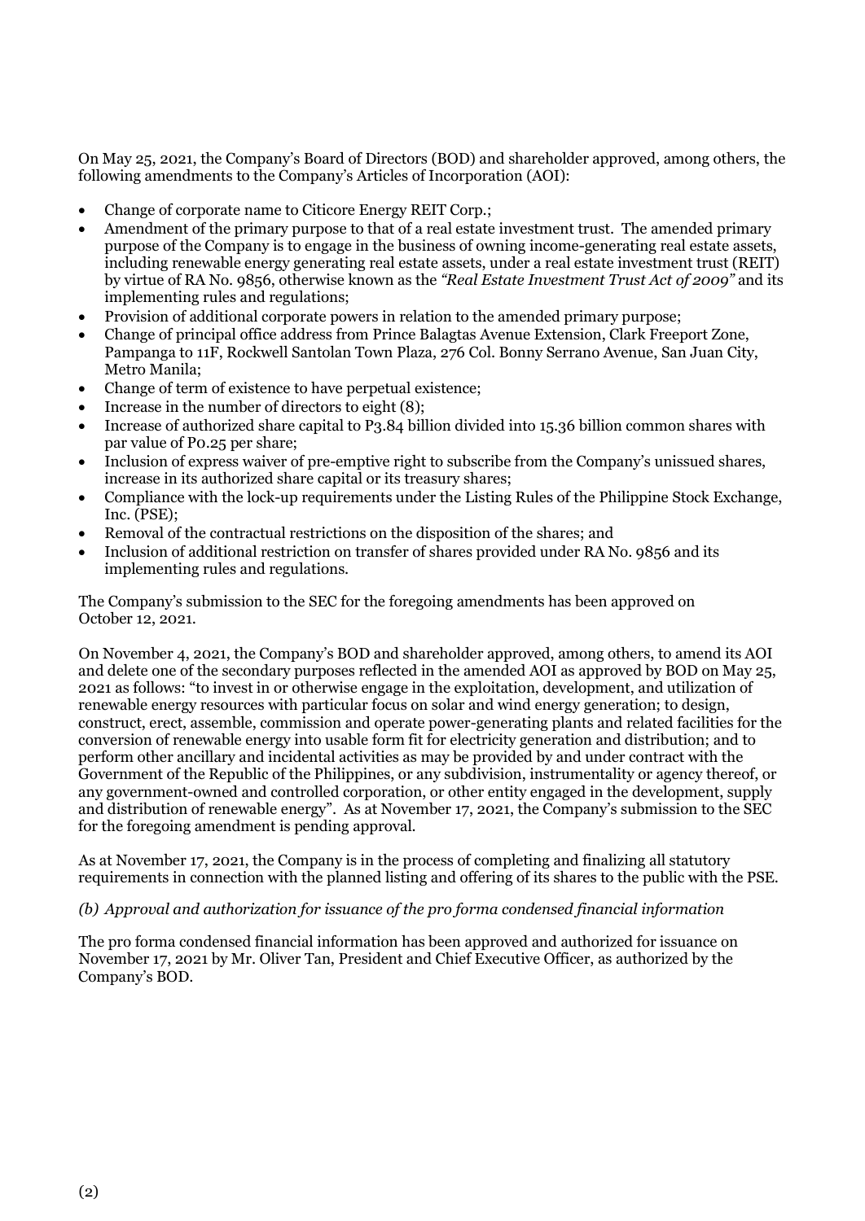On May 25, 2021, the Company's Board of Directors (BOD) and shareholder approved, among others, the following amendments to the Company's Articles of Incorporation (AOI):

- Change of corporate name to Citicore Energy REIT Corp.;
- Amendment of the primary purpose to that of a real estate investment trust. The amended primary purpose of the Company is to engage in the business of owning income-generating real estate assets, including renewable energy generating real estate assets, under a real estate investment trust (REIT) by virtue of RA No. 9856, otherwise known as the *"Real Estate Investment Trust Act of 2009"* and its implementing rules and regulations;
- Provision of additional corporate powers in relation to the amended primary purpose;
- Change of principal office address from Prince Balagtas Avenue Extension, Clark Freeport Zone, Pampanga to 11F, Rockwell Santolan Town Plaza, 276 Col. Bonny Serrano Avenue, San Juan City, Metro Manila;
- Change of term of existence to have perpetual existence;
- Increase in the number of directors to eight (8);
- Increase of authorized share capital to P3.84 billion divided into 15.36 billion common shares with par value of P0.25 per share;
- Inclusion of express waiver of pre-emptive right to subscribe from the Company's unissued shares, increase in its authorized share capital or its treasury shares;
- Compliance with the lock-up requirements under the Listing Rules of the Philippine Stock Exchange, Inc. (PSE);
- Removal of the contractual restrictions on the disposition of the shares; and
- Inclusion of additional restriction on transfer of shares provided under RA No. 9856 and its implementing rules and regulations.

The Company's submission to the SEC for the foregoing amendments has been approved on October 12, 2021.

On November 4, 2021, the Company's BOD and shareholder approved, among others, to amend its AOI and delete one of the secondary purposes reflected in the amended AOI as approved by BOD on May 25, 2021 as follows: "to invest in or otherwise engage in the exploitation, development, and utilization of renewable energy resources with particular focus on solar and wind energy generation; to design, construct, erect, assemble, commission and operate power-generating plants and related facilities for the conversion of renewable energy into usable form fit for electricity generation and distribution; and to perform other ancillary and incidental activities as may be provided by and under contract with the Government of the Republic of the Philippines, or any subdivision, instrumentality or agency thereof, or any government-owned and controlled corporation, or other entity engaged in the development, supply and distribution of renewable energy". As at November 17, 2021, the Company's submission to the SEC for the foregoing amendment is pending approval.

As at November 17, 2021, the Company is in the process of completing and finalizing all statutory requirements in connection with the planned listing and offering of its shares to the public with the PSE.

*(b) Approval and authorization for issuance of the pro forma condensed financial information*

The pro forma condensed financial information has been approved and authorized for issuance on November 17, 2021 by Mr. Oliver Tan, President and Chief Executive Officer, as authorized by the Company's BOD.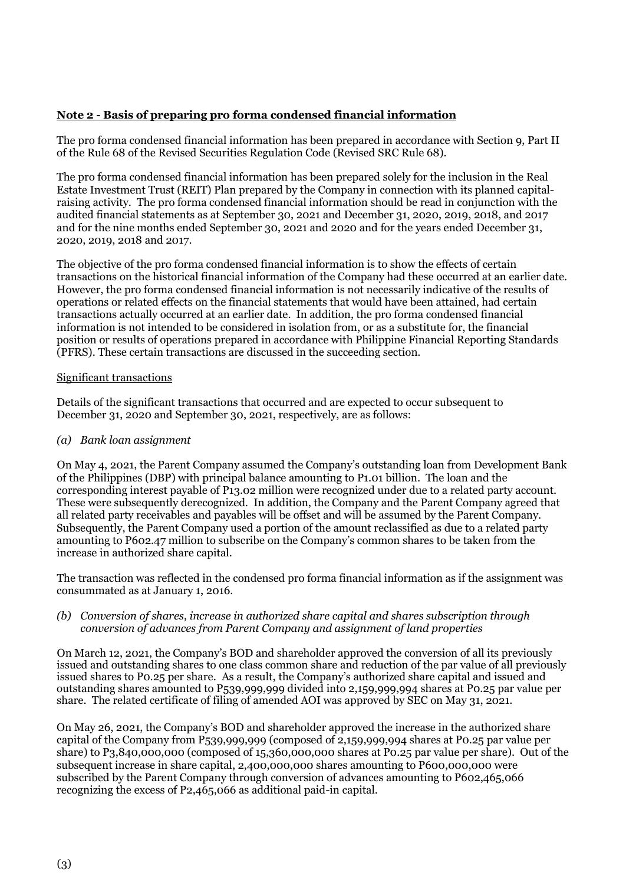**Note 2 - Basis of preparing pro forma condensed financial information**

The pro forma condensed financial information has been prepared in accordance with Section 9, Part II of the Rule 68 of the Revised Securities Regulation Code (Revised SRC Rule 68).

The pro forma condensed financial information has been prepared solely for the inclusion in the Real Estate Investment Trust (REIT) Plan prepared by the Company in connection with its planned capital-raising activity. The pro forma condensed financial information should be read in conjunction with the audited financial statements as at September 30, 2021 and December 31, 2020, 2019, 2018, and 2017 and for the nine months ended September 30, 2021 and 2020 and for the years ended December 31, 2020, 2019, 2018 and 2017.

The objective of the pro forma condensed financial information is to show the effects of certain transactions on the historical financial information of the Company had these occurred at an earlier date. However, the pro forma condensed financial information is not necessarily indicative of the results of operations or related effects on the financial statements that would have been attained, had certain transactions actually occurred at an earlier date. In addition, the pro forma condensed financial information is not intended to be considered in isolation from, or as a substitute for, the financial position or results of operations prepared in accordance with Philippine Financial Reporting Standards (PFRS). These certain transactions are discussed in the succeeding section.

Significant transactions

Details of the significant transactions that occurred and are expected to occur subsequent to December 31, 2020 and September 30, 2021, respectively, are as follows:

*(a) Bank loan assignment*

On May 4, 2021, the Parent Company assumed the Company's outstanding loan from Development Bank of the Philippines (DBP) with principal balance amounting to P1.01 billion. The loan and the corresponding interest payable of P13.02 million were recognized under due to a related party account. These were subsequently derecognized. In addition, the Company and the Parent Company agreed that all related party receivables and payables will be offset and will be assumed by the Parent Company. Subsequently, the Parent Company used a portion of the amount reclassified as due to a related party amounting to P602.47 million to subscribe on the Company's common shares to be taken from the increase in authorized share capital.

The transaction was reflected in the condensed pro forma financial information as if the assignment was consummated as at January 1, 2016.

*(b) Conversion of shares, increase in authorized share capital and shares subscription through conversion of advances from Parent Company and assignment of land properties*

On March 12, 2021, the Company's BOD and shareholder approved the conversion of all its previously issued and outstanding shares to one class common share and reduction of the par value of all previously issued shares to P0.25 per share. As a result, the Company's authorized share capital and issued and outstanding shares amounted to P539,999,999 divided into 2,159,999,994 shares at P0.25 par value per share. The related certificate of filing of amended AOI was approved by SEC on May 31, 2021.

On May 26, 2021, the Company's BOD and shareholder approved the increase in the authorized share capital of the Company from P539,999,999 (composed of 2,159,999,994 shares at P0.25 par value per share) to P3,840,000,000 (composed of 15,360,000,000 shares at P0.25 par value per share). Out of the subsequent increase in share capital, 2,400,000,000 shares amounting to P600,000,000 were subscribed by the Parent Company through conversion of advances amounting to P602,465,066 recognizing the excess of P2,465,066 as additional paid-in capital.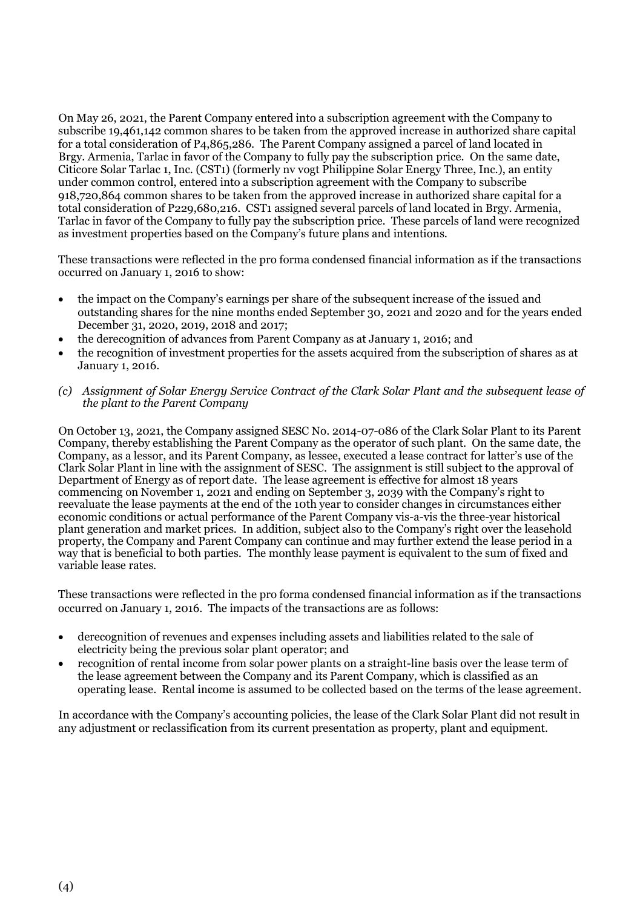On May 26, 2021, the Parent Company entered into a subscription agreement with the Company to subscribe 19,461,142 common shares to be taken from the approved increase in authorized share capital for a total consideration of P4,865,286. The Parent Company assigned a parcel of land located in Brgy. Armenia, Tarlac in favor of the Company to fully pay the subscription price. On the same date, Citicore Solar Tarlac 1, Inc. (CST1) (formerly nv vogt Philippine Solar Energy Three, Inc.), an entity under common control, entered into a subscription agreement with the Company to subscribe 918,720,864 common shares to be taken from the approved increase in authorized share capital for a total consideration of P229,680,216. CST1 assigned several parcels of land located in Brgy. Armenia, Tarlac in favor of the Company to fully pay the subscription price. These parcels of land were recognized as investment properties based on the Company's future plans and intentions.

These transactions were reflected in the pro forma condensed financial information as if the transactions occurred on January 1, 2016 to show:

- the impact on the Company's earnings per share of the subsequent increase of the issued and outstanding shares for the nine months ended September 30, 2021 and 2020 and for the years ended December 31, 2020, 2019, 2018 and 2017;
- the derecognition of advances from Parent Company as at January 1, 2016; and
- the recognition of investment properties for the assets acquired from the subscription of shares as at January 1, 2016.

*(c) Assignment of Solar Energy Service Contract of the Clark Solar Plant and the subsequent lease of the plant to the Parent Company*

On October 13, 2021, the Company assigned SESC No. 2014-07-086 of the Clark Solar Plant to its Parent Company, thereby establishing the Parent Company as the operator of such plant. On the same date, the Company, as a lessor, and its Parent Company, as lessee, executed a lease contract for latter's use of the Clark Solar Plant in line with the assignment of SESC. The assignment is still subject to the approval of Department of Energy as of report date. The lease agreement is effective for almost 18 years commencing on November 1, 2021 and ending on September 3, 2039 with the Company's right to reevaluate the lease payments at the end of the 10th year to consider changes in circumstances either economic conditions or actual performance of the Parent Company vis-a-vis the three-year historical plant generation and market prices. In addition, subject also to the Company's right over the leasehold property, the Company and Parent Company can continue and may further extend the lease period in a way that is beneficial to both parties. The monthly lease payment is equivalent to the sum of fixed and variable lease rates.

These transactions were reflected in the pro forma condensed financial information as if the transactions occurred on January 1, 2016. The impacts of the transactions are as follows:

- derecognition of revenues and expenses including assets and liabilities related to the sale of electricity being the previous solar plant operator; and
- recognition of rental income from solar power plants on a straight-line basis over the lease term of the lease agreement between the Company and its Parent Company, which is classified as an operating lease. Rental income is assumed to be collected based on the terms of the lease agreement.

In accordance with the Company's accounting policies, the lease of the Clark Solar Plant did not result in any adjustment or reclassification from its current presentation as property, plant and equipment.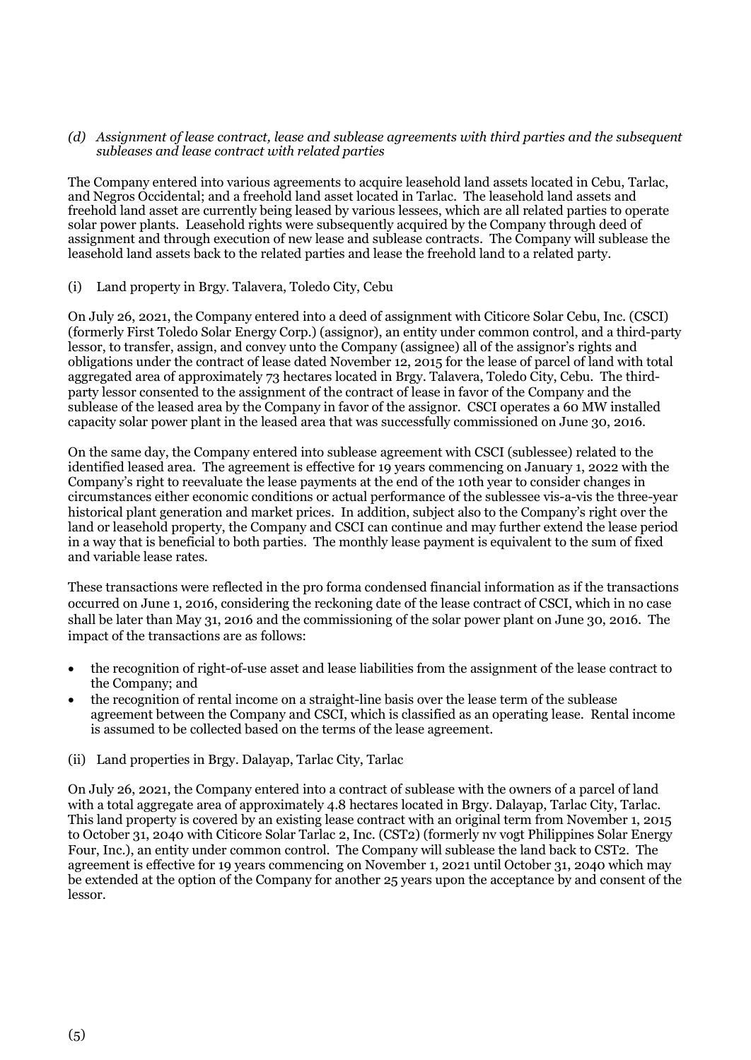*(d) Assignment of lease contract, lease and sublease agreements with third parties and the subsequent subleases and lease contract with related parties*

The Company entered into various agreements to acquire leasehold land assets located in Cebu, Tarlac, and Negros Occidental; and a freehold land asset located in Tarlac. The leasehold land assets and freehold land asset are currently being leased by various lessees, which are all related parties to operate solar power plants. Leasehold rights were subsequently acquired by the Company through deed of assignment and through execution of new lease and sublease contracts. The Company will sublease the leasehold land assets back to the related parties and lease the freehold land to a related party.

(i) Land property in Brgy. Talavera, Toledo City, Cebu

On July 26, 2021, the Company entered into a deed of assignment with Citicore Solar Cebu, Inc. (CSCI) (formerly First Toledo Solar Energy Corp.) (assignor), an entity under common control, and a third-party lessor, to transfer, assign, and convey unto the Company (assignee) all of the assignor's rights and obligations under the contract of lease dated November 12, 2015 for the lease of parcel of land with total aggregated area of approximately 73 hectares located in Brgy. Talavera, Toledo City, Cebu. The third-party lessor consented to the assignment of the contract of lease in favor of the Company and the sublease of the leased area by the Company in favor of the assignor. CSCI operates a 60 MW installed capacity solar power plant in the leased area that was successfully commissioned on June 30, 2016.

On the same day, the Company entered into sublease agreement with CSCI (sublessee) related to the identified leased area. The agreement is effective for 19 years commencing on January 1, 2022 with the Company's right to reevaluate the lease payments at the end of the 10th year to consider changes in circumstances either economic conditions or actual performance of the sublessee vis-a-vis the three-year historical plant generation and market prices. In addition, subject also to the Company's right over the land or leasehold property, the Company and CSCI can continue and may further extend the lease period in a way that is beneficial to both parties. The monthly lease payment is equivalent to the sum of fixed and variable lease rates.

These transactions were reflected in the pro forma condensed financial information as if the transactions occurred on June 1, 2016, considering the reckoning date of the lease contract of CSCI, which in no case shall be later than May 31, 2016 and the commissioning of the solar power plant on June 30, 2016. The impact of the transactions are as follows:

- the recognition of right-of-use asset and lease liabilities from the assignment of the lease contract to the Company; and
- the recognition of rental income on a straight-line basis over the lease term of the sublease agreement between the Company and CSCI, which is classified as an operating lease. Rental income is assumed to be collected based on the terms of the lease agreement.

(ii) Land properties in Brgy. Dalayap, Tarlac City, Tarlac

On July 26, 2021, the Company entered into a contract of sublease with the owners of a parcel of land with a total aggregate area of approximately 4.8 hectares located in Brgy. Dalayap, Tarlac City, Tarlac. This land property is covered by an existing lease contract with an original term from November 1, 2015 to October 31, 2040 with Citicore Solar Tarlac 2, Inc. (CST2) (formerly nv vogt Philippines Solar Energy Four, Inc.), an entity under common control. The Company will sublease the land back to CST2. The agreement is effective for 19 years commencing on November 1, 2021 until October 31, 2040 which may be extended at the option of the Company for another 25 years upon the acceptance by and consent of the lessor.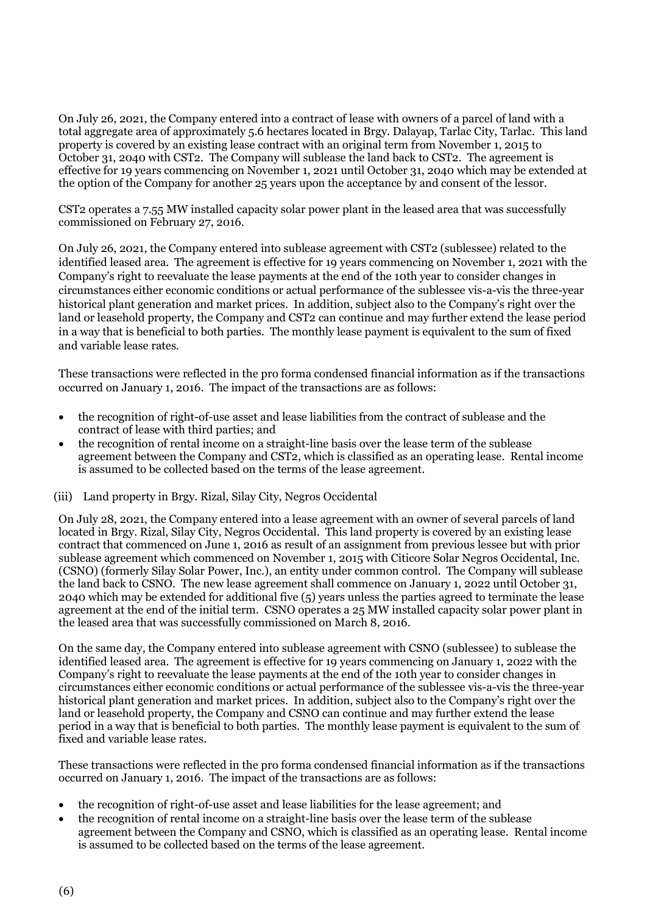On July 26, 2021, the Company entered into a contract of lease with owners of a parcel of land with a total aggregate area of approximately 5.6 hectares located in Brgy. Dalayap, Tarlac City, Tarlac. This land property is covered by an existing lease contract with an original term from November 1, 2015 to October 31, 2040 with CST2. The Company will sublease the land back to CST2. The agreement is effective for 19 years commencing on November 1, 2021 until October 31, 2040 which may be extended at the option of the Company for another 25 years upon the acceptance by and consent of the lessor.

CST2 operates a 7.55 MW installed capacity solar power plant in the leased area that was successfully commissioned on February 27, 2016.

On July 26, 2021, the Company entered into sublease agreement with CST2 (sublessee) related to the identified leased area. The agreement is effective for 19 years commencing on November 1, 2021 with the Company's right to reevaluate the lease payments at the end of the 10th year to consider changes in circumstances either economic conditions or actual performance of the sublessee vis-a-vis the three-year historical plant generation and market prices. In addition, subject also to the Company's right over the land or leasehold property, the Company and CST2 can continue and may further extend the lease period in a way that is beneficial to both parties. The monthly lease payment is equivalent to the sum of fixed and variable lease rates.

These transactions were reflected in the pro forma condensed financial information as if the transactions occurred on January 1, 2016. The impact of the transactions are as follows:

- the recognition of right-of-use asset and lease liabilities from the contract of sublease and the contract of lease with third parties; and
- the recognition of rental income on a straight-line basis over the lease term of the sublease agreement between the Company and CST2, which is classified as an operating lease. Rental income is assumed to be collected based on the terms of the lease agreement.

(iii) Land property in Brgy. Rizal, Silay City, Negros Occidental

On July 28, 2021, the Company entered into a lease agreement with an owner of several parcels of land located in Brgy. Rizal, Silay City, Negros Occidental. This land property is covered by an existing lease contract that commenced on June 1, 2016 as result of an assignment from previous lessee but with prior sublease agreement which commenced on November 1, 2015 with Citicore Solar Negros Occidental, Inc. (CSNO) (formerly Silay Solar Power, Inc.), an entity under common control. The Company will sublease the land back to CSNO. The new lease agreement shall commence on January 1, 2022 until October 31, 2040 which may be extended for additional five (5) years unless the parties agreed to terminate the lease agreement at the end of the initial term. CSNO operates a 25 MW installed capacity solar power plant in the leased area that was successfully commissioned on March 8, 2016.

On the same day, the Company entered into sublease agreement with CSNO (sublessee) to sublease the identified leased area. The agreement is effective for 19 years commencing on January 1, 2022 with the Company's right to reevaluate the lease payments at the end of the 10th year to consider changes in circumstances either economic conditions or actual performance of the sublessee vis-a-vis the three-year historical plant generation and market prices. In addition, subject also to the Company's right over the land or leasehold property, the Company and CSNO can continue and may further extend the lease period in a way that is beneficial to both parties. The monthly lease payment is equivalent to the sum of fixed and variable lease rates.

These transactions were reflected in the pro forma condensed financial information as if the transactions occurred on January 1, 2016. The impact of the transactions are as follows:

- the recognition of right-of-use asset and lease liabilities for the lease agreement; and
- the recognition of rental income on a straight-line basis over the lease term of the sublease agreement between the Company and CSNO, which is classified as an operating lease. Rental income is assumed to be collected based on the terms of the lease agreement.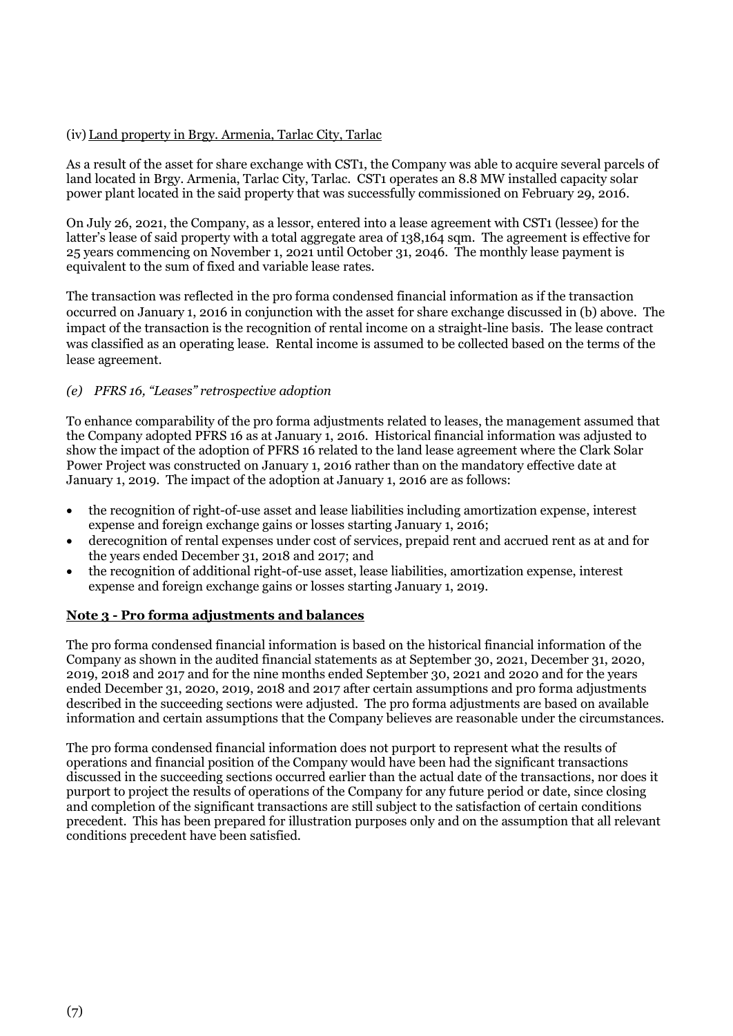(iv) Land property in Brgy. Armenia, Tarlac City, Tarlac

As a result of the asset for share exchange with CST1, the Company was able to acquire several parcels of land located in Brgy. Armenia, Tarlac City, Tarlac. CST1 operates an 8.8 MW installed capacity solar power plant located in the said property that was successfully commissioned on February 29, 2016.

On July 26, 2021, the Company, as a lessor, entered into a lease agreement with CST1 (lessee) for the latter's lease of said property with a total aggregate area of 138,164 sqm. The agreement is effective for 25 years commencing on November 1, 2021 until October 31, 2046. The monthly lease payment is equivalent to the sum of fixed and variable lease rates.

The transaction was reflected in the pro forma condensed financial information as if the transaction occurred on January 1, 2016 in conjunction with the asset for share exchange discussed in (b) above. The impact of the transaction is the recognition of rental income on a straight-line basis. The lease contract was classified as an operating lease. Rental income is assumed to be collected based on the terms of the lease agreement.

*(e) PFRS 16, "Leases" retrospective adoption*

To enhance comparability of the pro forma adjustments related to leases, the management assumed that the Company adopted PFRS 16 as at January 1, 2016. Historical financial information was adjusted to show the impact of the adoption of PFRS 16 related to the land lease agreement where the Clark Solar Power Project was constructed on January 1, 2016 rather than on the mandatory effective date at January 1, 2019. The impact of the adoption at January 1, 2016 are as follows:

- the recognition of right-of-use asset and lease liabilities including amortization expense, interest expense and foreign exchange gains or losses starting January 1, 2016;
- derecognition of rental expenses under cost of services, prepaid rent and accrued rent as at and for the years ended December 31, 2018 and 2017; and
- the recognition of additional right-of-use asset, lease liabilities, amortization expense, interest expense and foreign exchange gains or losses starting January 1, 2019.

## Note 3 - Pro forma adjustments and balances

The pro forma condensed financial information is based on the historical financial information of the Company as shown in the audited financial statements as at September 30, 2021, December 31, 2020, 2019, 2018 and 2017 and for the nine months ended September 30, 2021 and 2020 and for the years ended December 31, 2020, 2019, 2018 and 2017 after certain assumptions and pro forma adjustments described in the succeeding sections were adjusted. The pro forma adjustments are based on available information and certain assumptions that the Company believes are reasonable under the circumstances.

The pro forma condensed financial information does not purport to represent what the results of operations and financial position of the Company would have been had the significant transactions discussed in the succeeding sections occurred earlier than the actual date of the transactions, nor does it purport to project the results of operations of the Company for any future period or date, since closing and completion of the significant transactions are still subject to the satisfaction of certain conditions precedent. This has been prepared for illustration purposes only and on the assumption that all relevant conditions precedent have been satisfied.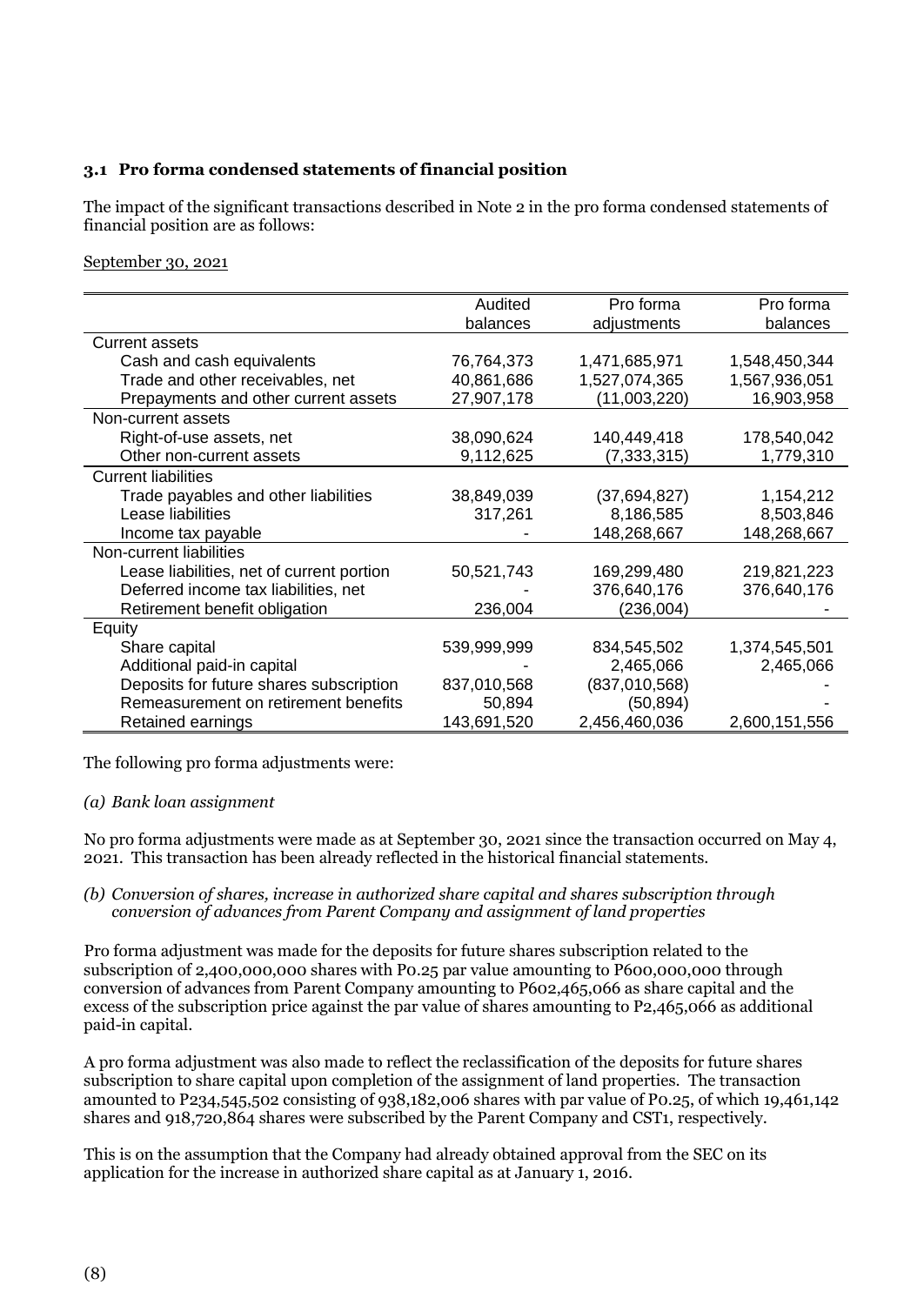### 3.1 Pro forma condensed statements of financial position

The impact of the significant transactions described in Note 2 in the pro forma condensed statements of financial position are as follows:

September 30, 2021

| | Audited balances | Pro forma adjustments | Pro forma balances |
|---|---|---|---|
| Current assets | | | |
| Cash and cash equivalents | 76,764,373 | 1,471,685,971 | 1,548,450,344 |
| Trade and other receivables, net | 40,861,686 | 1,527,074,365 | 1,567,936,051 |
| Prepayments and other current assets | 27,907,178 | (11,003,220) | 16,903,958 |
| Non-current assets | | | |
| Right-of-use assets, net | 38,090,624 | 140,449,418 | 178,540,042 |
| Other non-current assets | 9,112,625 | (7,333,315) | 1,779,310 |
| Current liabilities | | | |
| Trade payables and other liabilities | 38,849,039 | (37,694,827) | 1,154,212 |
| Lease liabilities | 317,261 | 8,186,585 | 8,503,846 |
| Income tax payable | - | 148,268,667 | 148,268,667 |
| Non-current liabilities | | | |
| Lease liabilities, net of current portion | 50,521,743 | 169,299,480 | 219,821,223 |
| Deferred income tax liabilities, net | - | 376,640,176 | 376,640,176 |
| Retirement benefit obligation | 236,004 | (236,004) | - |
| Equity | | | |
| Share capital | 539,999,999 | 834,545,502 | 1,374,545,501 |
| Additional paid-in capital | - | 2,465,066 | 2,465,066 |
| Deposits for future shares subscription | 837,010,568 | (837,010,568) | - |
| Remeasurement on retirement benefits | 50,894 | (50,894) | - |
| Retained earnings | 143,691,520 | 2,456,460,036 | 2,600,151,556 |

The following pro forma adjustments were:

*(a) Bank loan assignment*

No pro forma adjustments were made as at September 30, 2021 since the transaction occurred on May 4, 2021. This transaction has been already reflected in the historical financial statements.

*(b) Conversion of shares, increase in authorized share capital and shares subscription through conversion of advances from Parent Company and assignment of land properties*

Pro forma adjustment was made for the deposits for future shares subscription related to the subscription of 2,400,000,000 shares with P0.25 par value amounting to P600,000,000 through conversion of advances from Parent Company amounting to P602,465,066 as share capital and the excess of the subscription price against the par value of shares amounting to P2,465,066 as additional paid-in capital.

A pro forma adjustment was also made to reflect the reclassification of the deposits for future shares subscription to share capital upon completion of the assignment of land properties. The transaction amounted to P234,545,502 consisting of 938,182,006 shares with par value of P0.25, of which 19,461,142 shares and 918,720,864 shares were subscribed by the Parent Company and CST1, respectively.

This is on the assumption that the Company had already obtained approval from the SEC on its application for the increase in authorized share capital as at January 1, 2016.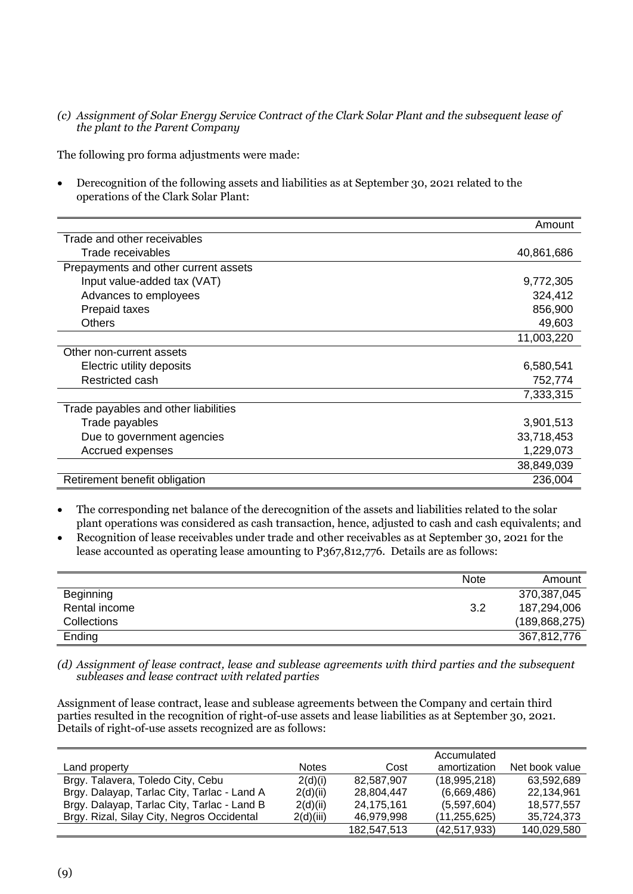*(c) Assignment of Solar Energy Service Contract of the Clark Solar Plant and the subsequent lease of the plant to the Parent Company*

The following pro forma adjustments were made:

- Derecognition of the following assets and liabilities as at September 30, 2021 related to the operations of the Clark Solar Plant:

| | Amount |
|---|---|
| Trade and other receivables | |
| Trade receivables | 40,861,686 |
| Prepayments and other current assets | |
| Input value-added tax (VAT) | 9,772,305 |
| Advances to employees | 324,412 |
| Prepaid taxes | 856,900 |
| Others | 49,603 |
| | 11,003,220 |
| Other non-current assets | |
| Electric utility deposits | 6,580,541 |
| Restricted cash | 752,774 |
| | 7,333,315 |
| Trade payables and other liabilities | |
| Trade payables | 3,901,513 |
| Due to government agencies | 33,718,453 |
| Accrued expenses | 1,229,073 |
| | 38,849,039 |
| Retirement benefit obligation | 236,004 |

- The corresponding net balance of the derecognition of the assets and liabilities related to the solar plant operations was considered as cash transaction, hence, adjusted to cash and cash equivalents; and
- Recognition of lease receivables under trade and other receivables as at September 30, 2021 for the lease accounted as operating lease amounting to P367,812,776. Details are as follows:

| | Note | Amount |
|---|---|---|
| Beginning | | 370,387,045 |
| Rental income | 3.2 | 187,294,006 |
| Collections | | (189,868,275) |
| Ending | | 367,812,776 |

*(d) Assignment of lease contract, lease and sublease agreements with third parties and the subsequent subleases and lease contract with related parties*

Assignment of lease contract, lease and sublease agreements between the Company and certain third parties resulted in the recognition of right-of-use assets and lease liabilities as at September 30, 2021. Details of right-of-use assets recognized are as follows:

| Land property | Notes | Cost | Accumulated amortization | Net book value |
|---|---|---|---|---|
| Brgy. Talavera, Toledo City, Cebu | 2(d)(i) | 82,587,907 | (18,995,218) | 63,592,689 |
| Brgy. Dalayap, Tarlac City, Tarlac - Land A | 2(d)(ii) | 28,804,447 | (6,669,486) | 22,134,961 |
| Brgy. Dalayap, Tarlac City, Tarlac - Land B | 2(d)(ii) | 24,175,161 | (5,597,604) | 18,577,557 |
| Brgy. Rizal, Silay City, Negros Occidental | 2(d)(iii) | 46,979,998 | (11,255,625) | 35,724,373 |
| | | 182,547,513 | (42,517,933) | 140,029,580 |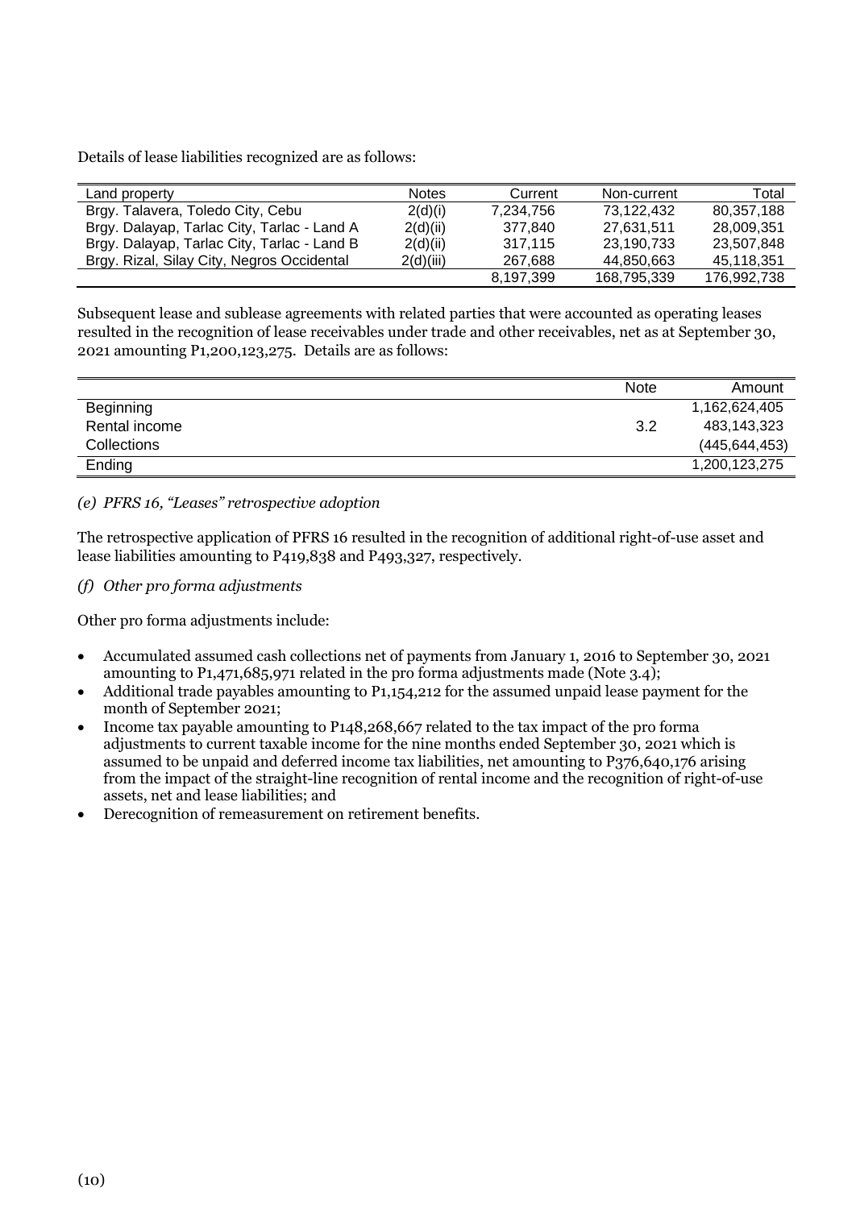Details of lease liabilities recognized are as follows:

| Land property | Notes | Current | Non-current | Total |
|---|---|---|---|---|
| Brgy. Talavera, Toledo City, Cebu | 2(d)(i) | 7,234,756 | 73,122,432 | 80,357,188 |
| Brgy. Dalayap, Tarlac City, Tarlac - Land A | 2(d)(ii) | 377,840 | 27,631,511 | 28,009,351 |
| Brgy. Dalayap, Tarlac City, Tarlac - Land B | 2(d)(ii) | 317,115 | 23,190,733 | 23,507,848 |
| Brgy. Rizal, Silay City, Negros Occidental | 2(d)(iii) | 267,688 | 44,850,663 | 45,118,351 |
| | | 8,197,399 | 168,795,339 | 176,992,738 |

Subsequent lease and sublease agreements with related parties that were accounted as operating leases resulted in the recognition of lease receivables under trade and other receivables, net as at September 30, 2021 amounting P1,200,123,275. Details are as follows:

| | Note | Amount |
|---|---|---|
| Beginning | | 1,162,624,405 |
| Rental income | 3.2 | 483,143,323 |
| Collections | | (445,644,453) |
| Ending | | 1,200,123,275 |

*(e) PFRS 16, "Leases" retrospective adoption*

The retrospective application of PFRS 16 resulted in the recognition of additional right-of-use asset and lease liabilities amounting to P419,838 and P493,327, respectively.

*(f) Other pro forma adjustments*

Other pro forma adjustments include:

- Accumulated assumed cash collections net of payments from January 1, 2016 to September 30, 2021 amounting to P1,471,685,971 related in the pro forma adjustments made (Note 3.4);
- Additional trade payables amounting to P1,154,212 for the assumed unpaid lease payment for the month of September 2021;
- Income tax payable amounting to P148,268,667 related to the tax impact of the pro forma adjustments to current taxable income for the nine months ended September 30, 2021 which is assumed to be unpaid and deferred income tax liabilities, net amounting to P376,640,176 arising from the impact of the straight-line recognition of rental income and the recognition of right-of-use assets, net and lease liabilities; and
- Derecognition of remeasurement on retirement benefits.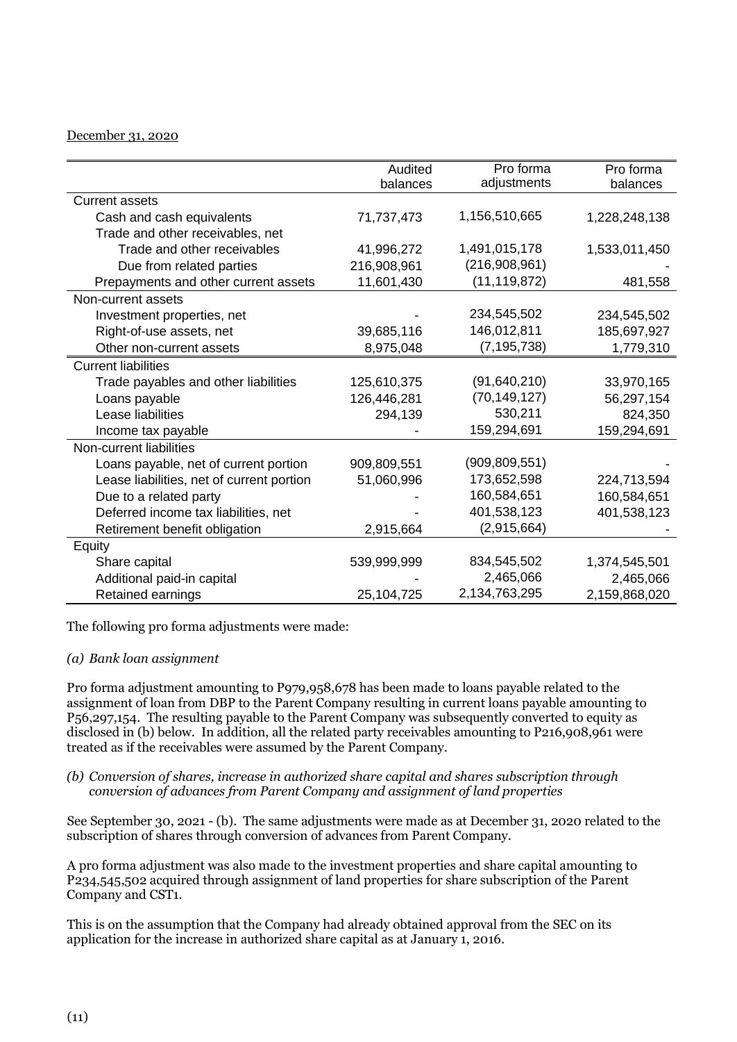December 31, 2020

| | Audited balances | Pro forma adjustments | Pro forma balances |
|---|---|---|---|
| Current assets | | | |
| Cash and cash equivalents | 71,737,473 | 1,156,510,665 | 1,228,248,138 |
| Trade and other receivables, net | | | |
| Trade and other receivables | 41,996,272 | 1,491,015,178 | 1,533,011,450 |
| Due from related parties | 216,908,961 | (216,908,961) | - |
| Prepayments and other current assets | 11,601,430 | (11,119,872) | 481,558 |
| Non-current assets | | | |
| Investment properties, net | - | 234,545,502 | 234,545,502 |
| Right-of-use assets, net | 39,685,116 | 146,012,811 | 185,697,927 |
| Other non-current assets | 8,975,048 | (7,195,738) | 1,779,310 |
| Current liabilities | | | |
| Trade payables and other liabilities | 125,610,375 | (91,640,210) | 33,970,165 |
| Loans payable | 126,446,281 | (70,149,127) | 56,297,154 |
| Lease liabilities | 294,139 | 530,211 | 824,350 |
| Income tax payable | - | 159,294,691 | 159,294,691 |
| Non-current liabilities | | | |
| Loans payable, net of current portion | 909,809,551 | (909,809,551) | - |
| Lease liabilities, net of current portion | 51,060,996 | 173,652,598 | 224,713,594 |
| Due to a related party | - | 160,584,651 | 160,584,651 |
| Deferred income tax liabilities, net | - | 401,538,123 | 401,538,123 |
| Retirement benefit obligation | 2,915,664 | (2,915,664) | - |
| Equity | | | |
| Share capital | 539,999,999 | 834,545,502 | 1,374,545,501 |
| Additional paid-in capital | - | 2,465,066 | 2,465,066 |
| Retained earnings | 25,104,725 | 2,134,763,295 | 2,159,868,020 |

The following pro forma adjustments were made:

*(a) Bank loan assignment*

Pro forma adjustment amounting to P979,958,678 has been made to loans payable related to the assignment of loan from DBP to the Parent Company resulting in current loans payable amounting to P56,297,154. The resulting payable to the Parent Company was subsequently converted to equity as disclosed in (b) below. In addition, all the related party receivables amounting to P216,908,961 were treated as if the receivables were assumed by the Parent Company.

*(b) Conversion of shares, increase in authorized share capital and shares subscription through conversion of advances from Parent Company and assignment of land properties*

See September 30, 2021 - (b). The same adjustments were made as at December 31, 2020 related to the subscription of shares through conversion of advances from Parent Company.

A pro forma adjustment was also made to the investment properties and share capital amounting to P234,545,502 acquired through assignment of land properties for share subscription of the Parent Company and CST1.

This is on the assumption that the Company had already obtained approval from the SEC on its application for the increase in authorized share capital as at January 1, 2016.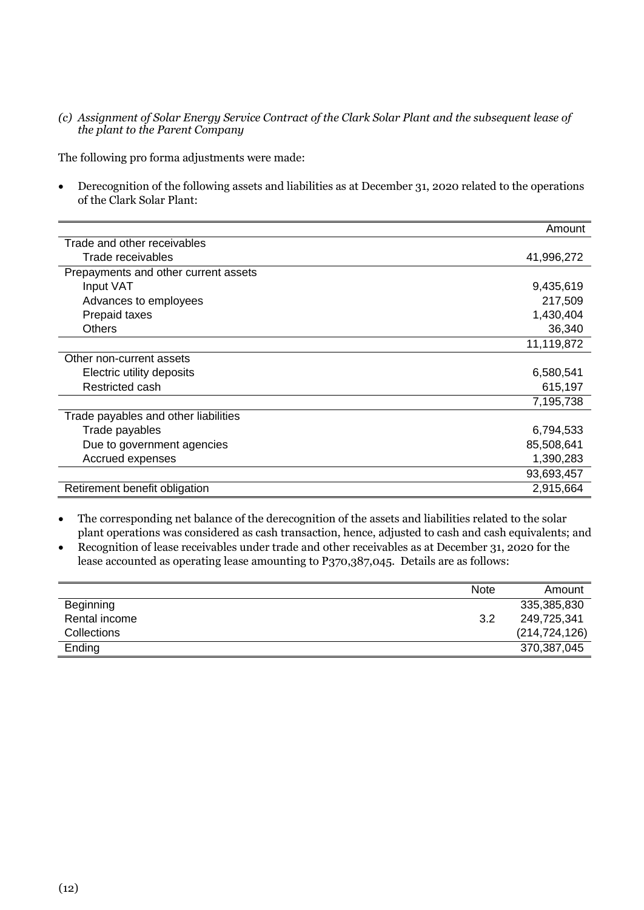*(c) Assignment of Solar Energy Service Contract of the Clark Solar Plant and the subsequent lease of the plant to the Parent Company*

The following pro forma adjustments were made:

- Derecognition of the following assets and liabilities as at December 31, 2020 related to the operations of the Clark Solar Plant:

| | Amount |
|---|---:|
| Trade and other receivables | |
| Trade receivables | 41,996,272 |
| Prepayments and other current assets | |
| Input VAT | 9,435,619 |
| Advances to employees | 217,509 |
| Prepaid taxes | 1,430,404 |
| Others | 36,340 |
| | 11,119,872 |
| Other non-current assets | |
| Electric utility deposits | 6,580,541 |
| Restricted cash | 615,197 |
| | 7,195,738 |
| Trade payables and other liabilities | |
| Trade payables | 6,794,533 |
| Due to government agencies | 85,508,641 |
| Accrued expenses | 1,390,283 |
| | 93,693,457 |
| Retirement benefit obligation | 2,915,664 |

- The corresponding net balance of the derecognition of the assets and liabilities related to the solar plant operations was considered as cash transaction, hence, adjusted to cash and cash equivalents; and
- Recognition of lease receivables under trade and other receivables as at December 31, 2020 for the lease accounted as operating lease amounting to P370,387,045. Details are as follows:

| | Note | Amount |
|---|---|---:|
| Beginning | | 335,385,830 |
| Rental income | 3.2 | 249,725,341 |
| Collections | | (214,724,126) |
| Ending | | 370,387,045 |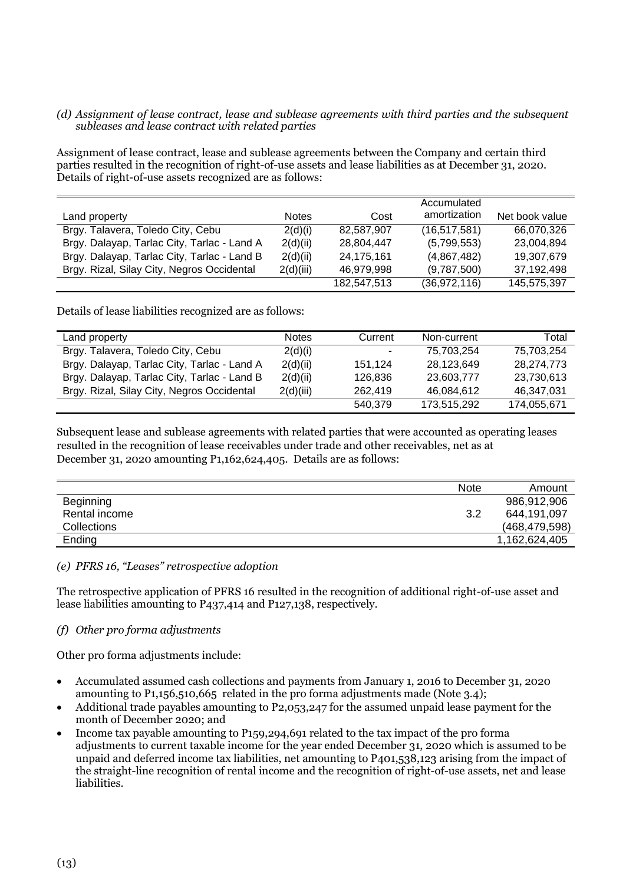*(d) Assignment of lease contract, lease and sublease agreements with third parties and the subsequent subleases and lease contract with related parties*

Assignment of lease contract, lease and sublease agreements between the Company and certain third parties resulted in the recognition of right-of-use assets and lease liabilities as at December 31, 2020. Details of right-of-use assets recognized are as follows:

| Land property | Notes | Cost | Accumulated amortization | Net book value |
|---|---|---|---|---|
| Brgy. Talavera, Toledo City, Cebu | 2(d)(i) | 82,587,907 | (16,517,581) | 66,070,326 |
| Brgy. Dalayap, Tarlac City, Tarlac - Land A | 2(d)(ii) | 28,804,447 | (5,799,553) | 23,004,894 |
| Brgy. Dalayap, Tarlac City, Tarlac - Land B | 2(d)(ii) | 24,175,161 | (4,867,482) | 19,307,679 |
| Brgy. Rizal, Silay City, Negros Occidental | 2(d)(iii) | 46,979,998 | (9,787,500) | 37,192,498 |
| | | 182,547,513 | (36,972,116) | 145,575,397 |

Details of lease liabilities recognized are as follows:

| Land property | Notes | Current | Non-current | Total |
|---|---|---|---|---|
| Brgy. Talavera, Toledo City, Cebu | 2(d)(i) | - | 75,703,254 | 75,703,254 |
| Brgy. Dalayap, Tarlac City, Tarlac - Land A | 2(d)(ii) | 151,124 | 28,123,649 | 28,274,773 |
| Brgy. Dalayap, Tarlac City, Tarlac - Land B | 2(d)(ii) | 126,836 | 23,603,777 | 23,730,613 |
| Brgy. Rizal, Silay City, Negros Occidental | 2(d)(iii) | 262,419 | 46,084,612 | 46,347,031 |
| | | 540,379 | 173,515,292 | 174,055,671 |

Subsequent lease and sublease agreements with related parties that were accounted as operating leases resulted in the recognition of lease receivables under trade and other receivables, net as at December 31, 2020 amounting P1,162,624,405. Details are as follows:

| | Note | Amount |
|---|---|---|
| Beginning | | 986,912,906 |
| Rental income | 3.2 | 644,191,097 |
| Collections | | (468,479,598) |
| Ending | | 1,162,624,405 |

*(e) PFRS 16, "Leases" retrospective adoption*

The retrospective application of PFRS 16 resulted in the recognition of additional right-of-use asset and lease liabilities amounting to P437,414 and P127,138, respectively.

*(f) Other pro forma adjustments*

Other pro forma adjustments include:

- Accumulated assumed cash collections and payments from January 1, 2016 to December 31, 2020 amounting to P1,156,510,665 related in the pro forma adjustments made (Note 3.4);
- Additional trade payables amounting to P2,053,247 for the assumed unpaid lease payment for the month of December 2020; and
- Income tax payable amounting to P159,294,691 related to the tax impact of the pro forma adjustments to current taxable income for the year ended December 31, 2020 which is assumed to be unpaid and deferred income tax liabilities, net amounting to P401,538,123 arising from the impact of the straight-line recognition of rental income and the recognition of right-of-use assets, net and lease liabilities.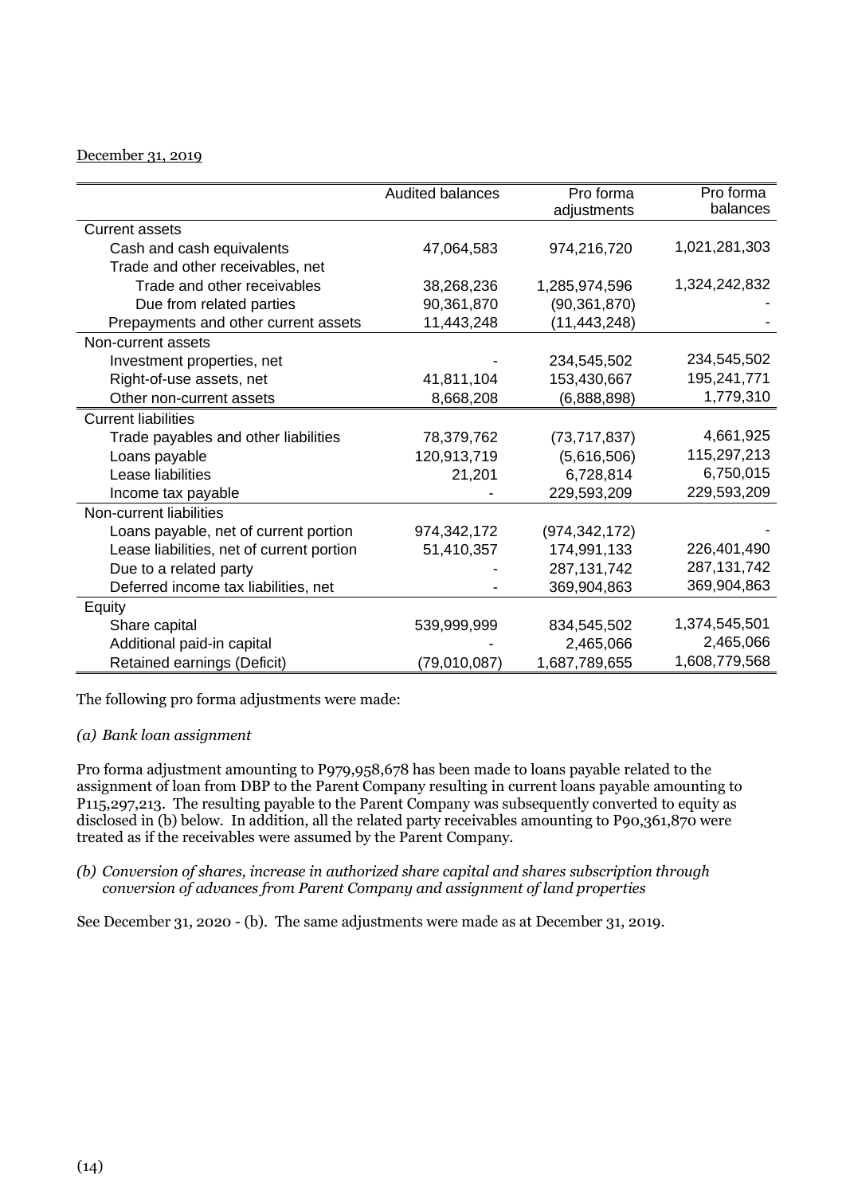December 31, 2019

| | Audited balances | Pro forma adjustments | Pro forma balances |
|---|---|---|---|
| Current assets | | | |
| Cash and cash equivalents | 47,064,583 | 974,216,720 | 1,021,281,303 |
| Trade and other receivables, net | | | |
| Trade and other receivables | 38,268,236 | 1,285,974,596 | 1,324,242,832 |
| Due from related parties | 90,361,870 | (90,361,870) | - |
| Prepayments and other current assets | 11,443,248 | (11,443,248) | - |
| Non-current assets | | | |
| Investment properties, net | - | 234,545,502 | 234,545,502 |
| Right-of-use assets, net | 41,811,104 | 153,430,667 | 195,241,771 |
| Other non-current assets | 8,668,208 | (6,888,898) | 1,779,310 |
| Current liabilities | | | |
| Trade payables and other liabilities | 78,379,762 | (73,717,837) | 4,661,925 |
| Loans payable | 120,913,719 | (5,616,506) | 115,297,213 |
| Lease liabilities | 21,201 | 6,728,814 | 6,750,015 |
| Income tax payable | - | 229,593,209 | 229,593,209 |
| Non-current liabilities | | | |
| Loans payable, net of current portion | 974,342,172 | (974,342,172) | - |
| Lease liabilities, net of current portion | 51,410,357 | 174,991,133 | 226,401,490 |
| Due to a related party | - | 287,131,742 | 287,131,742 |
| Deferred income tax liabilities, net | - | 369,904,863 | 369,904,863 |
| Equity | | | |
| Share capital | 539,999,999 | 834,545,502 | 1,374,545,501 |
| Additional paid-in capital | - | 2,465,066 | 2,465,066 |
| Retained earnings (Deficit) | (79,010,087) | 1,687,789,655 | 1,608,779,568 |

The following pro forma adjustments were made:

*(a) Bank loan assignment*

Pro forma adjustment amounting to P979,958,678 has been made to loans payable related to the assignment of loan from DBP to the Parent Company resulting in current loans payable amounting to P115,297,213. The resulting payable to the Parent Company was subsequently converted to equity as disclosed in (b) below. In addition, all the related party receivables amounting to P90,361,870 were treated as if the receivables were assumed by the Parent Company.

*(b) Conversion of shares, increase in authorized share capital and shares subscription through conversion of advances from Parent Company and assignment of land properties*

See December 31, 2020 - (b). The same adjustments were made as at December 31, 2019.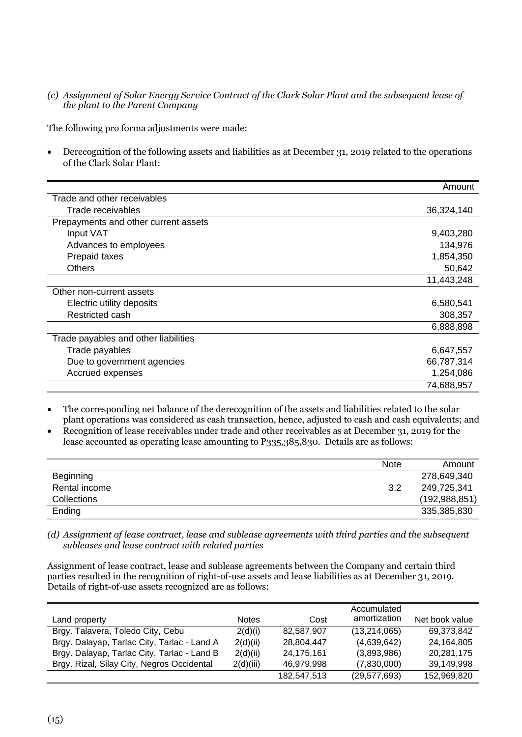*(c) Assignment of Solar Energy Service Contract of the Clark Solar Plant and the subsequent lease of the plant to the Parent Company*

The following pro forma adjustments were made:

- Derecognition of the following assets and liabilities as at December 31, 2019 related to the operations of the Clark Solar Plant:

| | Amount |
|---|---|
| Trade and other receivables | |
| Trade receivables | 36,324,140 |
| Prepayments and other current assets | |
| Input VAT | 9,403,280 |
| Advances to employees | 134,976 |
| Prepaid taxes | 1,854,350 |
| Others | 50,642 |
| | 11,443,248 |
| Other non-current assets | |
| Electric utility deposits | 6,580,541 |
| Restricted cash | 308,357 |
| | 6,888,898 |
| Trade payables and other liabilities | |
| Trade payables | 6,647,557 |
| Due to government agencies | 66,787,314 |
| Accrued expenses | 1,254,086 |
| | 74,688,957 |

- The corresponding net balance of the derecognition of the assets and liabilities related to the solar plant operations was considered as cash transaction, hence, adjusted to cash and cash equivalents; and
- Recognition of lease receivables under trade and other receivables as at December 31, 2019 for the lease accounted as operating lease amounting to P335,385,830. Details are as follows:

| | Note | Amount |
|---|---|---|
| Beginning | | 278,649,340 |
| Rental income | 3.2 | 249,725,341 |
| Collections | | (192,988,851) |
| Ending | | 335,385,830 |

*(d) Assignment of lease contract, lease and sublease agreements with third parties and the subsequent subleases and lease contract with related parties*

Assignment of lease contract, lease and sublease agreements between the Company and certain third parties resulted in the recognition of right-of-use assets and lease liabilities as at December 31, 2019. Details of right-of-use assets recognized are as follows:

| Land property | Notes | Cost | Accumulated amortization | Net book value |
|---|---|---|---|---|
| Brgy. Talavera, Toledo City, Cebu | 2(d)(i) | 82,587,907 | (13,214,065) | 69,373,842 |
| Brgy. Dalayap, Tarlac City, Tarlac - Land A | 2(d)(ii) | 28,804,447 | (4,639,642) | 24,164,805 |
| Brgy. Dalayap, Tarlac City, Tarlac - Land B | 2(d)(ii) | 24,175,161 | (3,893,986) | 20,281,175 |
| Brgy. Rizal, Silay City, Negros Occidental | 2(d)(iii) | 46,979,998 | (7,830,000) | 39,149,998 |
| | | 182,547,513 | (29,577,693) | 152,969,820 |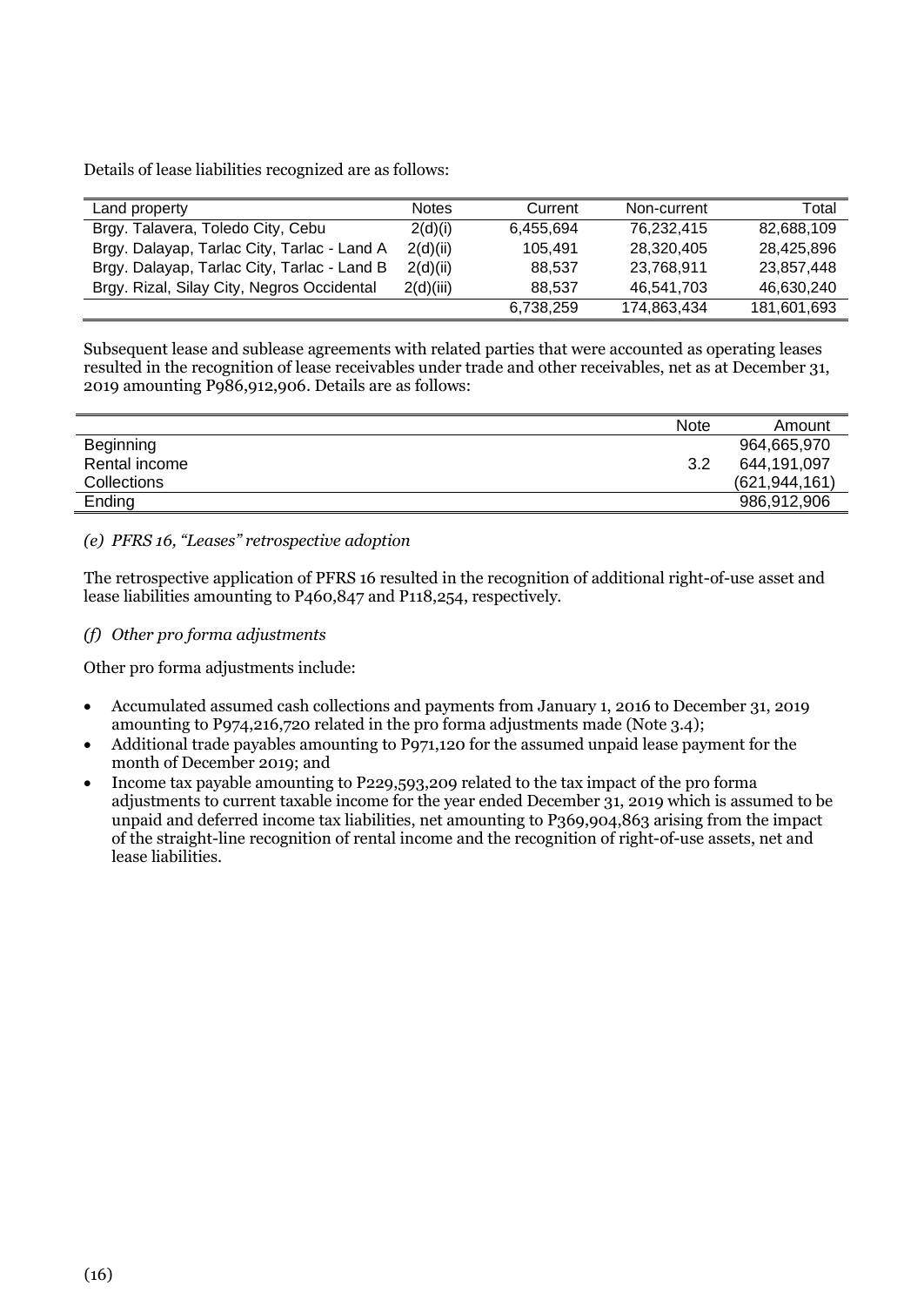Details of lease liabilities recognized are as follows:

| Land property | Notes | Current | Non-current | Total |
|---|---|---|---|---|
| Brgy. Talavera, Toledo City, Cebu | 2(d)(i) | 6,455,694 | 76,232,415 | 82,688,109 |
| Brgy. Dalayap, Tarlac City, Tarlac - Land A | 2(d)(ii) | 105,491 | 28,320,405 | 28,425,896 |
| Brgy. Dalayap, Tarlac City, Tarlac - Land B | 2(d)(ii) | 88,537 | 23,768,911 | 23,857,448 |
| Brgy. Rizal, Silay City, Negros Occidental | 2(d)(iii) | 88,537 | 46,541,703 | 46,630,240 |
| | | 6,738,259 | 174,863,434 | 181,601,693 |

Subsequent lease and sublease agreements with related parties that were accounted as operating leases resulted in the recognition of lease receivables under trade and other receivables, net as at December 31, 2019 amounting P986,912,906. Details are as follows:

| | Note | Amount |
|---|---|---|
| Beginning | | 964,665,970 |
| Rental income | 3.2 | 644,191,097 |
| Collections | | (621,944,161) |
| Ending | | 986,912,906 |

*(e) PFRS 16, "Leases" retrospective adoption*

The retrospective application of PFRS 16 resulted in the recognition of additional right-of-use asset and lease liabilities amounting to P460,847 and P118,254, respectively.

*(f) Other pro forma adjustments*

Other pro forma adjustments include:

- Accumulated assumed cash collections and payments from January 1, 2016 to December 31, 2019 amounting to P974,216,720 related in the pro forma adjustments made (Note 3.4);
- Additional trade payables amounting to P971,120 for the assumed unpaid lease payment for the month of December 2019; and
- Income tax payable amounting to P229,593,209 related to the tax impact of the pro forma adjustments to current taxable income for the year ended December 31, 2019 which is assumed to be unpaid and deferred income tax liabilities, net amounting to P369,904,863 arising from the impact of the straight-line recognition of rental income and the recognition of right-of-use assets, net and lease liabilities.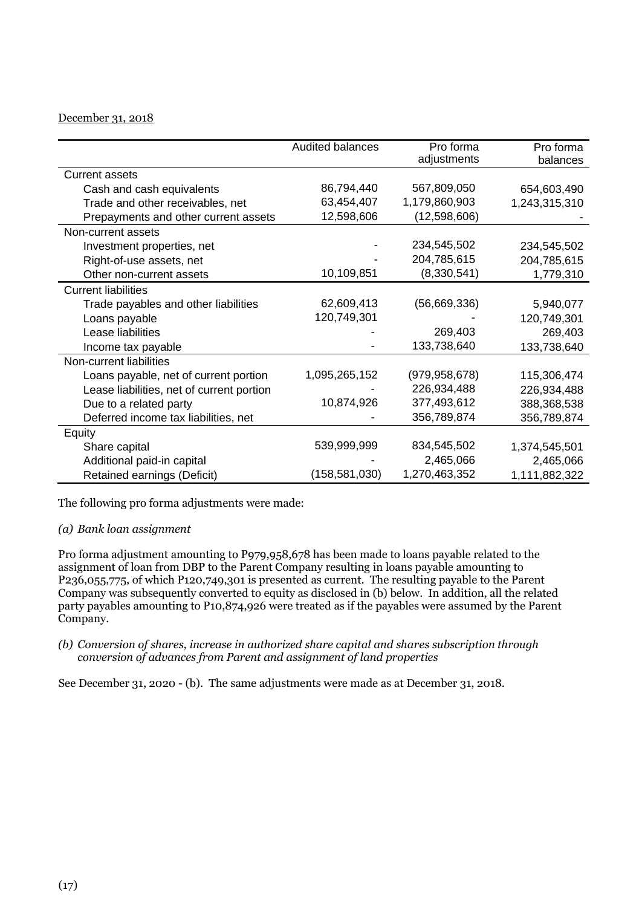December 31, 2018

| | Audited balances | Pro forma adjustments | Pro forma balances |
|---|---|---|---|
| Current assets | | | |
| Cash and cash equivalents | 86,794,440 | 567,809,050 | 654,603,490 |
| Trade and other receivables, net | 63,454,407 | 1,179,860,903 | 1,243,315,310 |
| Prepayments and other current assets | 12,598,606 | (12,598,606) | - |
| Non-current assets | | | |
| Investment properties, net | - | 234,545,502 | 234,545,502 |
| Right-of-use assets, net | - | 204,785,615 | 204,785,615 |
| Other non-current assets | 10,109,851 | (8,330,541) | 1,779,310 |
| Current liabilities | | | |
| Trade payables and other liabilities | 62,609,413 | (56,669,336) | 5,940,077 |
| Loans payable | 120,749,301 | - | 120,749,301 |
| Lease liabilities | - | 269,403 | 269,403 |
| Income tax payable | - | 133,738,640 | 133,738,640 |
| Non-current liabilities | | | |
| Loans payable, net of current portion | 1,095,265,152 | (979,958,678) | 115,306,474 |
| Lease liabilities, net of current portion | - | 226,934,488 | 226,934,488 |
| Due to a related party | 10,874,926 | 377,493,612 | 388,368,538 |
| Deferred income tax liabilities, net | - | 356,789,874 | 356,789,874 |
| Equity | | | |
| Share capital | 539,999,999 | 834,545,502 | 1,374,545,501 |
| Additional paid-in capital | - | 2,465,066 | 2,465,066 |
| Retained earnings (Deficit) | (158,581,030) | 1,270,463,352 | 1,111,882,322 |

The following pro forma adjustments were made:

*(a) Bank loan assignment*

Pro forma adjustment amounting to P979,958,678 has been made to loans payable related to the assignment of loan from DBP to the Parent Company resulting in loans payable amounting to P236,055,775, of which P120,749,301 is presented as current. The resulting payable to the Parent Company was subsequently converted to equity as disclosed in (b) below. In addition, all the related party payables amounting to P10,874,926 were treated as if the payables were assumed by the Parent Company.

*(b) Conversion of shares, increase in authorized share capital and shares subscription through conversion of advances from Parent and assignment of land properties*

See December 31, 2020 - (b). The same adjustments were made as at December 31, 2018.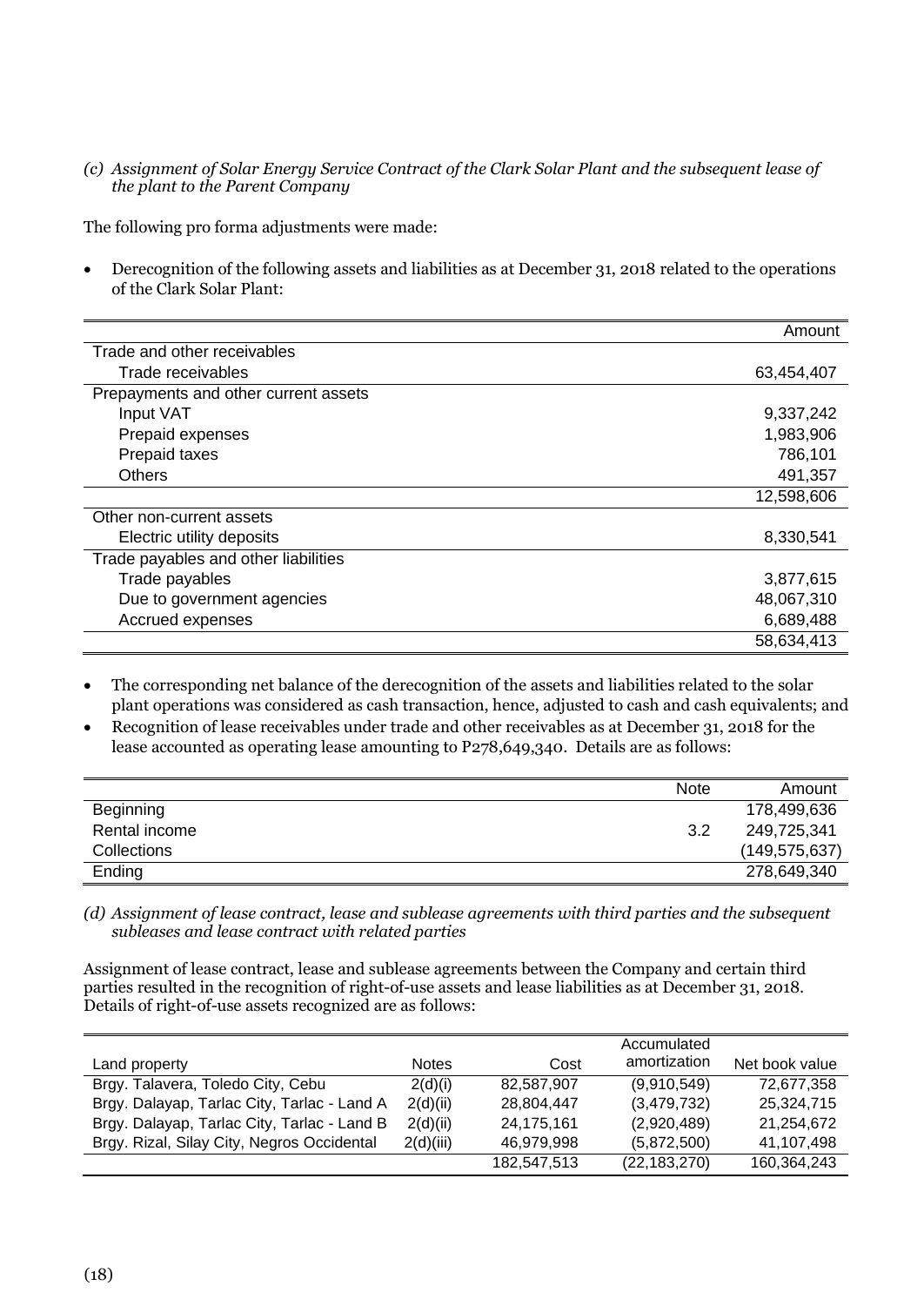*(c) Assignment of Solar Energy Service Contract of the Clark Solar Plant and the subsequent lease of the plant to the Parent Company*

The following pro forma adjustments were made:

- Derecognition of the following assets and liabilities as at December 31, 2018 related to the operations of the Clark Solar Plant:

| | Amount |
|---|---|
| Trade and other receivables | |
| Trade receivables | 63,454,407 |
| Prepayments and other current assets | |
| Input VAT | 9,337,242 |
| Prepaid expenses | 1,983,906 |
| Prepaid taxes | 786,101 |
| Others | 491,357 |
| | 12,598,606 |
| Other non-current assets | |
| Electric utility deposits | 8,330,541 |
| Trade payables and other liabilities | |
| Trade payables | 3,877,615 |
| Due to government agencies | 48,067,310 |
| Accrued expenses | 6,689,488 |
| | 58,634,413 |

- The corresponding net balance of the derecognition of the assets and liabilities related to the solar plant operations was considered as cash transaction, hence, adjusted to cash and cash equivalents; and
- Recognition of lease receivables under trade and other receivables as at December 31, 2018 for the lease accounted as operating lease amounting to P278,649,340. Details are as follows:

| | Note | Amount |
|---|---|---|
| Beginning | | 178,499,636 |
| Rental income | 3.2 | 249,725,341 |
| Collections | | (149,575,637) |
| Ending | | 278,649,340 |

*(d) Assignment of lease contract, lease and sublease agreements with third parties and the subsequent subleases and lease contract with related parties*

Assignment of lease contract, lease and sublease agreements between the Company and certain third parties resulted in the recognition of right-of-use assets and lease liabilities as at December 31, 2018. Details of right-of-use assets recognized are as follows:

| Land property | Notes | Cost | Accumulated amortization | Net book value |
|---|---|---|---|---|
| Brgy. Talavera, Toledo City, Cebu | 2(d)(i) | 82,587,907 | (9,910,549) | 72,677,358 |
| Brgy. Dalayap, Tarlac City, Tarlac - Land A | 2(d)(ii) | 28,804,447 | (3,479,732) | 25,324,715 |
| Brgy. Dalayap, Tarlac City, Tarlac - Land B | 2(d)(ii) | 24,175,161 | (2,920,489) | 21,254,672 |
| Brgy. Rizal, Silay City, Negros Occidental | 2(d)(iii) | 46,979,998 | (5,872,500) | 41,107,498 |
| | | 182,547,513 | (22,183,270) | 160,364,243 |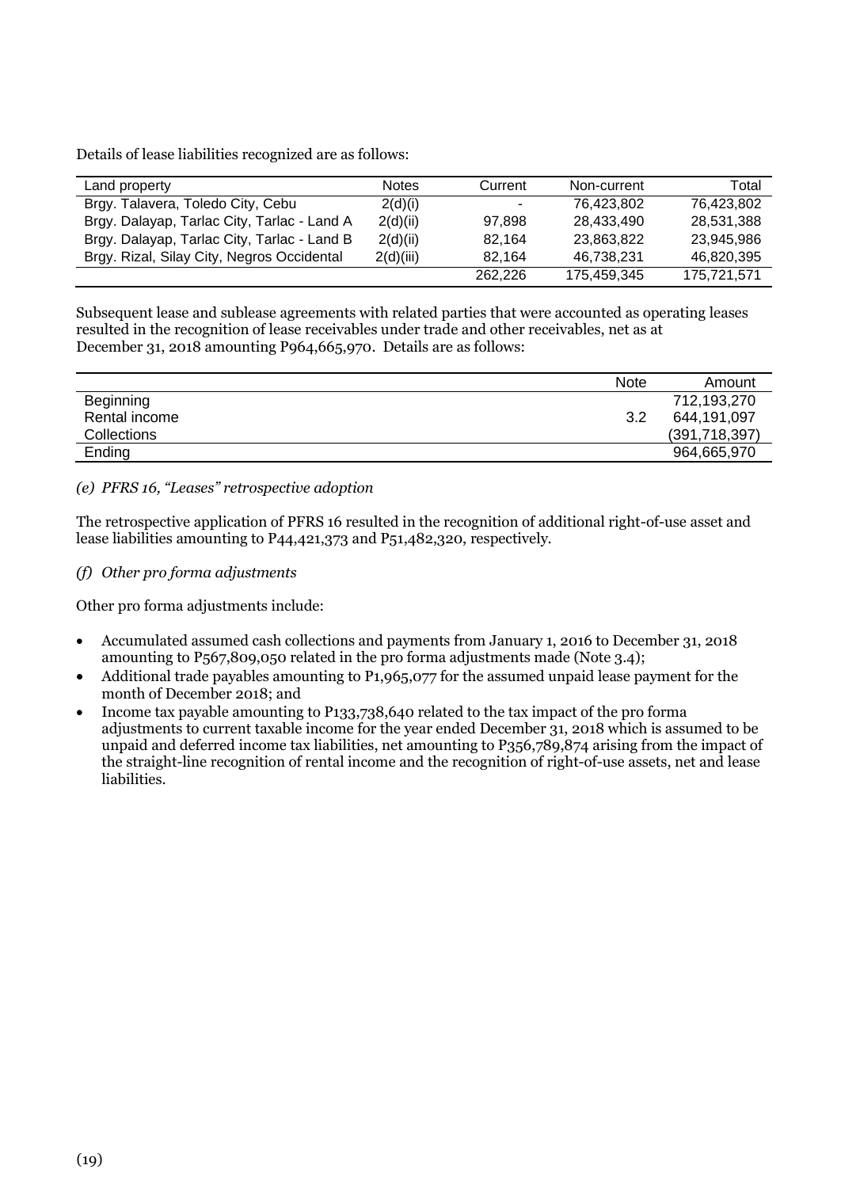Details of lease liabilities recognized are as follows:

| Land property | Notes | Current | Non-current | Total |
|---|---|---|---|---|
| Brgy. Talavera, Toledo City, Cebu | 2(d)(i) | - | 76,423,802 | 76,423,802 |
| Brgy. Dalayap, Tarlac City, Tarlac - Land A | 2(d)(ii) | 97,898 | 28,433,490 | 28,531,388 |
| Brgy. Dalayap, Tarlac City, Tarlac - Land B | 2(d)(ii) | 82,164 | 23,863,822 | 23,945,986 |
| Brgy. Rizal, Silay City, Negros Occidental | 2(d)(iii) | 82,164 | 46,738,231 | 46,820,395 |
| | | 262,226 | 175,459,345 | 175,721,571 |

Subsequent lease and sublease agreements with related parties that were accounted as operating leases resulted in the recognition of lease receivables under trade and other receivables, net as at December 31, 2018 amounting P964,665,970. Details are as follows:

| | Note | Amount |
|---|---|---|
| Beginning | | 712,193,270 |
| Rental income | 3.2 | 644,191,097 |
| Collections | | (391,718,397) |
| Ending | | 964,665,970 |

*(e) PFRS 16, "Leases" retrospective adoption*

The retrospective application of PFRS 16 resulted in the recognition of additional right-of-use asset and lease liabilities amounting to P44,421,373 and P51,482,320, respectively.

*(f) Other pro forma adjustments*

Other pro forma adjustments include:

- Accumulated assumed cash collections and payments from January 1, 2016 to December 31, 2018 amounting to P567,809,050 related in the pro forma adjustments made (Note 3.4);
- Additional trade payables amounting to P1,965,077 for the assumed unpaid lease payment for the month of December 2018; and
- Income tax payable amounting to P133,738,640 related to the tax impact of the pro forma adjustments to current taxable income for the year ended December 31, 2018 which is assumed to be unpaid and deferred income tax liabilities, net amounting to P356,789,874 arising from the impact of the straight-line recognition of rental income and the recognition of right-of-use assets, net and lease liabilities.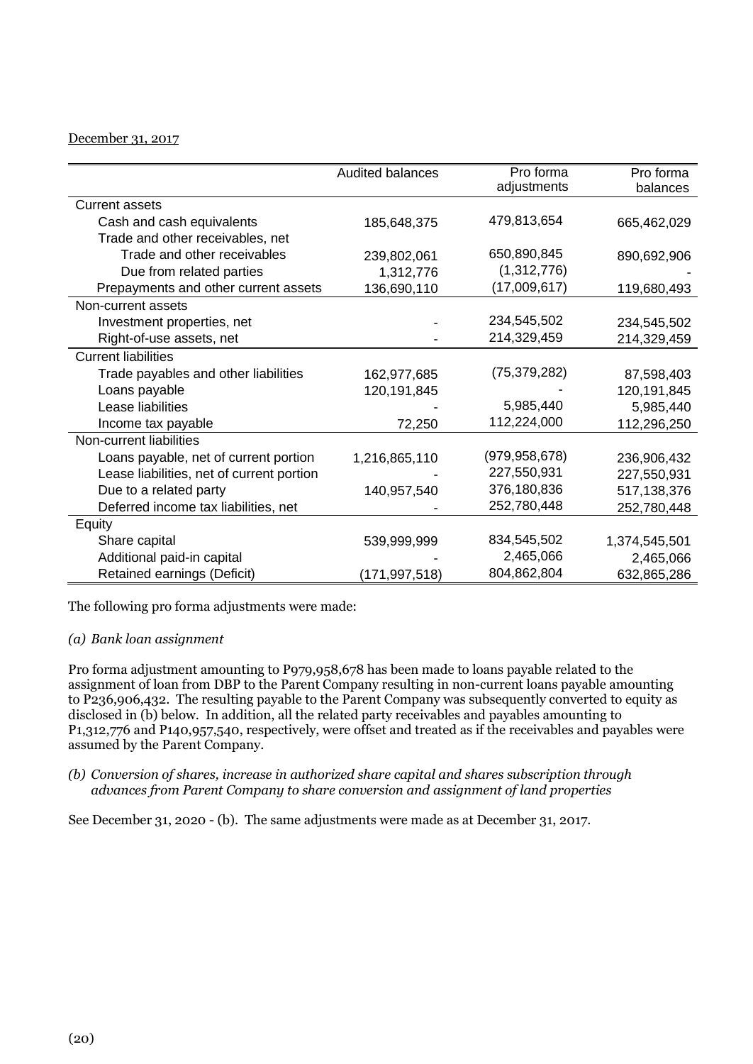December 31, 2017

| | Audited balances | Pro forma adjustments | Pro forma balances |
|---|---|---|---|
| Current assets | | | |
| Cash and cash equivalents | 185,648,375 | 479,813,654 | 665,462,029 |
| Trade and other receivables, net | | | |
| Trade and other receivables | 239,802,061 | 650,890,845 | 890,692,906 |
| Due from related parties | 1,312,776 | (1,312,776) | - |
| Prepayments and other current assets | 136,690,110 | (17,009,617) | 119,680,493 |
| Non-current assets | | | |
| Investment properties, net | - | 234,545,502 | 234,545,502 |
| Right-of-use assets, net | - | 214,329,459 | 214,329,459 |
| Current liabilities | | | |
| Trade payables and other liabilities | 162,977,685 | (75,379,282) | 87,598,403 |
| Loans payable | 120,191,845 | - | 120,191,845 |
| Lease liabilities | - | 5,985,440 | 5,985,440 |
| Income tax payable | 72,250 | 112,224,000 | 112,296,250 |
| Non-current liabilities | | | |
| Loans payable, net of current portion | 1,216,865,110 | (979,958,678) | 236,906,432 |
| Lease liabilities, net of current portion | - | 227,550,931 | 227,550,931 |
| Due to a related party | 140,957,540 | 376,180,836 | 517,138,376 |
| Deferred income tax liabilities, net | - | 252,780,448 | 252,780,448 |
| Equity | | | |
| Share capital | 539,999,999 | 834,545,502 | 1,374,545,501 |
| Additional paid-in capital | - | 2,465,066 | 2,465,066 |
| Retained earnings (Deficit) | (171,997,518) | 804,862,804 | 632,865,286 |

The following pro forma adjustments were made:

*(a) Bank loan assignment*

Pro forma adjustment amounting to P979,958,678 has been made to loans payable related to the assignment of loan from DBP to the Parent Company resulting in non-current loans payable amounting to P236,906,432. The resulting payable to the Parent Company was subsequently converted to equity as disclosed in (b) below. In addition, all the related party receivables and payables amounting to P1,312,776 and P140,957,540, respectively, were offset and treated as if the receivables and payables were assumed by the Parent Company.

*(b) Conversion of shares, increase in authorized share capital and shares subscription through advances from Parent Company to share conversion and assignment of land properties*

See December 31, 2020 - (b). The same adjustments were made as at December 31, 2017.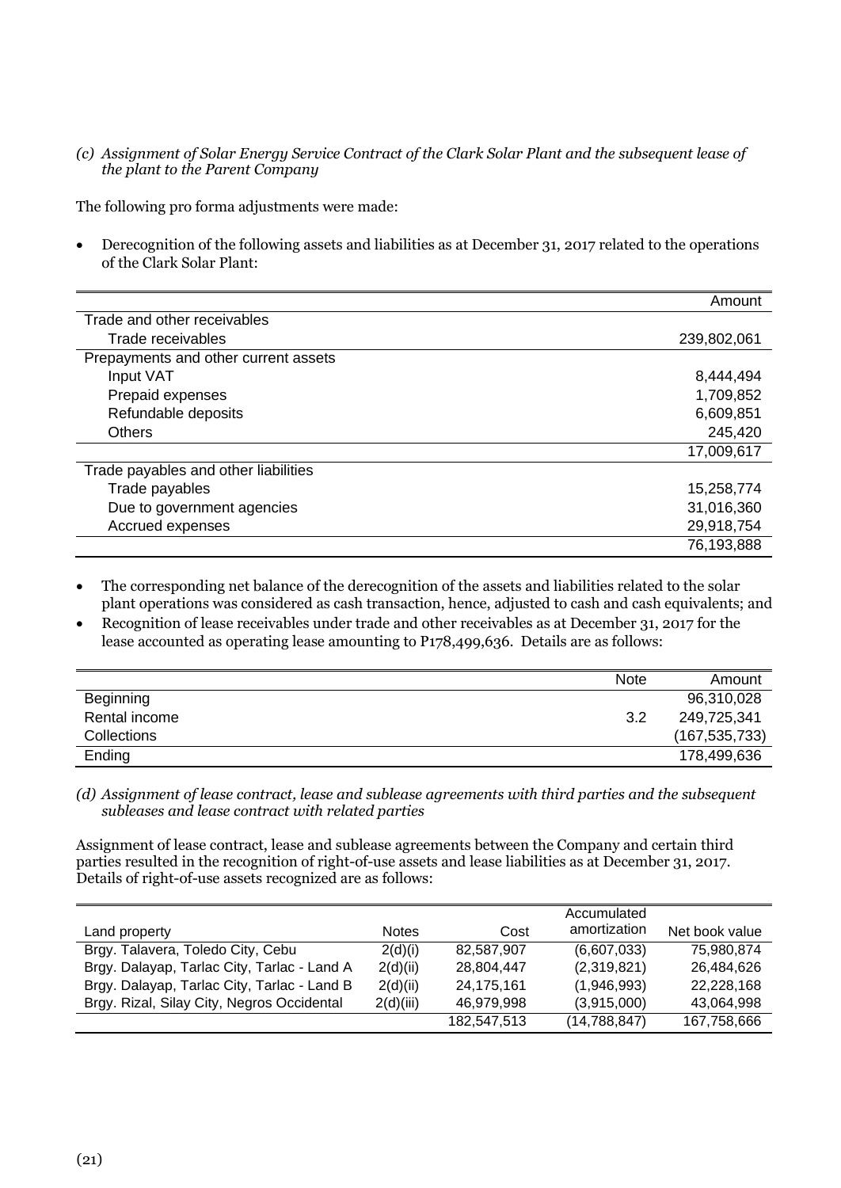*(c) Assignment of Solar Energy Service Contract of the Clark Solar Plant and the subsequent lease of the plant to the Parent Company*

The following pro forma adjustments were made:

- Derecognition of the following assets and liabilities as at December 31, 2017 related to the operations of the Clark Solar Plant:

| | Amount |
|---|---|
| Trade and other receivables | |
| Trade receivables | 239,802,061 |
| Prepayments and other current assets | |
| Input VAT | 8,444,494 |
| Prepaid expenses | 1,709,852 |
| Refundable deposits | 6,609,851 |
| Others | 245,420 |
| | 17,009,617 |
| Trade payables and other liabilities | |
| Trade payables | 15,258,774 |
| Due to government agencies | 31,016,360 |
| Accrued expenses | 29,918,754 |
| | 76,193,888 |

- The corresponding net balance of the derecognition of the assets and liabilities related to the solar plant operations was considered as cash transaction, hence, adjusted to cash and cash equivalents; and
- Recognition of lease receivables under trade and other receivables as at December 31, 2017 for the lease accounted as operating lease amounting to P178,499,636. Details are as follows:

| | Note | Amount |
|---|---|---|
| Beginning | | 96,310,028 |
| Rental income | 3.2 | 249,725,341 |
| Collections | | (167,535,733) |
| Ending | | 178,499,636 |

*(d) Assignment of lease contract, lease and sublease agreements with third parties and the subsequent subleases and lease contract with related parties*

Assignment of lease contract, lease and sublease agreements between the Company and certain third parties resulted in the recognition of right-of-use assets and lease liabilities as at December 31, 2017. Details of right-of-use assets recognized are as follows:

| Land property | Notes | Cost | Accumulated amortization | Net book value |
|---|---|---|---|---|
| Brgy. Talavera, Toledo City, Cebu | 2(d)(i) | 82,587,907 | (6,607,033) | 75,980,874 |
| Brgy. Dalayap, Tarlac City, Tarlac - Land A | 2(d)(ii) | 28,804,447 | (2,319,821) | 26,484,626 |
| Brgy. Dalayap, Tarlac City, Tarlac - Land B | 2(d)(ii) | 24,175,161 | (1,946,993) | 22,228,168 |
| Brgy. Rizal, Silay City, Negros Occidental | 2(d)(iii) | 46,979,998 | (3,915,000) | 43,064,998 |
| | | 182,547,513 | (14,788,847) | 167,758,666 |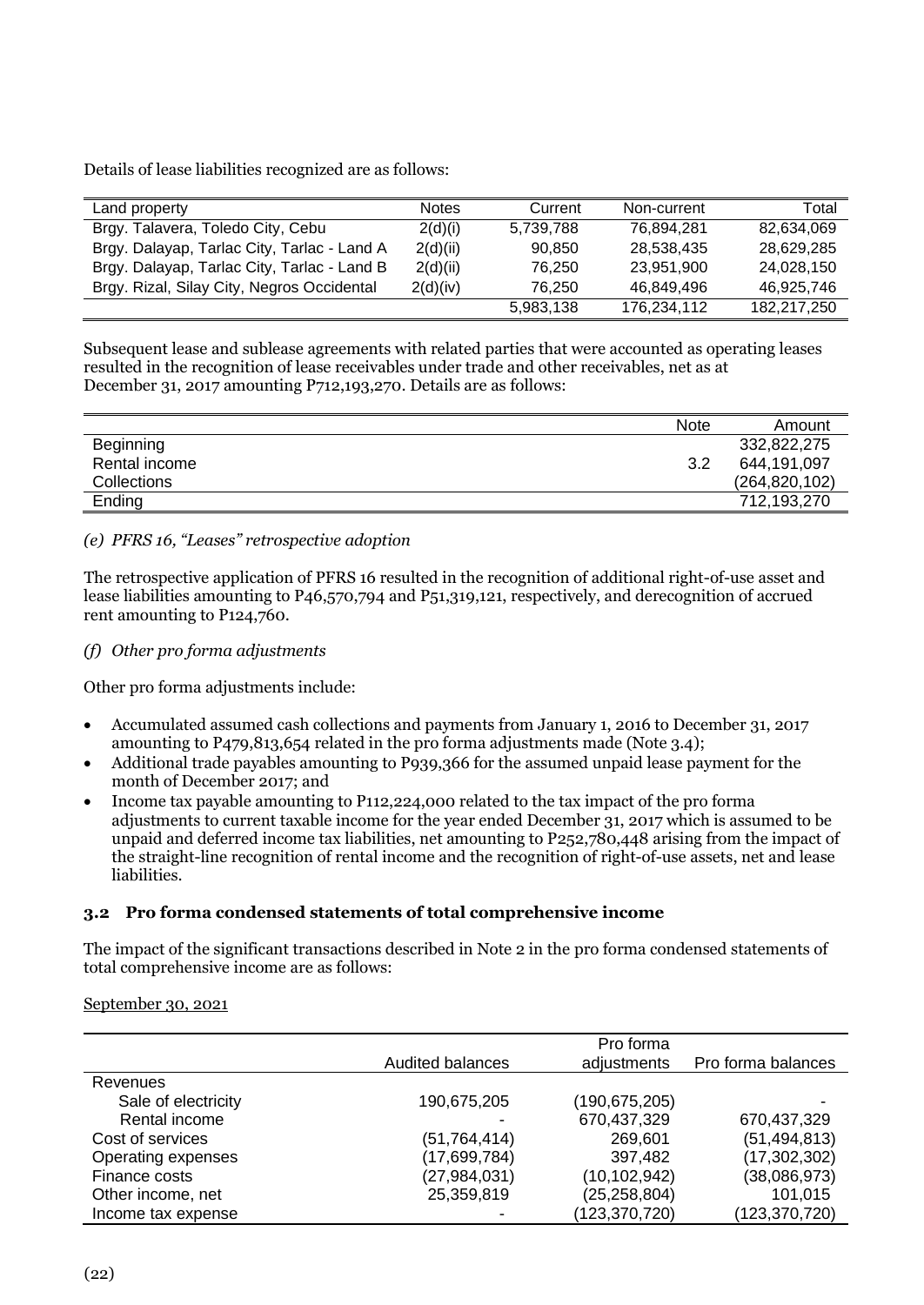Details of lease liabilities recognized are as follows:

| Land property | Notes | Current | Non-current | Total |
|---|---|---|---|---|
| Brgy. Talavera, Toledo City, Cebu | 2(d)(i) | 5,739,788 | 76,894,281 | 82,634,069 |
| Brgy. Dalayap, Tarlac City, Tarlac - Land A | 2(d)(ii) | 90,850 | 28,538,435 | 28,629,285 |
| Brgy. Dalayap, Tarlac City, Tarlac - Land B | 2(d)(ii) | 76,250 | 23,951,900 | 24,028,150 |
| Brgy. Rizal, Silay City, Negros Occidental | 2(d)(iv) | 76,250 | 46,849,496 | 46,925,746 |
| | | 5,983,138 | 176,234,112 | 182,217,250 |

Subsequent lease and sublease agreements with related parties that were accounted as operating leases resulted in the recognition of lease receivables under trade and other receivables, net as at December 31, 2017 amounting P712,193,270. Details are as follows:

| | Note | Amount |
|---|---|---|
| Beginning | | 332,822,275 |
| Rental income | 3.2 | 644,191,097 |
| Collections | | (264,820,102) |
| Ending | | 712,193,270 |

*(e) PFRS 16, "Leases" retrospective adoption*

The retrospective application of PFRS 16 resulted in the recognition of additional right-of-use asset and lease liabilities amounting to P46,570,794 and P51,319,121, respectively, and derecognition of accrued rent amounting to P124,760.

*(f) Other pro forma adjustments*

Other pro forma adjustments include:

- Accumulated assumed cash collections and payments from January 1, 2016 to December 31, 2017 amounting to P479,813,654 related in the pro forma adjustments made (Note 3.4);
- Additional trade payables amounting to P939,366 for the assumed unpaid lease payment for the month of December 2017; and
- Income tax payable amounting to P112,224,000 related to the tax impact of the pro forma adjustments to current taxable income for the year ended December 31, 2017 which is assumed to be unpaid and deferred income tax liabilities, net amounting to P252,780,448 arising from the impact of the straight-line recognition of rental income and the recognition of right-of-use assets, net and lease liabilities.

### 3.2 Pro forma condensed statements of total comprehensive income

The impact of the significant transactions described in Note 2 in the pro forma condensed statements of total comprehensive income are as follows:

September 30, 2021

| | Audited balances | Pro forma adjustments | Pro forma balances |
|---|---|---|---|
| Revenues | | | |
| Sale of electricity | 190,675,205 | (190,675,205) | - |
| Rental income | - | 670,437,329 | 670,437,329 |
| Cost of services | (51,764,414) | 269,601 | (51,494,813) |
| Operating expenses | (17,699,784) | 397,482 | (17,302,302) |
| Finance costs | (27,984,031) | (10,102,942) | (38,086,973) |
| Other income, net | 25,359,819 | (25,258,804) | 101,015 |
| Income tax expense | - | (123,370,720) | (123,370,720) |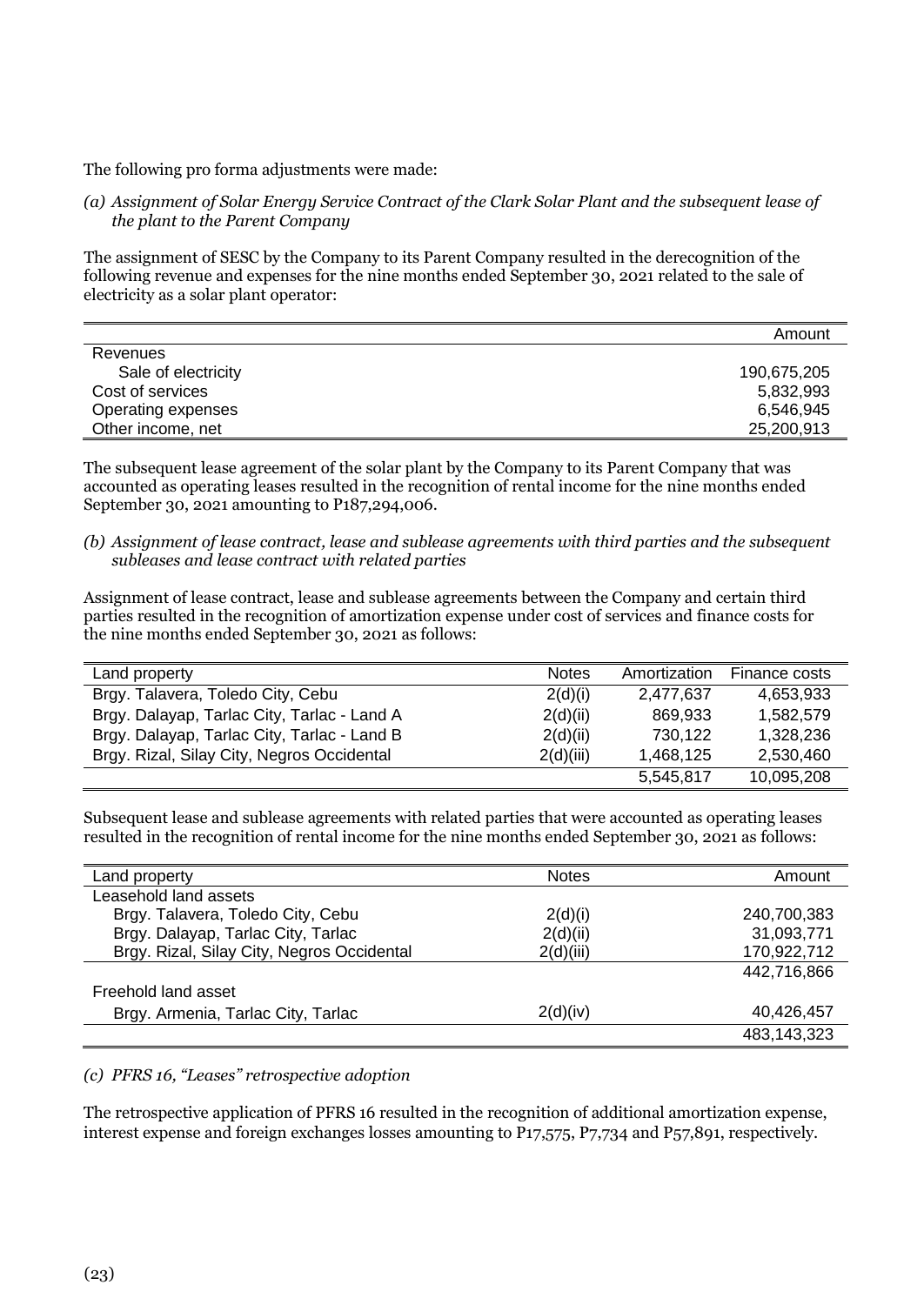The following pro forma adjustments were made:

*(a) Assignment of Solar Energy Service Contract of the Clark Solar Plant and the subsequent lease of the plant to the Parent Company*

The assignment of SESC by the Company to its Parent Company resulted in the derecognition of the following revenue and expenses for the nine months ended September 30, 2021 related to the sale of electricity as a solar plant operator:

| | Amount |
|---|---:|
| Revenues | |
| Sale of electricity | 190,675,205 |
| Cost of services | 5,832,993 |
| Operating expenses | 6,546,945 |
| Other income, net | 25,200,913 |

The subsequent lease agreement of the solar plant by the Company to its Parent Company that was accounted as operating leases resulted in the recognition of rental income for the nine months ended September 30, 2021 amounting to P187,294,006.

*(b) Assignment of lease contract, lease and sublease agreements with third parties and the subsequent subleases and lease contract with related parties*

Assignment of lease contract, lease and sublease agreements between the Company and certain third parties resulted in the recognition of amortization expense under cost of services and finance costs for the nine months ended September 30, 2021 as follows:

| Land property | Notes | Amortization | Finance costs |
|---|---:|---:|---:|
| Brgy. Talavera, Toledo City, Cebu | 2(d)(i) | 2,477,637 | 4,653,933 |
| Brgy. Dalayap, Tarlac City, Tarlac - Land A | 2(d)(ii) | 869,933 | 1,582,579 |
| Brgy. Dalayap, Tarlac City, Tarlac - Land B | 2(d)(ii) | 730,122 | 1,328,236 |
| Brgy. Rizal, Silay City, Negros Occidental | 2(d)(iii) | 1,468,125 | 2,530,460 |
| | | 5,545,817 | 10,095,208 |

Subsequent lease and sublease agreements with related parties that were accounted as operating leases resulted in the recognition of rental income for the nine months ended September 30, 2021 as follows:

| Land property | Notes | Amount |
|---|---:|---:|
| Leasehold land assets | | |
| Brgy. Talavera, Toledo City, Cebu | 2(d)(i) | 240,700,383 |
| Brgy. Dalayap, Tarlac City, Tarlac | 2(d)(ii) | 31,093,771 |
| Brgy. Rizal, Silay City, Negros Occidental | 2(d)(iii) | 170,922,712 |
| | | 442,716,866 |
| Freehold land asset | | |
| Brgy. Armenia, Tarlac City, Tarlac | 2(d)(iv) | 40,426,457 |
| | | 483,143,323 |

*(c) PFRS 16, "Leases" retrospective adoption*

The retrospective application of PFRS 16 resulted in the recognition of additional amortization expense, interest expense and foreign exchanges losses amounting to P17,575, P7,734 and P57,891, respectively.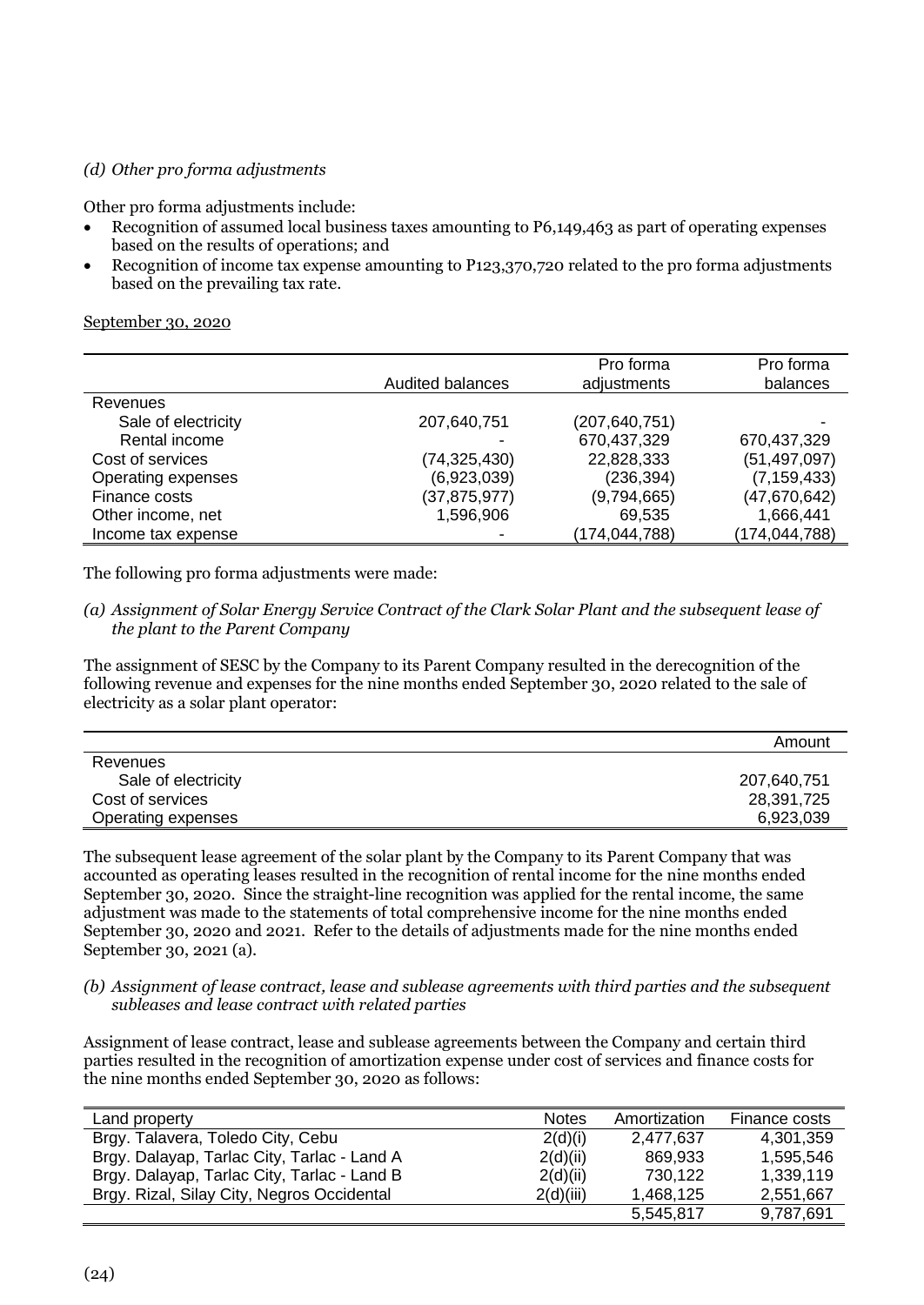*(d) Other pro forma adjustments*

Other pro forma adjustments include:

- Recognition of assumed local business taxes amounting to P6,149,463 as part of operating expenses based on the results of operations; and
- Recognition of income tax expense amounting to P123,370,720 related to the pro forma adjustments based on the prevailing tax rate.

September 30, 2020

| | Audited balances | Pro forma adjustments | Pro forma balances |
|---|---|---|---|
| Revenues | | | |
| Sale of electricity | 207,640,751 | (207,640,751) | - |
| Rental income | - | 670,437,329 | 670,437,329 |
| Cost of services | (74,325,430) | 22,828,333 | (51,497,097) |
| Operating expenses | (6,923,039) | (236,394) | (7,159,433) |
| Finance costs | (37,875,977) | (9,794,665) | (47,670,642) |
| Other income, net | 1,596,906 | 69,535 | 1,666,441 |
| Income tax expense | - | (174,044,788) | (174,044,788) |

The following pro forma adjustments were made:

*(a) Assignment of Solar Energy Service Contract of the Clark Solar Plant and the subsequent lease of the plant to the Parent Company*

The assignment of SESC by the Company to its Parent Company resulted in the derecognition of the following revenue and expenses for the nine months ended September 30, 2020 related to the sale of electricity as a solar plant operator:

| | Amount |
|---|---|
| Revenues | |
| Sale of electricity | 207,640,751 |
| Cost of services | 28,391,725 |
| Operating expenses | 6,923,039 |

The subsequent lease agreement of the solar plant by the Company to its Parent Company that was accounted as operating leases resulted in the recognition of rental income for the nine months ended September 30, 2020. Since the straight-line recognition was applied for the rental income, the same adjustment was made to the statements of total comprehensive income for the nine months ended September 30, 2020 and 2021. Refer to the details of adjustments made for the nine months ended September 30, 2021 (a).

*(b) Assignment of lease contract, lease and sublease agreements with third parties and the subsequent subleases and lease contract with related parties*

Assignment of lease contract, lease and sublease agreements between the Company and certain third parties resulted in the recognition of amortization expense under cost of services and finance costs for the nine months ended September 30, 2020 as follows:

| Land property | Notes | Amortization | Finance costs |
|---|---|---|---|
| Brgy. Talavera, Toledo City, Cebu | 2(d)(i) | 2,477,637 | 4,301,359 |
| Brgy. Dalayap, Tarlac City, Tarlac - Land A | 2(d)(ii) | 869,933 | 1,595,546 |
| Brgy. Dalayap, Tarlac City, Tarlac - Land B | 2(d)(ii) | 730,122 | 1,339,119 |
| Brgy. Rizal, Silay City, Negros Occidental | 2(d)(iii) | 1,468,125 | 2,551,667 |
| | | 5,545,817 | 9,787,691 |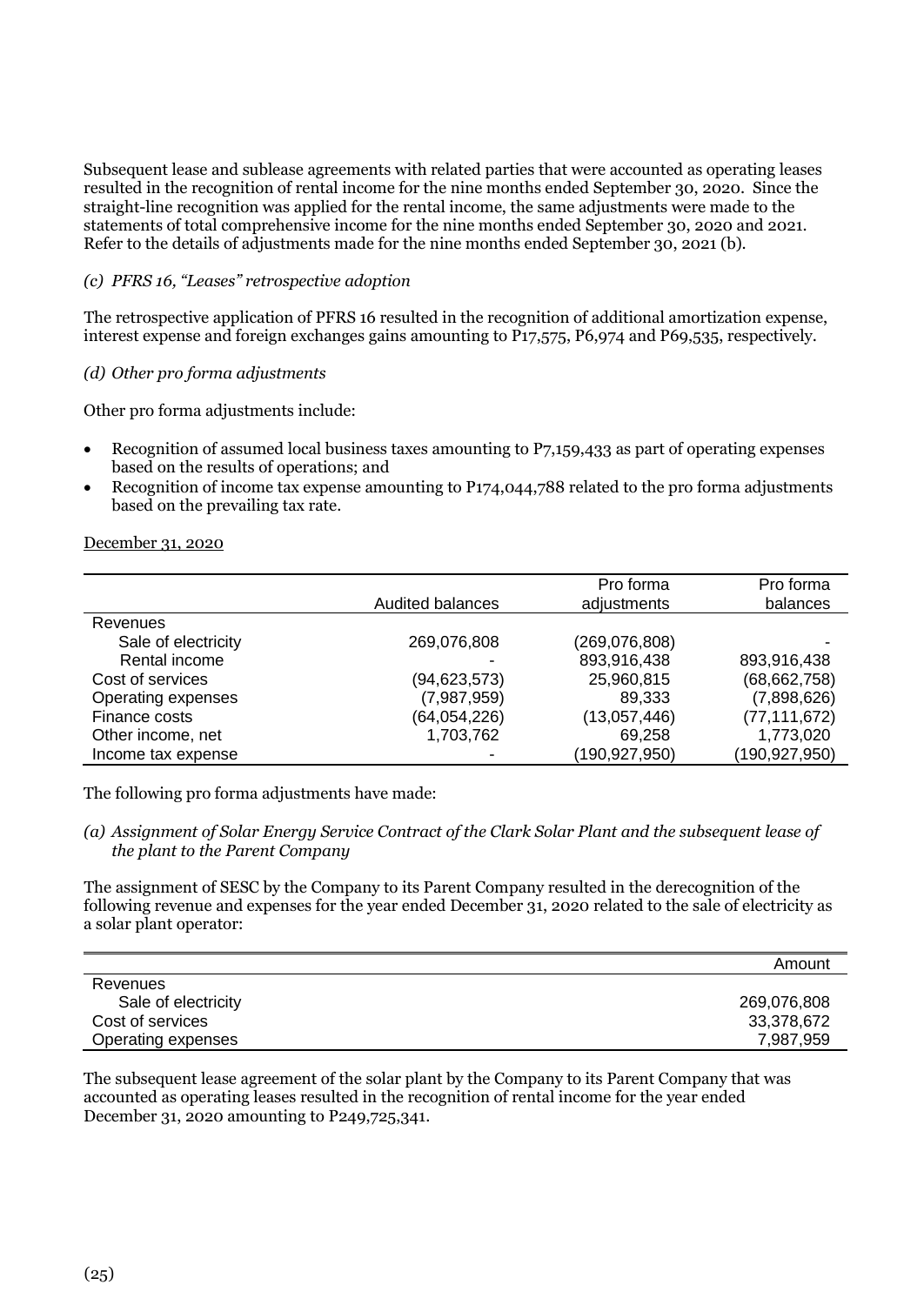Subsequent lease and sublease agreements with related parties that were accounted as operating leases resulted in the recognition of rental income for the nine months ended September 30, 2020. Since the straight-line recognition was applied for the rental income, the same adjustments were made to the statements of total comprehensive income for the nine months ended September 30, 2020 and 2021. Refer to the details of adjustments made for the nine months ended September 30, 2021 (b).

*(c) PFRS 16, "Leases" retrospective adoption*

The retrospective application of PFRS 16 resulted in the recognition of additional amortization expense, interest expense and foreign exchanges gains amounting to P17,575, P6,974 and P69,535, respectively.

*(d) Other pro forma adjustments*

Other pro forma adjustments include:

- Recognition of assumed local business taxes amounting to P7,159,433 as part of operating expenses based on the results of operations; and
- Recognition of income tax expense amounting to P174,044,788 related to the pro forma adjustments based on the prevailing tax rate.

December 31, 2020

| | Audited balances | Pro forma adjustments | Pro forma balances |
|---|---|---|---|
| Revenues | | | |
| Sale of electricity | 269,076,808 | (269,076,808) | - |
| Rental income | - | 893,916,438 | 893,916,438 |
| Cost of services | (94,623,573) | 25,960,815 | (68,662,758) |
| Operating expenses | (7,987,959) | 89,333 | (7,898,626) |
| Finance costs | (64,054,226) | (13,057,446) | (77,111,672) |
| Other income, net | 1,703,762 | 69,258 | 1,773,020 |
| Income tax expense | - | (190,927,950) | (190,927,950) |

The following pro forma adjustments have made:

*(a) Assignment of Solar Energy Service Contract of the Clark Solar Plant and the subsequent lease of the plant to the Parent Company*

The assignment of SESC by the Company to its Parent Company resulted in the derecognition of the following revenue and expenses for the year ended December 31, 2020 related to the sale of electricity as a solar plant operator:

| | Amount |
|---|---|
| Revenues | |
| Sale of electricity | 269,076,808 |
| Cost of services | 33,378,672 |
| Operating expenses | 7,987,959 |

The subsequent lease agreement of the solar plant by the Company to its Parent Company that was accounted as operating leases resulted in the recognition of rental income for the year ended December 31, 2020 amounting to P249,725,341.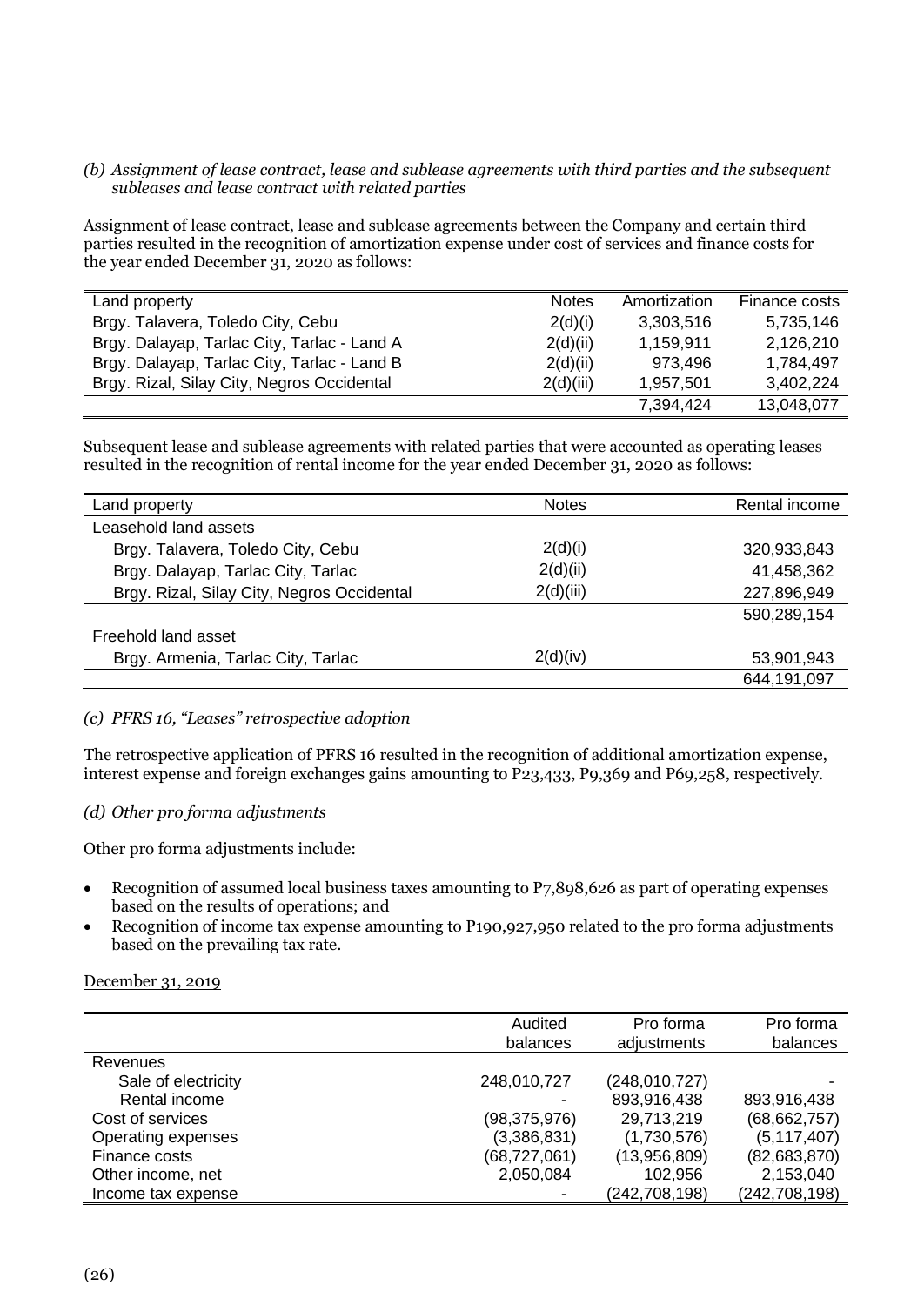*(b) Assignment of lease contract, lease and sublease agreements with third parties and the subsequent subleases and lease contract with related parties*

Assignment of lease contract, lease and sublease agreements between the Company and certain third parties resulted in the recognition of amortization expense under cost of services and finance costs for the year ended December 31, 2020 as follows:

| Land property | Notes | Amortization | Finance costs |
|---|---|---|---|
| Brgy. Talavera, Toledo City, Cebu | 2(d)(i) | 3,303,516 | 5,735,146 |
| Brgy. Dalayap, Tarlac City, Tarlac - Land A | 2(d)(ii) | 1,159,911 | 2,126,210 |
| Brgy. Dalayap, Tarlac City, Tarlac - Land B | 2(d)(ii) | 973,496 | 1,784,497 |
| Brgy. Rizal, Silay City, Negros Occidental | 2(d)(iii) | 1,957,501 | 3,402,224 |
| | | 7,394,424 | 13,048,077 |

Subsequent lease and sublease agreements with related parties that were accounted as operating leases resulted in the recognition of rental income for the year ended December 31, 2020 as follows:

| Land property | Notes | Rental income |
|---|---|---|
| Leasehold land assets | | |
| Brgy. Talavera, Toledo City, Cebu | 2(d)(i) | 320,933,843 |
| Brgy. Dalayap, Tarlac City, Tarlac | 2(d)(ii) | 41,458,362 |
| Brgy. Rizal, Silay City, Negros Occidental | 2(d)(iii) | 227,896,949 |
| | | 590,289,154 |
| Freehold land asset | | |
| Brgy. Armenia, Tarlac City, Tarlac | 2(d)(iv) | 53,901,943 |
| | | 644,191,097 |

*(c) PFRS 16, "Leases" retrospective adoption*

The retrospective application of PFRS 16 resulted in the recognition of additional amortization expense, interest expense and foreign exchanges gains amounting to P23,433, P9,369 and P69,258, respectively.

*(d) Other pro forma adjustments*

Other pro forma adjustments include:

- Recognition of assumed local business taxes amounting to P7,898,626 as part of operating expenses based on the results of operations; and
- Recognition of income tax expense amounting to P190,927,950 related to the pro forma adjustments based on the prevailing tax rate.

December 31, 2019

| | Audited balances | Pro forma adjustments | Pro forma balances |
|---|---|---|---|
| Revenues | | | |
| Sale of electricity | 248,010,727 | (248,010,727) | - |
| Rental income | - | 893,916,438 | 893,916,438 |
| Cost of services | (98,375,976) | 29,713,219 | (68,662,757) |
| Operating expenses | (3,386,831) | (1,730,576) | (5,117,407) |
| Finance costs | (68,727,061) | (13,956,809) | (82,683,870) |
| Other income, net | 2,050,084 | 102,956 | 2,153,040 |
| Income tax expense | - | (242,708,198) | (242,708,198) |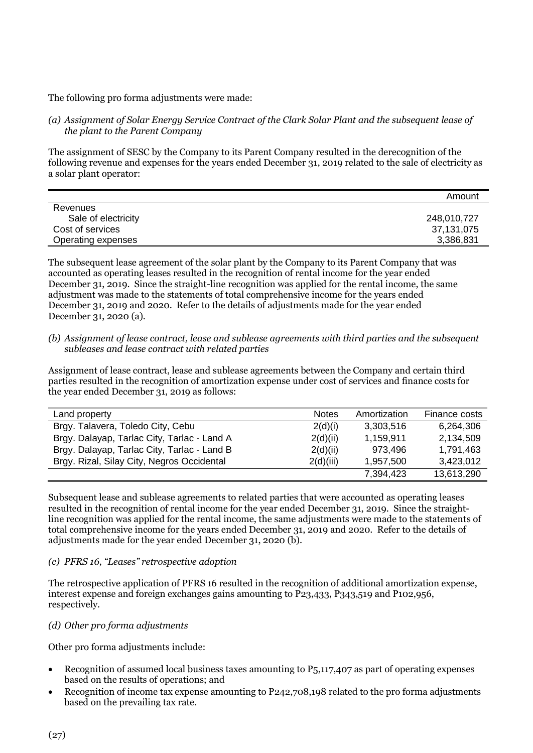The following pro forma adjustments were made:

*(a) Assignment of Solar Energy Service Contract of the Clark Solar Plant and the subsequent lease of the plant to the Parent Company*

The assignment of SESC by the Company to its Parent Company resulted in the derecognition of the following revenue and expenses for the years ended December 31, 2019 related to the sale of electricity as a solar plant operator:

| | Amount |
|---|---|
| Revenues | |
| Sale of electricity | 248,010,727 |
| Cost of services | 37,131,075 |
| Operating expenses | 3,386,831 |

The subsequent lease agreement of the solar plant by the Company to its Parent Company that was accounted as operating leases resulted in the recognition of rental income for the year ended December 31, 2019. Since the straight-line recognition was applied for the rental income, the same adjustment was made to the statements of total comprehensive income for the years ended December 31, 2019 and 2020. Refer to the details of adjustments made for the year ended December 31, 2020 (a).

*(b) Assignment of lease contract, lease and sublease agreements with third parties and the subsequent subleases and lease contract with related parties*

Assignment of lease contract, lease and sublease agreements between the Company and certain third parties resulted in the recognition of amortization expense under cost of services and finance costs for the year ended December 31, 2019 as follows:

| Land property | Notes | Amortization | Finance costs |
|---|---|---|---|
| Brgy. Talavera, Toledo City, Cebu | 2(d)(i) | 3,303,516 | 6,264,306 |
| Brgy. Dalayap, Tarlac City, Tarlac - Land A | 2(d)(ii) | 1,159,911 | 2,134,509 |
| Brgy. Dalayap, Tarlac City, Tarlac - Land B | 2(d)(ii) | 973,496 | 1,791,463 |
| Brgy. Rizal, Silay City, Negros Occidental | 2(d)(iii) | 1,957,500 | 3,423,012 |
| | | 7,394,423 | 13,613,290 |

Subsequent lease and sublease agreements to related parties that were accounted as operating leases resulted in the recognition of rental income for the year ended December 31, 2019. Since the straight-line recognition was applied for the rental income, the same adjustments were made to the statements of total comprehensive income for the years ended December 31, 2019 and 2020. Refer to the details of adjustments made for the year ended December 31, 2020 (b).

*(c) PFRS 16, "Leases" retrospective adoption*

The retrospective application of PFRS 16 resulted in the recognition of additional amortization expense, interest expense and foreign exchanges gains amounting to P23,433, P343,519 and P102,956, respectively.

*(d) Other pro forma adjustments*

Other pro forma adjustments include:

- Recognition of assumed local business taxes amounting to P5,117,407 as part of operating expenses based on the results of operations; and
- Recognition of income tax expense amounting to P242,708,198 related to the pro forma adjustments based on the prevailing tax rate.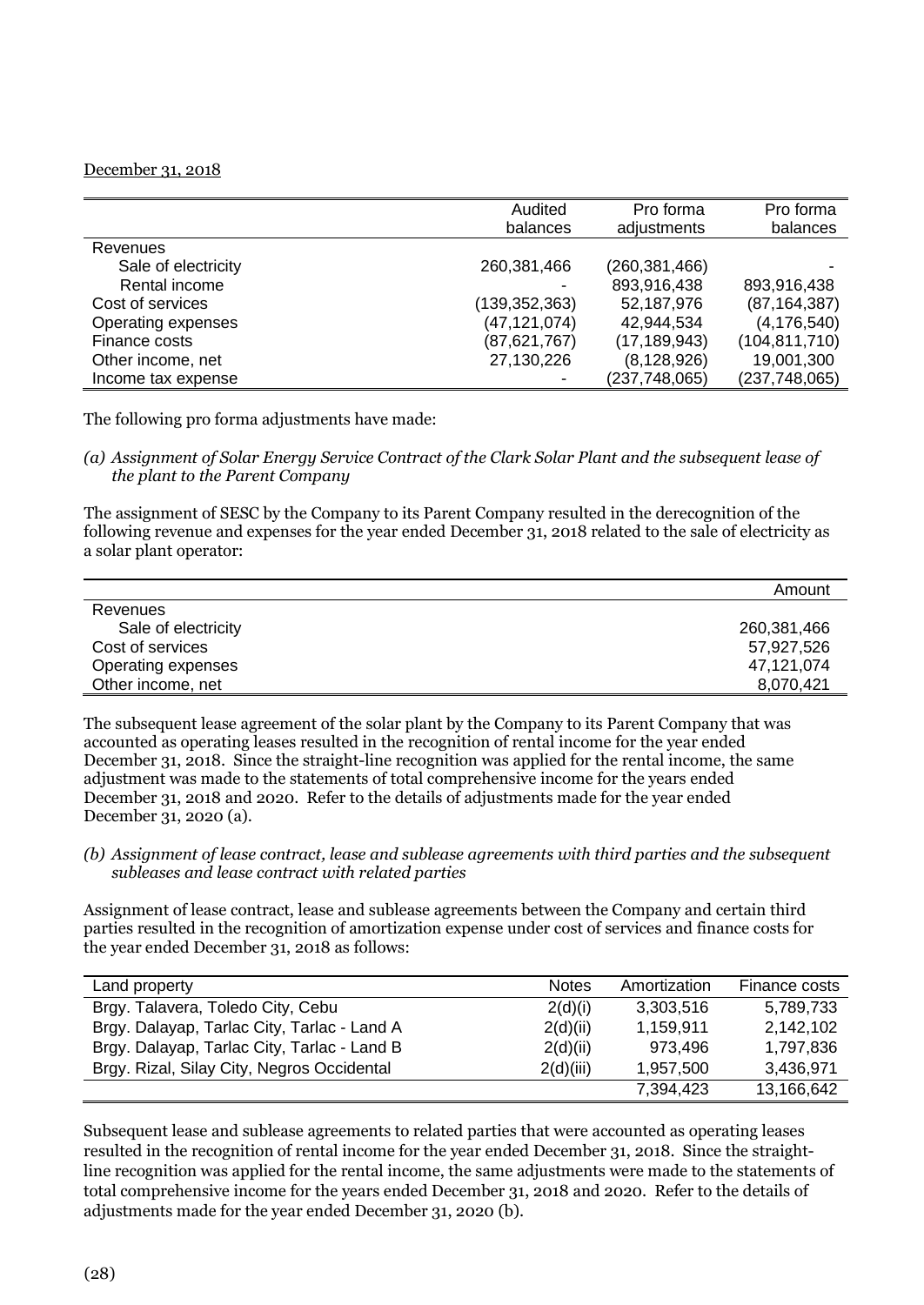December 31, 2018

| | Audited balances | Pro forma adjustments | Pro forma balances |
|---|---|---|---|
| Revenues | | | |
| Sale of electricity | 260,381,466 | (260,381,466) | - |
| Rental income | - | 893,916,438 | 893,916,438 |
| Cost of services | (139,352,363) | 52,187,976 | (87,164,387) |
| Operating expenses | (47,121,074) | 42,944,534 | (4,176,540) |
| Finance costs | (87,621,767) | (17,189,943) | (104,811,710) |
| Other income, net | 27,130,226 | (8,128,926) | 19,001,300 |
| Income tax expense | - | (237,748,065) | (237,748,065) |

The following pro forma adjustments have made:

*(a) Assignment of Solar Energy Service Contract of the Clark Solar Plant and the subsequent lease of the plant to the Parent Company*

The assignment of SESC by the Company to its Parent Company resulted in the derecognition of the following revenue and expenses for the year ended December 31, 2018 related to the sale of electricity as a solar plant operator:

| | Amount |
|---|---|
| Revenues | |
| Sale of electricity | 260,381,466 |
| Cost of services | 57,927,526 |
| Operating expenses | 47,121,074 |
| Other income, net | 8,070,421 |

The subsequent lease agreement of the solar plant by the Company to its Parent Company that was accounted as operating leases resulted in the recognition of rental income for the year ended December 31, 2018. Since the straight-line recognition was applied for the rental income, the same adjustment was made to the statements of total comprehensive income for the years ended December 31, 2018 and 2020. Refer to the details of adjustments made for the year ended December 31, 2020 (a).

*(b) Assignment of lease contract, lease and sublease agreements with third parties and the subsequent subleases and lease contract with related parties*

Assignment of lease contract, lease and sublease agreements between the Company and certain third parties resulted in the recognition of amortization expense under cost of services and finance costs for the year ended December 31, 2018 as follows:

| Land property | Notes | Amortization | Finance costs |
|---|---|---|---|
| Brgy. Talavera, Toledo City, Cebu | 2(d)(i) | 3,303,516 | 5,789,733 |
| Brgy. Dalayap, Tarlac City, Tarlac - Land A | 2(d)(ii) | 1,159,911 | 2,142,102 |
| Brgy. Dalayap, Tarlac City, Tarlac - Land B | 2(d)(ii) | 973,496 | 1,797,836 |
| Brgy. Rizal, Silay City, Negros Occidental | 2(d)(iii) | 1,957,500 | 3,436,971 |
| | | 7,394,423 | 13,166,642 |

Subsequent lease and sublease agreements to related parties that were accounted as operating leases resulted in the recognition of rental income for the year ended December 31, 2018. Since the straight-line recognition was applied for the rental income, the same adjustments were made to the statements of total comprehensive income for the years ended December 31, 2018 and 2020. Refer to the details of adjustments made for the year ended December 31, 2020 (b).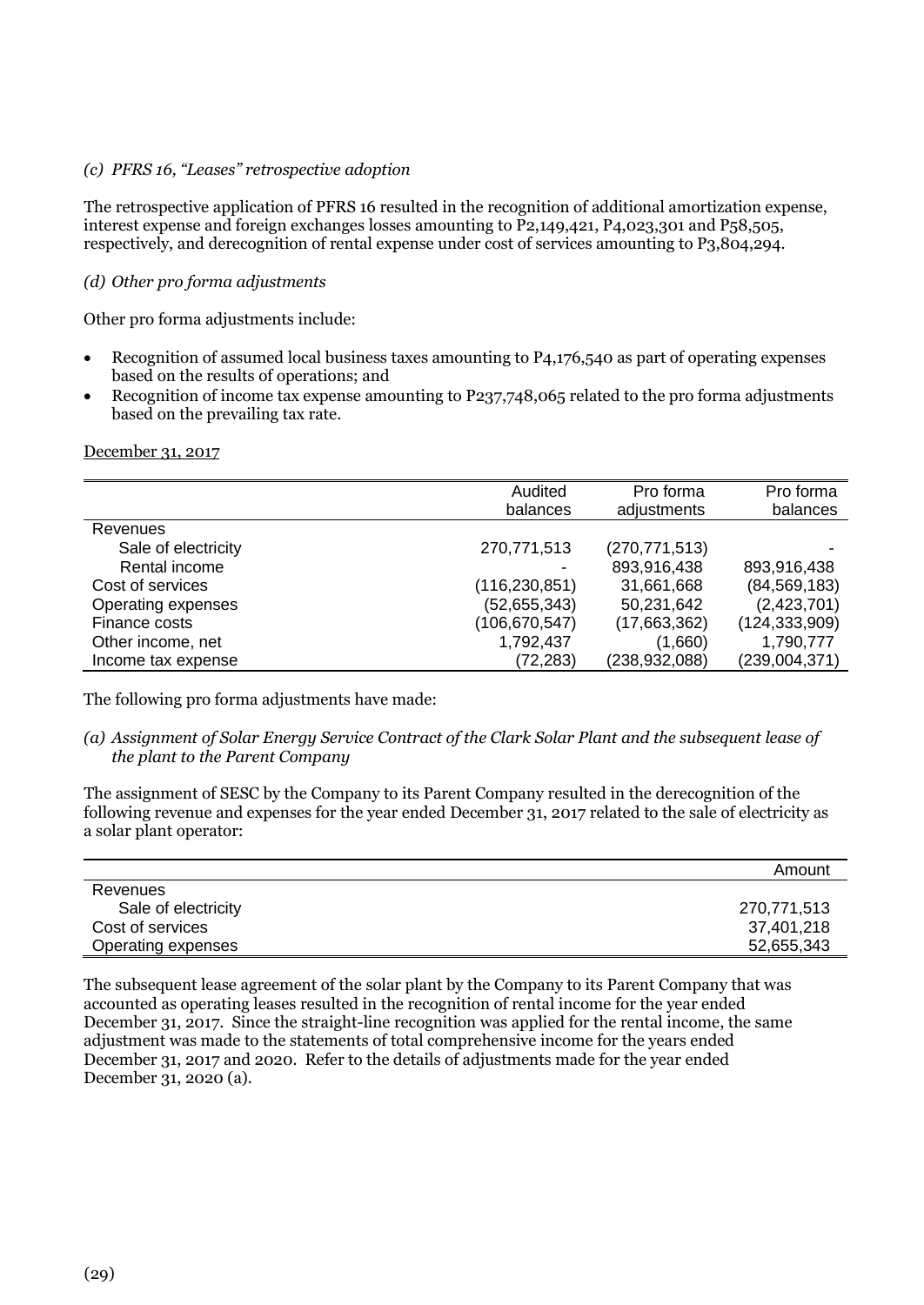*(c) PFRS 16, "Leases" retrospective adoption*

The retrospective application of PFRS 16 resulted in the recognition of additional amortization expense, interest expense and foreign exchanges losses amounting to P2,149,421, P4,023,301 and P58,505, respectively, and derecognition of rental expense under cost of services amounting to P3,804,294.

*(d) Other pro forma adjustments*

Other pro forma adjustments include:

- Recognition of assumed local business taxes amounting to P4,176,540 as part of operating expenses based on the results of operations; and
- Recognition of income tax expense amounting to P237,748,065 related to the pro forma adjustments based on the prevailing tax rate.

December 31, 2017

| | Audited balances | Pro forma adjustments | Pro forma balances |
|---|---|---|---|
| Revenues | | | |
| Sale of electricity | 270,771,513 | (270,771,513) | - |
| Rental income | - | 893,916,438 | 893,916,438 |
| Cost of services | (116,230,851) | 31,661,668 | (84,569,183) |
| Operating expenses | (52,655,343) | 50,231,642 | (2,423,701) |
| Finance costs | (106,670,547) | (17,663,362) | (124,333,909) |
| Other income, net | 1,792,437 | (1,660) | 1,790,777 |
| Income tax expense | (72,283) | (238,932,088) | (239,004,371) |

The following pro forma adjustments have made:

*(a) Assignment of Solar Energy Service Contract of the Clark Solar Plant and the subsequent lease of the plant to the Parent Company*

The assignment of SESC by the Company to its Parent Company resulted in the derecognition of the following revenue and expenses for the year ended December 31, 2017 related to the sale of electricity as a solar plant operator:

| | Amount |
|---|---|
| Revenues | |
| Sale of electricity | 270,771,513 |
| Cost of services | 37,401,218 |
| Operating expenses | 52,655,343 |

The subsequent lease agreement of the solar plant by the Company to its Parent Company that was accounted as operating leases resulted in the recognition of rental income for the year ended December 31, 2017. Since the straight-line recognition was applied for the rental income, the same adjustment was made to the statements of total comprehensive income for the years ended December 31, 2017 and 2020. Refer to the details of adjustments made for the year ended December 31, 2020 (a).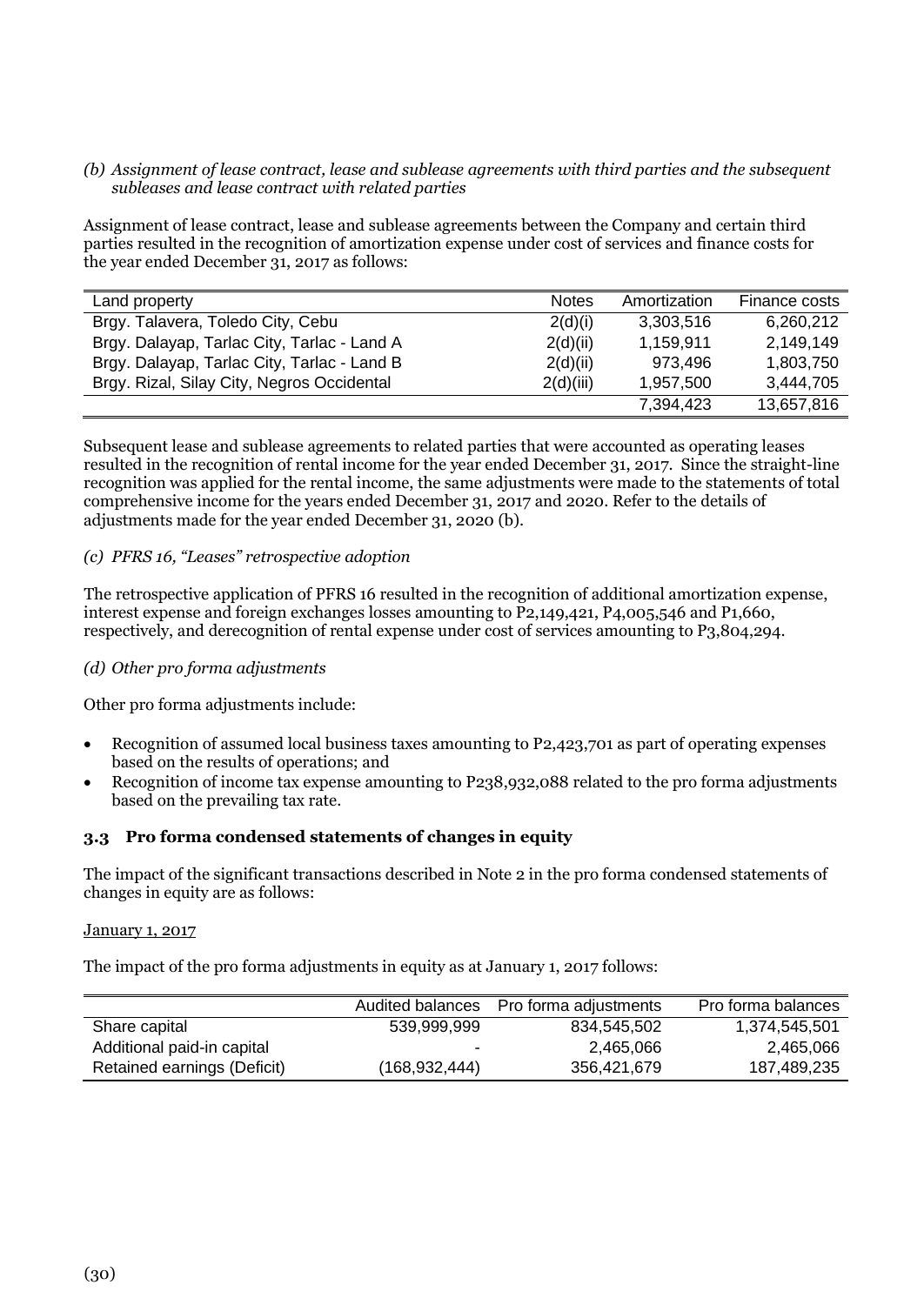*(b) Assignment of lease contract, lease and sublease agreements with third parties and the subsequent subleases and lease contract with related parties*

Assignment of lease contract, lease and sublease agreements between the Company and certain third parties resulted in the recognition of amortization expense under cost of services and finance costs for the year ended December 31, 2017 as follows:

| Land property | Notes | Amortization | Finance costs |
|---|---|---|---|
| Brgy. Talavera, Toledo City, Cebu | 2(d)(i) | 3,303,516 | 6,260,212 |
| Brgy. Dalayap, Tarlac City, Tarlac - Land A | 2(d)(ii) | 1,159,911 | 2,149,149 |
| Brgy. Dalayap, Tarlac City, Tarlac - Land B | 2(d)(ii) | 973,496 | 1,803,750 |
| Brgy. Rizal, Silay City, Negros Occidental | 2(d)(iii) | 1,957,500 | 3,444,705 |
| | | 7,394,423 | 13,657,816 |

Subsequent lease and sublease agreements to related parties that were accounted as operating leases resulted in the recognition of rental income for the year ended December 31, 2017. Since the straight-line recognition was applied for the rental income, the same adjustments were made to the statements of total comprehensive income for the years ended December 31, 2017 and 2020. Refer to the details of adjustments made for the year ended December 31, 2020 (b).

*(c) PFRS 16, "Leases" retrospective adoption*

The retrospective application of PFRS 16 resulted in the recognition of additional amortization expense, interest expense and foreign exchanges losses amounting to P2,149,421, P4,005,546 and P1,660, respectively, and derecognition of rental expense under cost of services amounting to P3,804,294.

*(d) Other pro forma adjustments*

Other pro forma adjustments include:

- Recognition of assumed local business taxes amounting to P2,423,701 as part of operating expenses based on the results of operations; and
- Recognition of income tax expense amounting to P238,932,088 related to the pro forma adjustments based on the prevailing tax rate.

### 3.3 Pro forma condensed statements of changes in equity

The impact of the significant transactions described in Note 2 in the pro forma condensed statements of changes in equity are as follows:

January 1, 2017

The impact of the pro forma adjustments in equity as at January 1, 2017 follows:

| | Audited balances | Pro forma adjustments | Pro forma balances |
|---|---|---|---|
| Share capital | 539,999,999 | 834,545,502 | 1,374,545,501 |
| Additional paid-in capital | - | 2,465,066 | 2,465,066 |
| Retained earnings (Deficit) | (168,932,444) | 356,421,679 | 187,489,235 |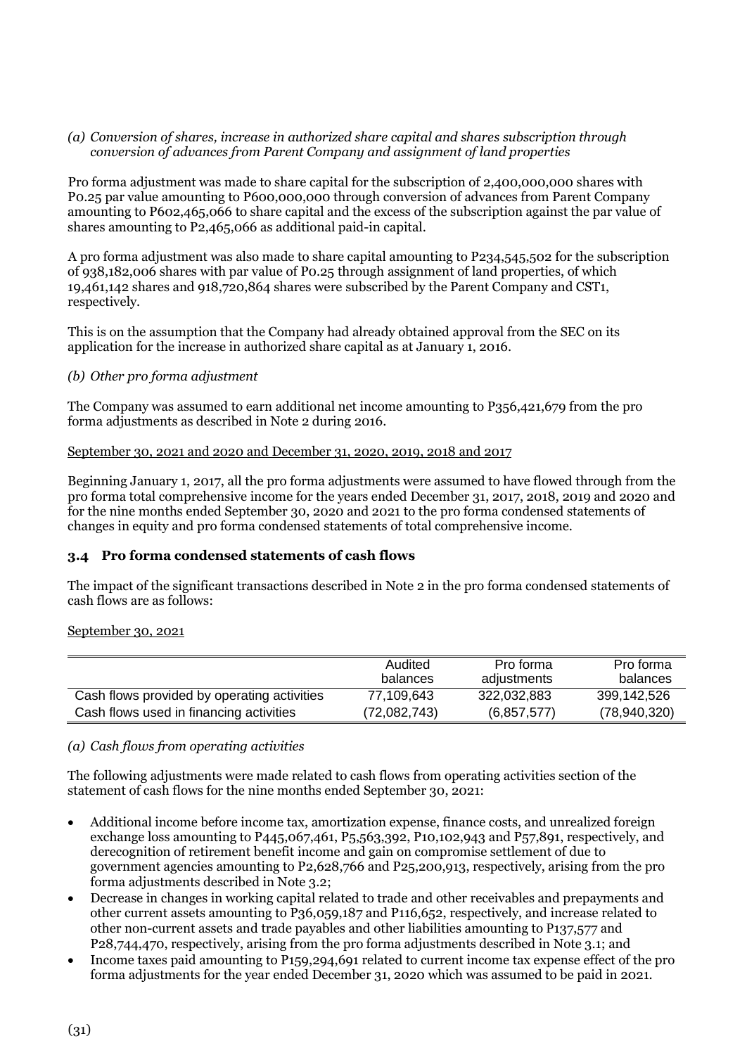*(a) Conversion of shares, increase in authorized share capital and shares subscription through conversion of advances from Parent Company and assignment of land properties*

Pro forma adjustment was made to share capital for the subscription of 2,400,000,000 shares with P0.25 par value amounting to P600,000,000 through conversion of advances from Parent Company amounting to P602,465,066 to share capital and the excess of the subscription against the par value of shares amounting to P2,465,066 as additional paid-in capital.

A pro forma adjustment was also made to share capital amounting to P234,545,502 for the subscription of 938,182,006 shares with par value of P0.25 through assignment of land properties, of which 19,461,142 shares and 918,720,864 shares were subscribed by the Parent Company and CST1, respectively.

This is on the assumption that the Company had already obtained approval from the SEC on its application for the increase in authorized share capital as at January 1, 2016.

*(b) Other pro forma adjustment*

The Company was assumed to earn additional net income amounting to P356,421,679 from the pro forma adjustments as described in Note 2 during 2016.

September 30, 2021 and 2020 and December 31, 2020, 2019, 2018 and 2017

Beginning January 1, 2017, all the pro forma adjustments were assumed to have flowed through from the pro forma total comprehensive income for the years ended December 31, 2017, 2018, 2019 and 2020 and for the nine months ended September 30, 2020 and 2021 to the pro forma condensed statements of changes in equity and pro forma condensed statements of total comprehensive income.

### 3.4 Pro forma condensed statements of cash flows

The impact of the significant transactions described in Note 2 in the pro forma condensed statements of cash flows are as follows:

September 30, 2021

| | Audited balances | Pro forma adjustments | Pro forma balances |
|---|---|---|---|
| Cash flows provided by operating activities | 77,109,643 | 322,032,883 | 399,142,526 |
| Cash flows used in financing activities | (72,082,743) | (6,857,577) | (78,940,320) |

*(a) Cash flows from operating activities*

The following adjustments were made related to cash flows from operating activities section of the statement of cash flows for the nine months ended September 30, 2021:

- Additional income before income tax, amortization expense, finance costs, and unrealized foreign exchange loss amounting to P445,067,461, P5,563,392, P10,102,943 and P57,891, respectively, and derecognition of retirement benefit income and gain on compromise settlement of due to government agencies amounting to P2,628,766 and P25,200,913, respectively, arising from the pro forma adjustments described in Note 3.2;
- Decrease in changes in working capital related to trade and other receivables and prepayments and other current assets amounting to P36,059,187 and P116,652, respectively, and increase related to other non-current assets and trade payables and other liabilities amounting to P137,577 and P28,744,470, respectively, arising from the pro forma adjustments described in Note 3.1; and
- Income taxes paid amounting to P159,294,691 related to current income tax expense effect of the pro forma adjustments for the year ended December 31, 2020 which was assumed to be paid in 2021.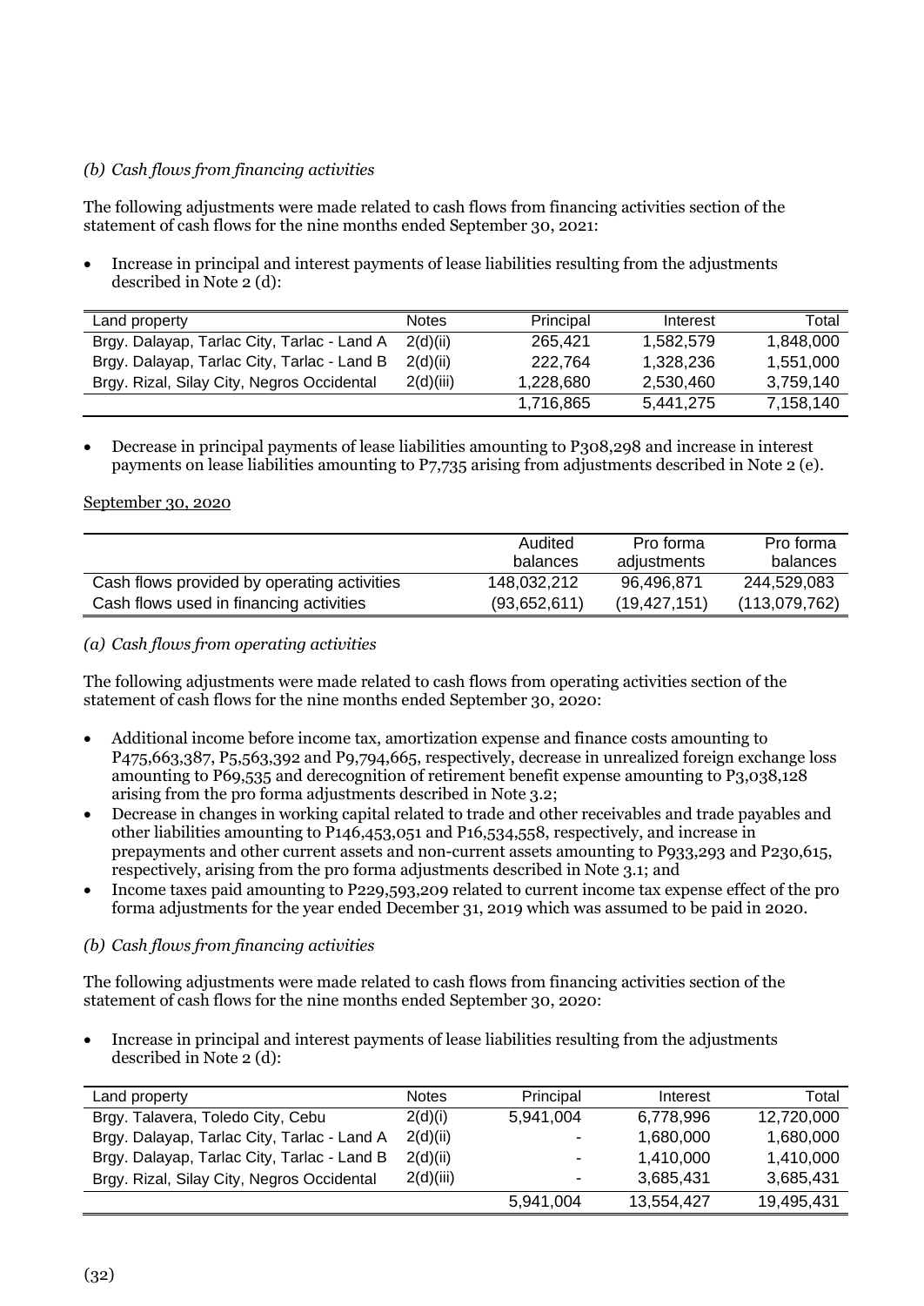*(b) Cash flows from financing activities*

The following adjustments were made related to cash flows from financing activities section of the statement of cash flows for the nine months ended September 30, 2021:

- Increase in principal and interest payments of lease liabilities resulting from the adjustments described in Note 2 (d):

| Land property | Notes | Principal | Interest | Total |
|---|---|---|---|---|
| Brgy. Dalayap, Tarlac City, Tarlac - Land A | 2(d)(ii) | 265,421 | 1,582,579 | 1,848,000 |
| Brgy. Dalayap, Tarlac City, Tarlac - Land B | 2(d)(ii) | 222,764 | 1,328,236 | 1,551,000 |
| Brgy. Rizal, Silay City, Negros Occidental | 2(d)(iii) | 1,228,680 | 2,530,460 | 3,759,140 |
| | | 1,716,865 | 5,441,275 | 7,158,140 |

- Decrease in principal payments of lease liabilities amounting to P308,298 and increase in interest payments on lease liabilities amounting to P7,735 arising from adjustments described in Note 2 (e).

September 30, 2020

| | Audited balances | Pro forma adjustments | Pro forma balances |
|---|---|---|---|
| Cash flows provided by operating activities | 148,032,212 | 96,496,871 | 244,529,083 |
| Cash flows used in financing activities | (93,652,611) | (19,427,151) | (113,079,762) |

*(a) Cash flows from operating activities*

The following adjustments were made related to cash flows from operating activities section of the statement of cash flows for the nine months ended September 30, 2020:

- Additional income before income tax, amortization expense and finance costs amounting to P475,663,387, P5,563,392 and P9,794,665, respectively, decrease in unrealized foreign exchange loss amounting to P69,535 and derecognition of retirement benefit expense amounting to P3,038,128 arising from the pro forma adjustments described in Note 3.2;
- Decrease in changes in working capital related to trade and other receivables and trade payables and other liabilities amounting to P146,453,051 and P16,534,558, respectively, and increase in prepayments and other current assets and non-current assets amounting to P933,293 and P230,615, respectively, arising from the pro forma adjustments described in Note 3.1; and
- Income taxes paid amounting to P229,593,209 related to current income tax expense effect of the pro forma adjustments for the year ended December 31, 2019 which was assumed to be paid in 2020.

*(b) Cash flows from financing activities*

The following adjustments were made related to cash flows from financing activities section of the statement of cash flows for the nine months ended September 30, 2020:

- Increase in principal and interest payments of lease liabilities resulting from the adjustments described in Note 2 (d):

| Land property | Notes | Principal | Interest | Total |
|---|---|---|---|---|
| Brgy. Talavera, Toledo City, Cebu | 2(d)(i) | 5,941,004 | 6,778,996 | 12,720,000 |
| Brgy. Dalayap, Tarlac City, Tarlac - Land A | 2(d)(ii) | - | 1,680,000 | 1,680,000 |
| Brgy. Dalayap, Tarlac City, Tarlac - Land B | 2(d)(ii) | - | 1,410,000 | 1,410,000 |
| Brgy. Rizal, Silay City, Negros Occidental | 2(d)(iii) | - | 3,685,431 | 3,685,431 |
| | | 5,941,004 | 13,554,427 | 19,495,431 |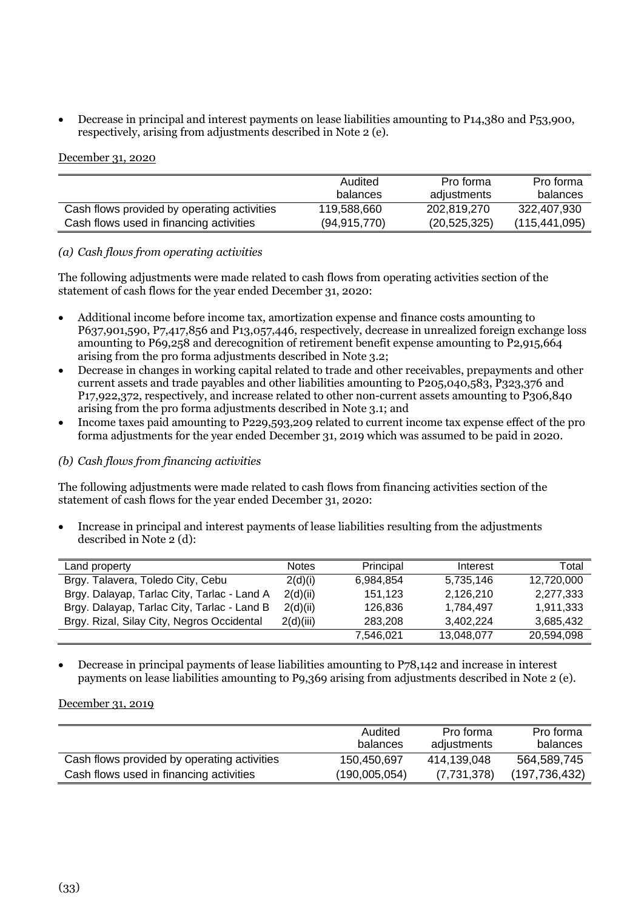- Decrease in principal and interest payments on lease liabilities amounting to P14,380 and P53,900, respectively, arising from adjustments described in Note 2 (e).

December 31, 2020

| | Audited balances | Pro forma adjustments | Pro forma balances |
|---|---|---|---|
| Cash flows provided by operating activities | 119,588,660 | 202,819,270 | 322,407,930 |
| Cash flows used in financing activities | (94,915,770) | (20,525,325) | (115,441,095) |

*(a) Cash flows from operating activities*

The following adjustments were made related to cash flows from operating activities section of the statement of cash flows for the year ended December 31, 2020:

- Additional income before income tax, amortization expense and finance costs amounting to P637,901,590, P7,417,856 and P13,057,446, respectively, decrease in unrealized foreign exchange loss amounting to P69,258 and derecognition of retirement benefit expense amounting to P2,915,664 arising from the pro forma adjustments described in Note 3.2;
- Decrease in changes in working capital related to trade and other receivables, prepayments and other current assets and trade payables and other liabilities amounting to P205,040,583, P323,376 and P17,922,372, respectively, and increase related to other non-current assets amounting to P306,840 arising from the pro forma adjustments described in Note 3.1; and
- Income taxes paid amounting to P229,593,209 related to current income tax expense effect of the pro forma adjustments for the year ended December 31, 2019 which was assumed to be paid in 2020.

*(b) Cash flows from financing activities*

The following adjustments were made related to cash flows from financing activities section of the statement of cash flows for the year ended December 31, 2020:

- Increase in principal and interest payments of lease liabilities resulting from the adjustments described in Note 2 (d):

| Land property | Notes | Principal | Interest | Total |
|---|---|---|---|---|
| Brgy. Talavera, Toledo City, Cebu | 2(d)(i) | 6,984,854 | 5,735,146 | 12,720,000 |
| Brgy. Dalayap, Tarlac City, Tarlac - Land A | 2(d)(ii) | 151,123 | 2,126,210 | 2,277,333 |
| Brgy. Dalayap, Tarlac City, Tarlac - Land B | 2(d)(ii) | 126,836 | 1,784,497 | 1,911,333 |
| Brgy. Rizal, Silay City, Negros Occidental | 2(d)(iii) | 283,208 | 3,402,224 | 3,685,432 |
| | | 7,546,021 | 13,048,077 | 20,594,098 |

- Decrease in principal payments of lease liabilities amounting to P78,142 and increase in interest payments on lease liabilities amounting to P9,369 arising from adjustments described in Note 2 (e).

December 31, 2019

| | Audited balances | Pro forma adjustments | Pro forma balances |
|---|---|---|---|
| Cash flows provided by operating activities | 150,450,697 | 414,139,048 | 564,589,745 |
| Cash flows used in financing activities | (190,005,054) | (7,731,378) | (197,736,432) |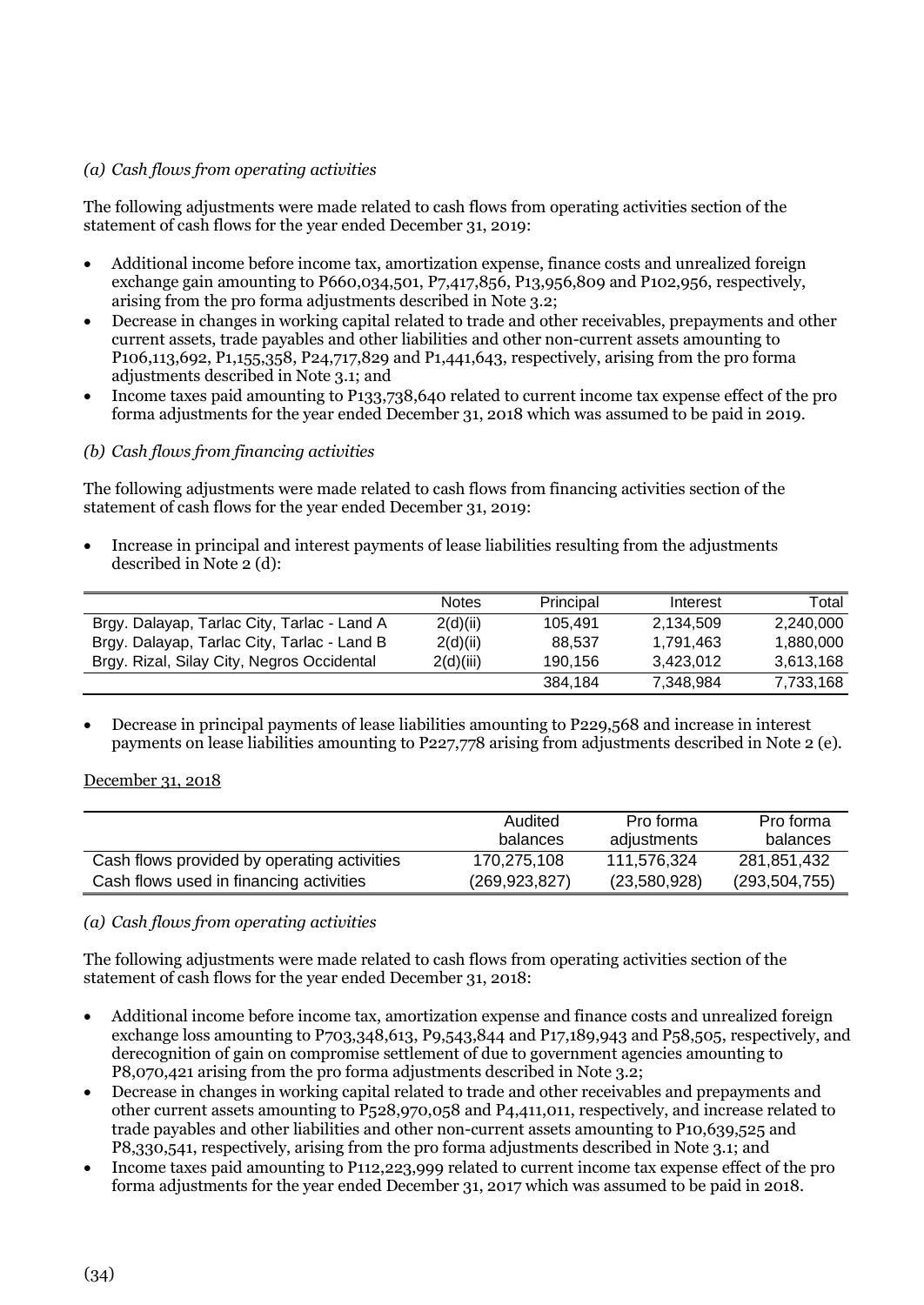*(a) Cash flows from operating activities*

The following adjustments were made related to cash flows from operating activities section of the statement of cash flows for the year ended December 31, 2019:

- Additional income before income tax, amortization expense, finance costs and unrealized foreign exchange gain amounting to P660,034,501, P7,417,856, P13,956,809 and P102,956, respectively, arising from the pro forma adjustments described in Note 3.2;
- Decrease in changes in working capital related to trade and other receivables, prepayments and other current assets, trade payables and other liabilities and other non-current assets amounting to P106,113,692, P1,155,358, P24,717,829 and P1,441,643, respectively, arising from the pro forma adjustments described in Note 3.1; and
- Income taxes paid amounting to P133,738,640 related to current income tax expense effect of the pro forma adjustments for the year ended December 31, 2018 which was assumed to be paid in 2019.

*(b) Cash flows from financing activities*

The following adjustments were made related to cash flows from financing activities section of the statement of cash flows for the year ended December 31, 2019:

- Increase in principal and interest payments of lease liabilities resulting from the adjustments described in Note 2 (d):

| | Notes | Principal | Interest | Total |
|---|---|---|---|---|
| Brgy. Dalayap, Tarlac City, Tarlac - Land A | 2(d)(ii) | 105,491 | 2,134,509 | 2,240,000 |
| Brgy. Dalayap, Tarlac City, Tarlac - Land B | 2(d)(ii) | 88,537 | 1,791,463 | 1,880,000 |
| Brgy. Rizal, Silay City, Negros Occidental | 2(d)(iii) | 190,156 | 3,423,012 | 3,613,168 |
| | | 384,184 | 7,348,984 | 7,733,168 |

- Decrease in principal payments of lease liabilities amounting to P229,568 and increase in interest payments on lease liabilities amounting to P227,778 arising from adjustments described in Note 2 (e).

December 31, 2018

| | Audited balances | Pro forma adjustments | Pro forma balances |
|---|---|---|---|
| Cash flows provided by operating activities | 170,275,108 | 111,576,324 | 281,851,432 |
| Cash flows used in financing activities | (269,923,827) | (23,580,928) | (293,504,755) |

*(a) Cash flows from operating activities*

The following adjustments were made related to cash flows from operating activities section of the statement of cash flows for the year ended December 31, 2018:

- Additional income before income tax, amortization expense and finance costs and unrealized foreign exchange loss amounting to P703,348,613, P9,543,844 and P17,189,943 and P58,505, respectively, and derecognition of gain on compromise settlement of due to government agencies amounting to P8,070,421 arising from the pro forma adjustments described in Note 3.2;
- Decrease in changes in working capital related to trade and other receivables and prepayments and other current assets amounting to P528,970,058 and P4,411,011, respectively, and increase related to trade payables and other liabilities and other non-current assets amounting to P10,639,525 and P8,330,541, respectively, arising from the pro forma adjustments described in Note 3.1; and
- Income taxes paid amounting to P112,223,999 related to current income tax expense effect of the pro forma adjustments for the year ended December 31, 2017 which was assumed to be paid in 2018.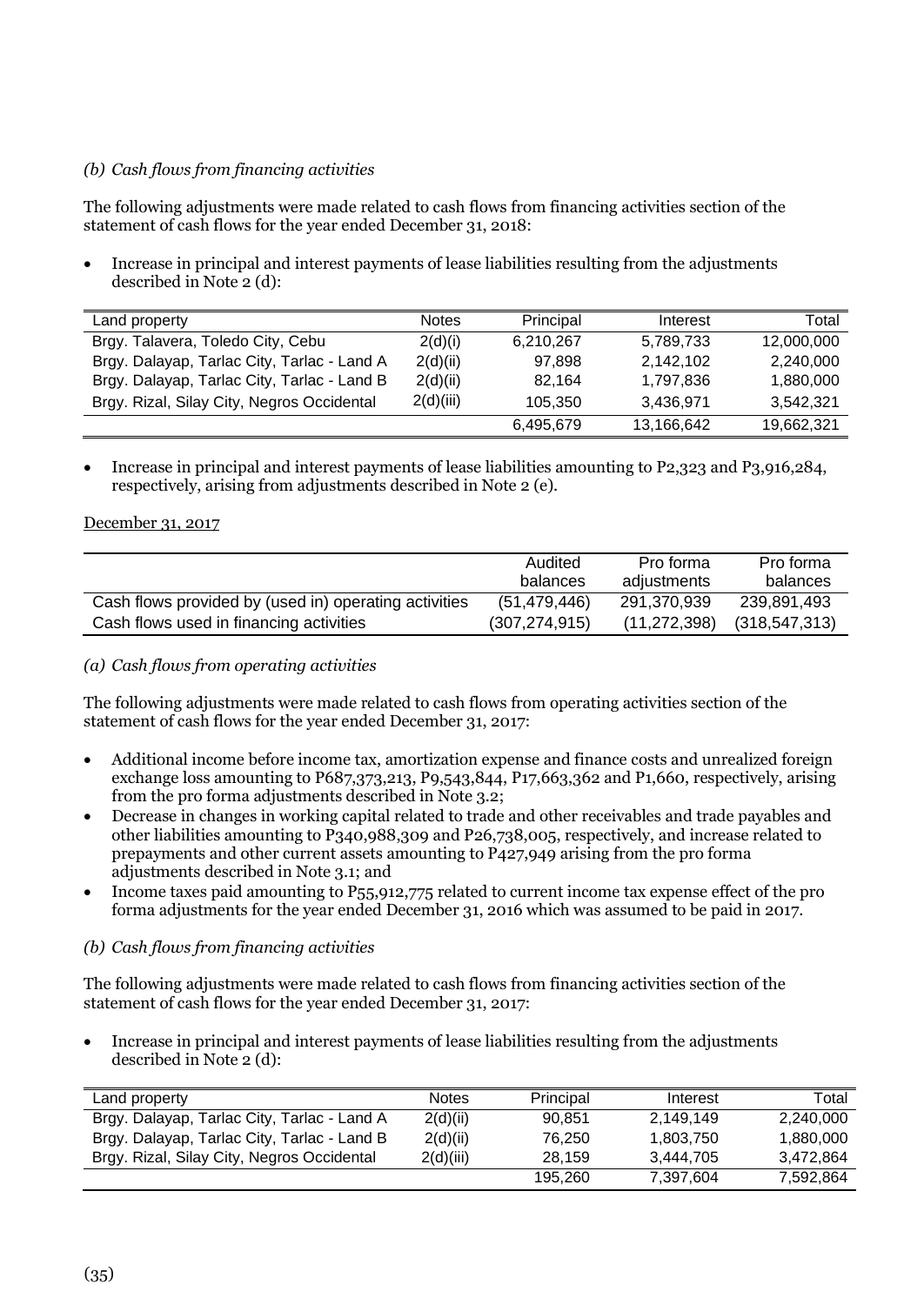*(b) Cash flows from financing activities*

The following adjustments were made related to cash flows from financing activities section of the statement of cash flows for the year ended December 31, 2018:

- Increase in principal and interest payments of lease liabilities resulting from the adjustments described in Note 2 (d):

| Land property | Notes | Principal | Interest | Total |
|---|---|---|---|---|
| Brgy. Talavera, Toledo City, Cebu | 2(d)(i) | 6,210,267 | 5,789,733 | 12,000,000 |
| Brgy. Dalayap, Tarlac City, Tarlac - Land A | 2(d)(ii) | 97,898 | 2,142,102 | 2,240,000 |
| Brgy. Dalayap, Tarlac City, Tarlac - Land B | 2(d)(ii) | 82,164 | 1,797,836 | 1,880,000 |
| Brgy. Rizal, Silay City, Negros Occidental | 2(d)(iii) | 105,350 | 3,436,971 | 3,542,321 |
| | | 6,495,679 | 13,166,642 | 19,662,321 |

- Increase in principal and interest payments of lease liabilities amounting to P2,323 and P3,916,284, respectively, arising from adjustments described in Note 2 (e).

December 31, 2017

| | Audited balances | Pro forma adjustments | Pro forma balances |
|---|---|---|---|
| Cash flows provided by (used in) operating activities | (51,479,446) | 291,370,939 | 239,891,493 |
| Cash flows used in financing activities | (307,274,915) | (11,272,398) | (318,547,313) |

*(a) Cash flows from operating activities*

The following adjustments were made related to cash flows from operating activities section of the statement of cash flows for the year ended December 31, 2017:

- Additional income before income tax, amortization expense and finance costs and unrealized foreign exchange loss amounting to P687,373,213, P9,543,844, P17,663,362 and P1,660, respectively, arising from the pro forma adjustments described in Note 3.2;
- Decrease in changes in working capital related to trade and other receivables and trade payables and other liabilities amounting to P340,988,309 and P26,738,005, respectively, and increase related to prepayments and other current assets amounting to P427,949 arising from the pro forma adjustments described in Note 3.1; and
- Income taxes paid amounting to P55,912,775 related to current income tax expense effect of the pro forma adjustments for the year ended December 31, 2016 which was assumed to be paid in 2017.

*(b) Cash flows from financing activities*

The following adjustments were made related to cash flows from financing activities section of the statement of cash flows for the year ended December 31, 2017:

- Increase in principal and interest payments of lease liabilities resulting from the adjustments described in Note 2 (d):

| Land property | Notes | Principal | Interest | Total |
|---|---|---|---|---|
| Brgy. Dalayap, Tarlac City, Tarlac - Land A | 2(d)(ii) | 90,851 | 2,149,149 | 2,240,000 |
| Brgy. Dalayap, Tarlac City, Tarlac - Land B | 2(d)(ii) | 76,250 | 1,803,750 | 1,880,000 |
| Brgy. Rizal, Silay City, Negros Occidental | 2(d)(iii) | 28,159 | 3,444,705 | 3,472,864 |
| | | 195,260 | 7,397,604 | 7,592,864 |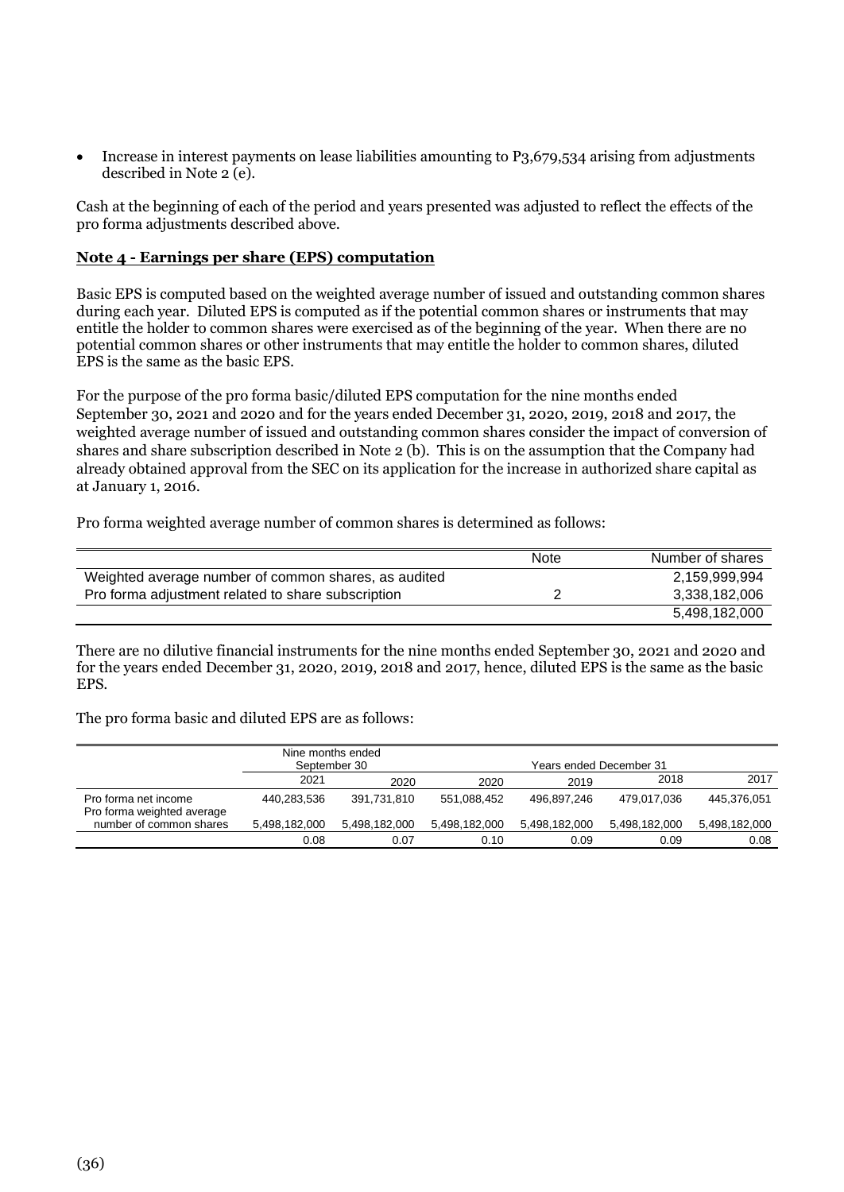- Increase in interest payments on lease liabilities amounting to P3,679,534 arising from adjustments described in Note 2 (e).

Cash at the beginning of each of the period and years presented was adjusted to reflect the effects of the pro forma adjustments described above.

**Note 4 - Earnings per share (EPS) computation**

Basic EPS is computed based on the weighted average number of issued and outstanding common shares during each year. Diluted EPS is computed as if the potential common shares or instruments that may entitle the holder to common shares were exercised as of the beginning of the year. When there are no potential common shares or other instruments that may entitle the holder to common shares, diluted EPS is the same as the basic EPS.

For the purpose of the pro forma basic/diluted EPS computation for the nine months ended September 30, 2021 and 2020 and for the years ended December 31, 2020, 2019, 2018 and 2017, the weighted average number of issued and outstanding common shares consider the impact of conversion of shares and share subscription described in Note 2 (b). This is on the assumption that the Company had already obtained approval from the SEC on its application for the increase in authorized share capital as at January 1, 2016.

Pro forma weighted average number of common shares is determined as follows:

| | Note | Number of shares |
|---|---|---|
| Weighted average number of common shares, as audited | | 2,159,999,994 |
| Pro forma adjustment related to share subscription | 2 | 3,338,182,006 |
| | | 5,498,182,000 |

There are no dilutive financial instruments for the nine months ended September 30, 2021 and 2020 and for the years ended December 31, 2020, 2019, 2018 and 2017, hence, diluted EPS is the same as the basic EPS.

The pro forma basic and diluted EPS are as follows:

| | Nine months ended September 30 | | Years ended December 31 | | | |
|---|---|---|---|---|---|---|
| | 2021 | 2020 | 2020 | 2019 | 2018 | 2017 |
| Pro forma net income | 440,283,536 | 391,731,810 | 551,088,452 | 496,897,246 | 479,017,036 | 445,376,051 |
| Pro forma weighted average number of common shares | 5,498,182,000 | 5,498,182,000 | 5,498,182,000 | 5,498,182,000 | 5,498,182,000 | 5,498,182,000 |
| | 0.08 | 0.07 | 0.10 | 0.09 | 0.09 | 0.08 |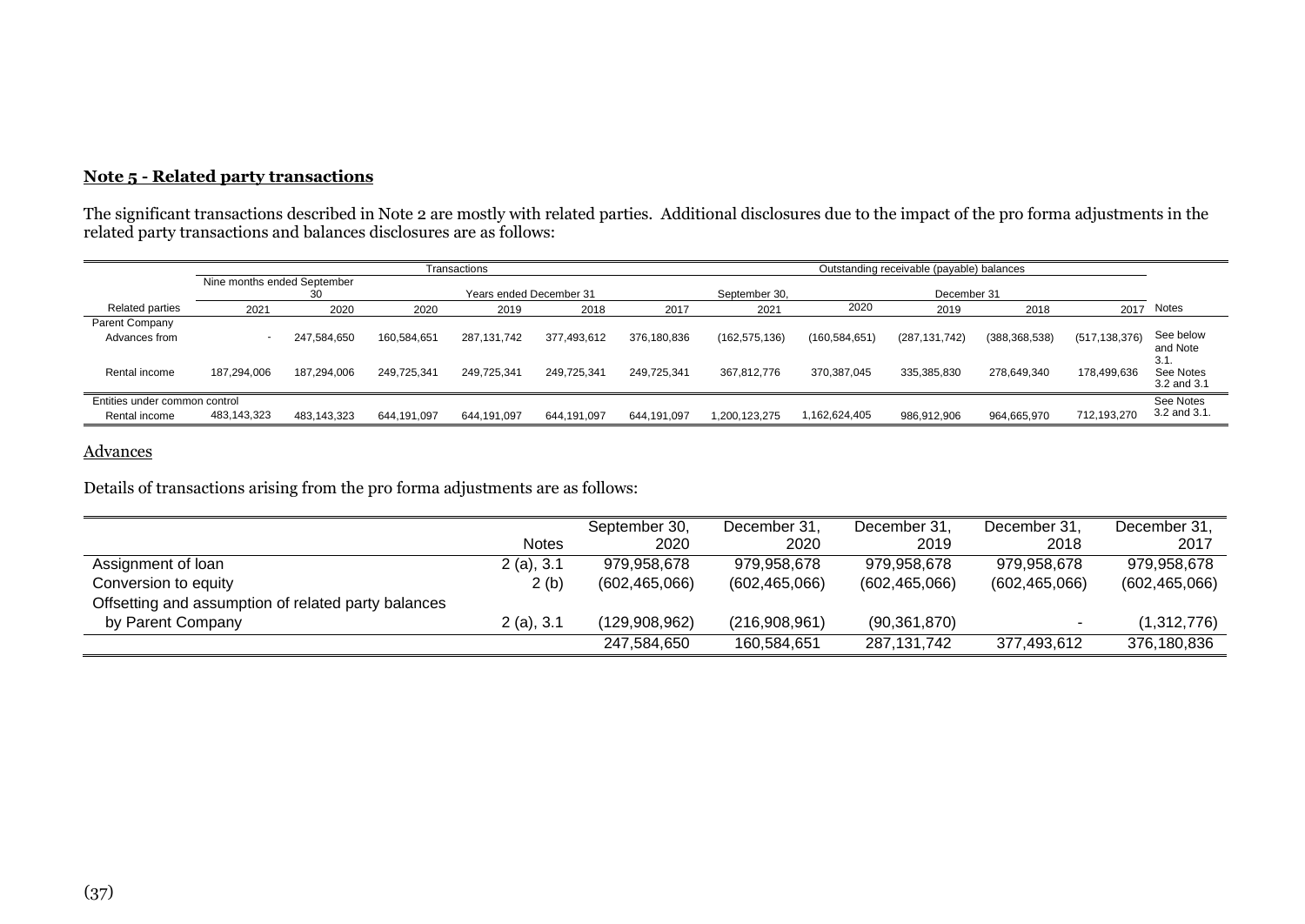**Note 5 - Related party transactions**

The significant transactions described in Note 2 are mostly with related parties. Additional disclosures due to the impact of the pro forma adjustments in the related party transactions and balances disclosures are as follows:

| | Transactions | | | | | | Outstanding receivable (payable) balances | | | | | |
|---|---|---|---|---|---|---|---|---|---|---|---|---|
| | Nine months ended September 30 | | Years ended December 31 | | | | September 30, | December 31 | | | | |
| Related parties | 2021 | 2020 | 2020 | 2019 | 2018 | 2017 | 2021 | 2020 | 2019 | 2018 | 2017 | Notes |
| Parent Company | | | | | | | | | | | | |
| Advances from | - | 247,584,650 | 160,584,651 | 287,131,742 | 377,493,612 | 376,180,836 | (162,575,136) | (160,584,651) | (287,131,742) | (388,368,538) | (517,138,376) | See below and Note 3.1. |
| Rental income | 187,294,006 | 187,294,006 | 249,725,341 | 249,725,341 | 249,725,341 | 249,725,341 | 367,812,776 | 370,387,045 | 335,385,830 | 278,649,340 | 178,499,636 | See Notes 3.2 and 3.1 |
| Entities under common control | | | | | | | | | | | | |
| Rental income | 483,143,323 | 483,143,323 | 644,191,097 | 644,191,097 | 644,191,097 | 644,191,097 | 1,200,123,275 | 1,162,624,405 | 986,912,906 | 964,665,970 | 712,193,270 | See Notes 3.2 and 3.1. |

Advances

Details of transactions arising from the pro forma adjustments are as follows:

| | Notes | September 30, 2020 | December 31, 2020 | December 31, 2019 | December 31, 2018 | December 31, 2017 |
|---|---|---|---|---|---|---|
| Assignment of loan | 2 (a), 3.1 | 979,958,678 | 979,958,678 | 979,958,678 | 979,958,678 | 979,958,678 |
| Conversion to equity | 2 (b) | (602,465,066) | (602,465,066) | (602,465,066) | (602,465,066) | (602,465,066) |
| Offsetting and assumption of related party balances by Parent Company | 2 (a), 3.1 | (129,908,962) | (216,908,961) | (90,361,870) | - | (1,312,776) |
| | | 247,584,650 | 160,584,651 | 287,131,742 | 377,493,612 | 376,180,836 |